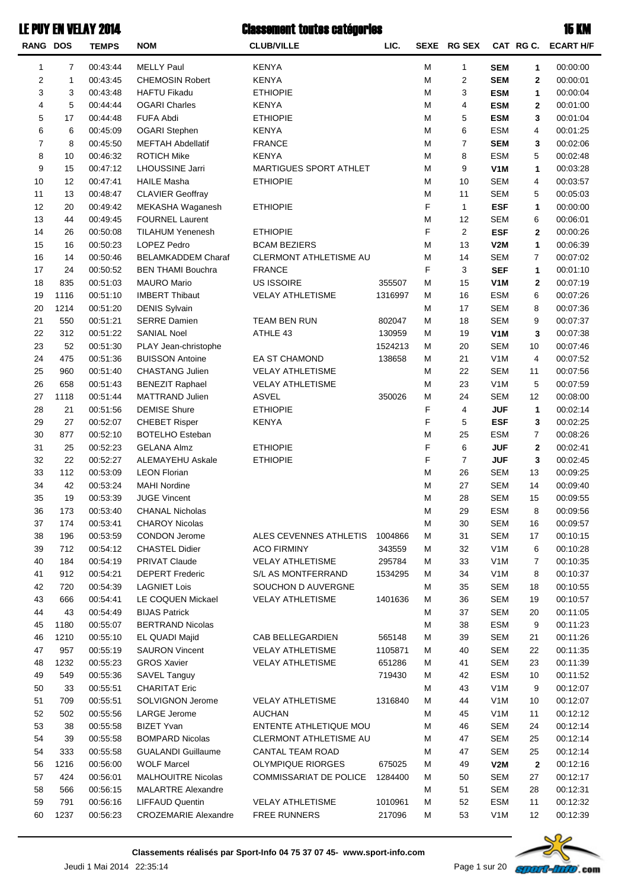# LE PUY EN VELAY 2014 — Classement toutes catégories — 15 KM

| RANG | DOS | TEMPS | NOM | CLUB/VILLE | LIC. | SEXE | RG SEX | CAT | RG C. | ECART H/F |
|---|---|---|---|---|---|---|---|---|---|---|
| 1 | 7 | 00:43:44 | MELLY Paul | KENYA | | M | 1 | **SEM** | **1** | 00:00:00 |
| 2 | 1 | 00:43:45 | CHEMOSIN Robert | KENYA | | M | 2 | **SEM** | **2** | 00:00:01 |
| 3 | 3 | 00:43:48 | HAFTU Fikadu | ETHIOPIE | | M | 3 | **ESM** | **1** | 00:00:04 |
| 4 | 5 | 00:44:44 | OGARI Charles | KENYA | | M | 4 | **ESM** | **2** | 00:01:00 |
| 5 | 17 | 00:44:48 | FUFA Abdi | ETHIOPIE | | M | 5 | **ESM** | **3** | 00:01:04 |
| 6 | 6 | 00:45:09 | OGARI Stephen | KENYA | | M | 6 | ESM | 4 | 00:01:25 |
| 7 | 8 | 00:45:50 | MEFTAH Abdellatif | FRANCE | | M | 7 | **SEM** | **3** | 00:02:06 |
| 8 | 10 | 00:46:32 | ROTICH Mike | KENYA | | M | 8 | ESM | 5 | 00:02:48 |
| 9 | 15 | 00:47:12 | LHOUSSINE Jarri | MARTIGUES SPORT ATHLET | | M | 9 | **V1M** | **1** | 00:03:28 |
| 10 | 12 | 00:47:41 | HAILE Masha | ETHIOPIE | | M | 10 | SEM | 4 | 00:03:57 |
| 11 | 13 | 00:48:47 | CLAVIER Geoffray | | | M | 11 | SEM | 5 | 00:05:03 |
| 12 | 20 | 00:49:42 | MEKASHA Waganesh | ETHIOPIE | | F | 1 | **ESF** | **1** | 00:00:00 |
| 13 | 44 | 00:49:45 | FOURNEL Laurent | | | M | 12 | SEM | 6 | 00:06:01 |
| 14 | 26 | 00:50:08 | TILAHUM Yenenesh | ETHIOPIE | | F | 2 | **ESF** | **2** | 00:00:26 |
| 15 | 16 | 00:50:23 | LOPEZ Pedro | BCAM BEZIERS | | M | 13 | **V2M** | **1** | 00:06:39 |
| 16 | 14 | 00:50:46 | BELAMKADDEM Charaf | CLERMONT ATHLETISME AU | | M | 14 | SEM | 7 | 00:07:02 |
| 17 | 24 | 00:50:52 | BEN THAMI Bouchra | FRANCE | | F | 3 | **SEF** | **1** | 00:01:10 |
| 18 | 835 | 00:51:03 | MAURO Mario | US ISSOIRE | 355507 | M | 15 | **V1M** | **2** | 00:07:19 |
| 19 | 1116 | 00:51:10 | IMBERT Thibaut | VELAY ATHLETISME | 1316997 | M | 16 | ESM | 6 | 00:07:26 |
| 20 | 1214 | 00:51:20 | DENIS Sylvain | | | M | 17 | SEM | 8 | 00:07:36 |
| 21 | 550 | 00:51:21 | SERRE Damien | TEAM BEN RUN | 802047 | M | 18 | SEM | 9 | 00:07:37 |
| 22 | 312 | 00:51:22 | SANIAL Noel | ATHLE 43 | 130959 | M | 19 | **V1M** | **3** | 00:07:38 |
| 23 | 52 | 00:51:30 | PLAY Jean-christophe | | 1524213 | M | 20 | SEM | 10 | 00:07:46 |
| 24 | 475 | 00:51:36 | BUISSON Antoine | EA ST CHAMOND | 138658 | M | 21 | V1M | 4 | 00:07:52 |
| 25 | 960 | 00:51:40 | CHASTANG Julien | VELAY ATHLETISME | | M | 22 | SEM | 11 | 00:07:56 |
| 26 | 658 | 00:51:43 | BENEZIT Raphael | VELAY ATHLETISME | | M | 23 | V1M | 5 | 00:07:59 |
| 27 | 1118 | 00:51:44 | MATTRAND Julien | ASVEL | 350026 | M | 24 | SEM | 12 | 00:08:00 |
| 28 | 21 | 00:51:56 | DEMISE Shure | ETHIOPIE | | F | 4 | **JUF** | **1** | 00:02:14 |
| 29 | 27 | 00:52:07 | CHEBET Risper | KENYA | | F | 5 | **ESF** | **3** | 00:02:25 |
| 30 | 877 | 00:52:10 | BOTELHO Esteban | | | M | 25 | ESM | 7 | 00:08:26 |
| 31 | 25 | 00:52:23 | GELANA Almz | ETHIOPIE | | F | 6 | **JUF** | **2** | 00:02:41 |
| 32 | 22 | 00:52:27 | ALEMAYEHU Askale | ETHIOPIE | | F | 7 | **JUF** | **3** | 00:02:45 |
| 33 | 112 | 00:53:09 | LEON Florian | | | M | 26 | SEM | 13 | 00:09:25 |
| 34 | 42 | 00:53:24 | MAHI Nordine | | | M | 27 | SEM | 14 | 00:09:40 |
| 35 | 19 | 00:53:39 | JUGE Vincent | | | M | 28 | SEM | 15 | 00:09:55 |
| 36 | 173 | 00:53:40 | CHANAL Nicholas | | | M | 29 | ESM | 8 | 00:09:56 |
| 37 | 174 | 00:53:41 | CHAROY Nicolas | | | M | 30 | SEM | 16 | 00:09:57 |
| 38 | 196 | 00:53:59 | CONDON Jerome | ALES CEVENNES ATHLETIS | 1004866 | M | 31 | SEM | 17 | 00:10:15 |
| 39 | 712 | 00:54:12 | CHASTEL Didier | ACO FIRMINY | 343559 | M | 32 | V1M | 6 | 00:10:28 |
| 40 | 184 | 00:54:19 | PRIVAT Claude | VELAY ATHLETISME | 295784 | M | 33 | V1M | 7 | 00:10:35 |
| 41 | 912 | 00:54:21 | DEPERT Frederic | S/L AS MONTFERRAND | 1534295 | M | 34 | V1M | 8 | 00:10:37 |
| 42 | 720 | 00:54:39 | LAGNIET Lois | SOUCHON D AUVERGNE | | M | 35 | SEM | 18 | 00:10:55 |
| 43 | 666 | 00:54:41 | LE COQUEN Mickael | VELAY ATHLETISME | 1401636 | M | 36 | SEM | 19 | 00:10:57 |
| 44 | 43 | 00:54:49 | BIJAS Patrick | | | M | 37 | SEM | 20 | 00:11:05 |
| 45 | 1180 | 00:55:07 | BERTRAND Nicolas | | | M | 38 | ESM | 9 | 00:11:23 |
| 46 | 1210 | 00:55:10 | EL QUADI Majid | CAB BELLEGARDIEN | 565148 | M | 39 | SEM | 21 | 00:11:26 |
| 47 | 957 | 00:55:19 | SAURON Vincent | VELAY ATHLETISME | 1105871 | M | 40 | SEM | 22 | 00:11:35 |
| 48 | 1232 | 00:55:23 | GROS Xavier | VELAY ATHLETISME | 651286 | M | 41 | SEM | 23 | 00:11:39 |
| 49 | 549 | 00:55:36 | SAVEL Tanguy | | 719430 | M | 42 | ESM | 10 | 00:11:52 |
| 50 | 33 | 00:55:51 | CHARITAT Eric | | | M | 43 | V1M | 9 | 00:12:07 |
| 51 | 709 | 00:55:51 | SOLVIGNON Jerome | VELAY ATHLETISME | 1316840 | M | 44 | V1M | 10 | 00:12:07 |
| 52 | 502 | 00:55:56 | LARGE Jerome | AUCHAN | | M | 45 | V1M | 11 | 00:12:12 |
| 53 | 38 | 00:55:58 | BIZET Yvan | ENTENTE ATHLETIQUE MOU | | M | 46 | SEM | 24 | 00:12:14 |
| 54 | 39 | 00:55:58 | BOMPARD Nicolas | CLERMONT ATHLETISME AU | | M | 47 | SEM | 25 | 00:12:14 |
| 54 | 333 | 00:55:58 | GUALANDI Guillaume | CANTAL TEAM ROAD | | M | 47 | SEM | 25 | 00:12:14 |
| 56 | 1216 | 00:56:00 | WOLF Marcel | OLYMPIQUE RIORGES | 675025 | M | 49 | **V2M** | **2** | 00:12:16 |
| 57 | 424 | 00:56:01 | MALHOUITRE Nicolas | COMMISSARIAT DE POLICE | 1284400 | M | 50 | SEM | 27 | 00:12:17 |
| 58 | 566 | 00:56:15 | MALARTRE Alexandre | | | M | 51 | SEM | 28 | 00:12:31 |
| 59 | 791 | 00:56:16 | LIFFAUD Quentin | VELAY ATHLETISME | 1010961 | M | 52 | ESM | 11 | 00:12:32 |
| 60 | 1237 | 00:56:23 | CROZEMARIE Alexandre | FREE RUNNERS | 217096 | M | 53 | V1M | 12 | 00:12:39 |

**Classements réalisés par Sport-Info 04 75 37 07 45- www.sport-info.com**

Jeudi 1 Mai 2014 22:35:14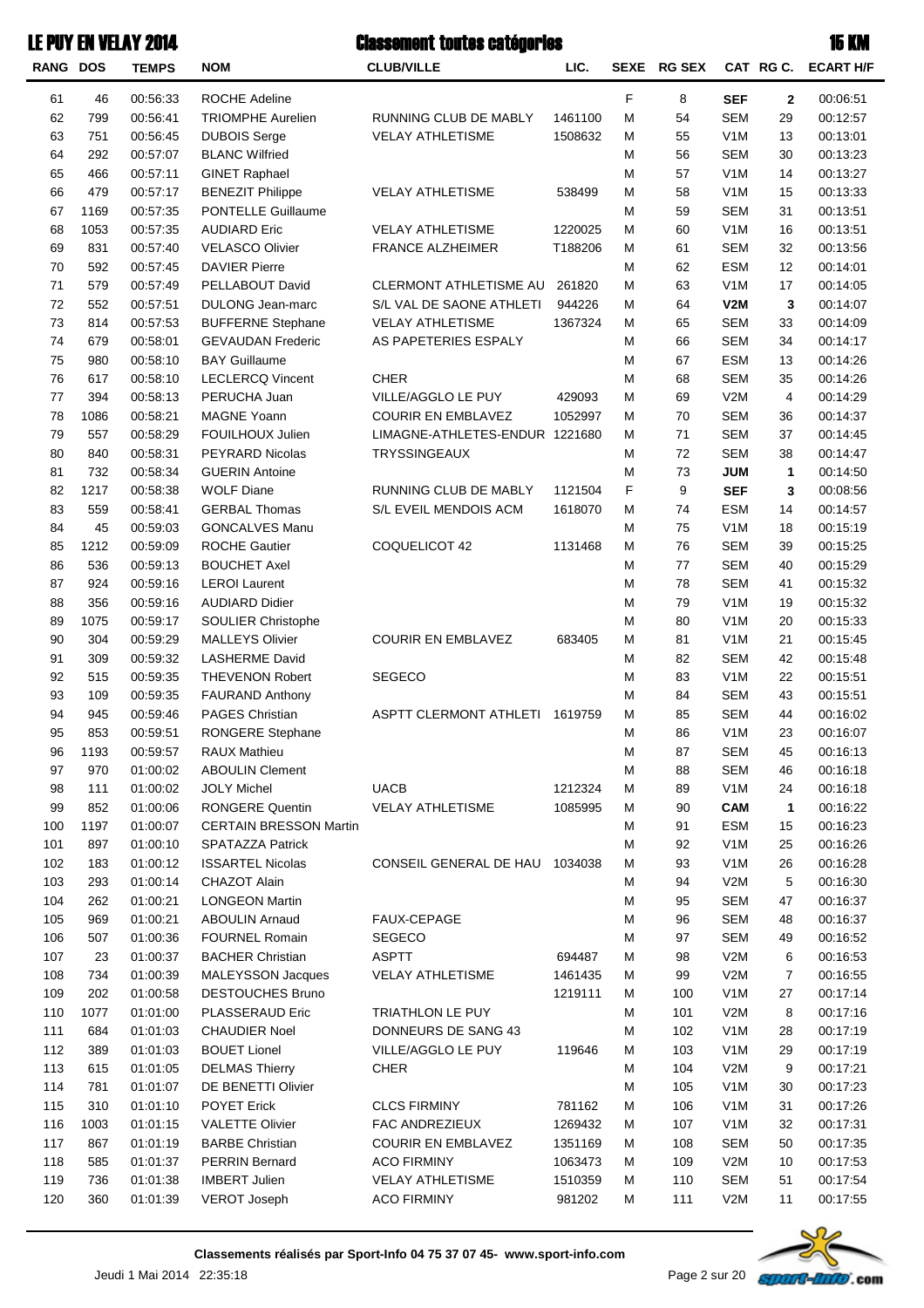# LE PUY EN VELAY 2014 — Classement toutes catégories — 15 KM

| RANG | DOS | TEMPS | NOM | CLUB/VILLE | LIC. | SEXE | RG SEX | CAT | RG C. | ECART H/F |
|---|---|---|---|---|---|---|---|---|---|---|
| 61 | 46 | 00:56:33 | ROCHE Adeline | | | F | 8 | **SEF** | **2** | 00:06:51 |
| 62 | 799 | 00:56:41 | TRIOMPHE Aurelien | RUNNING CLUB DE MABLY | 1461100 | M | 54 | SEM | 29 | 00:12:57 |
| 63 | 751 | 00:56:45 | DUBOIS Serge | VELAY ATHLETISME | 1508632 | M | 55 | V1M | 13 | 00:13:01 |
| 64 | 292 | 00:57:07 | BLANC Wilfried | | | M | 56 | SEM | 30 | 00:13:23 |
| 65 | 466 | 00:57:11 | GINET Raphael | | | M | 57 | V1M | 14 | 00:13:27 |
| 66 | 479 | 00:57:17 | BENEZIT Philippe | VELAY ATHLETISME | 538499 | M | 58 | V1M | 15 | 00:13:33 |
| 67 | 1169 | 00:57:35 | PONTELLE Guillaume | | | M | 59 | SEM | 31 | 00:13:51 |
| 68 | 1053 | 00:57:35 | AUDIARD Eric | VELAY ATHLETISME | 1220025 | M | 60 | V1M | 16 | 00:13:51 |
| 69 | 831 | 00:57:40 | VELASCO Olivier | FRANCE ALZHEIMER | T188206 | M | 61 | SEM | 32 | 00:13:56 |
| 70 | 592 | 00:57:45 | DAVIER Pierre | | | M | 62 | ESM | 12 | 00:14:01 |
| 71 | 579 | 00:57:49 | PELLABOUT David | CLERMONT ATHLETISME AU | 261820 | M | 63 | V1M | 17 | 00:14:05 |
| 72 | 552 | 00:57:51 | DULONG Jean-marc | S/L VAL DE SAONE ATHLETI | 944226 | M | 64 | **V2M** | **3** | 00:14:07 |
| 73 | 814 | 00:57:53 | BUFFERNE Stephane | VELAY ATHLETISME | 1367324 | M | 65 | SEM | 33 | 00:14:09 |
| 74 | 679 | 00:58:01 | GEVAUDAN Frederic | AS PAPETERIES ESPALY | | M | 66 | SEM | 34 | 00:14:17 |
| 75 | 980 | 00:58:10 | BAY Guillaume | | | M | 67 | ESM | 13 | 00:14:26 |
| 76 | 617 | 00:58:10 | LECLERCQ Vincent | CHER | | M | 68 | SEM | 35 | 00:14:26 |
| 77 | 394 | 00:58:13 | PERUCHA Juan | VILLE/AGGLO LE PUY | 429093 | M | 69 | V2M | 4 | 00:14:29 |
| 78 | 1086 | 00:58:21 | MAGNE Yoann | COURIR EN EMBLAVEZ | 1052997 | M | 70 | SEM | 36 | 00:14:37 |
| 79 | 557 | 00:58:29 | FOUILHOUX Julien | LIMAGNE-ATHLETES-ENDUR | 1221680 | M | 71 | SEM | 37 | 00:14:45 |
| 80 | 840 | 00:58:31 | PEYRARD Nicolas | TRYSSINGEAUX | | M | 72 | SEM | 38 | 00:14:47 |
| 81 | 732 | 00:58:34 | GUERIN Antoine | | | M | 73 | **JUM** | **1** | 00:14:50 |
| 82 | 1217 | 00:58:38 | WOLF Diane | RUNNING CLUB DE MABLY | 1121504 | F | 9 | **SEF** | **3** | 00:08:56 |
| 83 | 559 | 00:58:41 | GERBAL Thomas | S/L EVEIL MENDOIS ACM | 1618070 | M | 74 | ESM | 14 | 00:14:57 |
| 84 | 45 | 00:59:03 | GONCALVES Manu | | | M | 75 | V1M | 18 | 00:15:19 |
| 85 | 1212 | 00:59:09 | ROCHE Gautier | COQUELICOT 42 | 1131468 | M | 76 | SEM | 39 | 00:15:25 |
| 86 | 536 | 00:59:13 | BOUCHET Axel | | | M | 77 | SEM | 40 | 00:15:29 |
| 87 | 924 | 00:59:16 | LEROI Laurent | | | M | 78 | SEM | 41 | 00:15:32 |
| 88 | 356 | 00:59:16 | AUDIARD Didier | | | M | 79 | V1M | 19 | 00:15:32 |
| 89 | 1075 | 00:59:17 | SOULIER Christophe | | | M | 80 | V1M | 20 | 00:15:33 |
| 90 | 304 | 00:59:29 | MALLEYS Olivier | COURIR EN EMBLAVEZ | 683405 | M | 81 | V1M | 21 | 00:15:45 |
| 91 | 309 | 00:59:32 | LASHERME David | | | M | 82 | SEM | 42 | 00:15:48 |
| 92 | 515 | 00:59:35 | THEVENON Robert | SEGECO | | M | 83 | V1M | 22 | 00:15:51 |
| 93 | 109 | 00:59:35 | FAURAND Anthony | | | M | 84 | SEM | 43 | 00:15:51 |
| 94 | 945 | 00:59:46 | PAGES Christian | ASPTT CLERMONT ATHLETI | 1619759 | M | 85 | SEM | 44 | 00:16:02 |
| 95 | 853 | 00:59:51 | RONGERE Stephane | | | M | 86 | V1M | 23 | 00:16:07 |
| 96 | 1193 | 00:59:57 | RAUX Mathieu | | | M | 87 | SEM | 45 | 00:16:13 |
| 97 | 970 | 01:00:02 | ABOULIN Clement | | | M | 88 | SEM | 46 | 00:16:18 |
| 98 | 111 | 01:00:02 | JOLY Michel | UACB | 1212324 | M | 89 | V1M | 24 | 00:16:18 |
| 99 | 852 | 01:00:06 | RONGERE Quentin | VELAY ATHLETISME | 1085995 | M | 90 | **CAM** | **1** | 00:16:22 |
| 100 | 1197 | 01:00:07 | CERTAIN BRESSON Martin | | | M | 91 | ESM | 15 | 00:16:23 |
| 101 | 897 | 01:00:10 | SPATAZZA Patrick | | | M | 92 | V1M | 25 | 00:16:26 |
| 102 | 183 | 01:00:12 | ISSARTEL Nicolas | CONSEIL GENERAL DE HAU | 1034038 | M | 93 | V1M | 26 | 00:16:28 |
| 103 | 293 | 01:00:14 | CHAZOT Alain | | | M | 94 | V2M | 5 | 00:16:30 |
| 104 | 262 | 01:00:21 | LONGEON Martin | | | M | 95 | SEM | 47 | 00:16:37 |
| 105 | 969 | 01:00:21 | ABOULIN Arnaud | FAUX-CEPAGE | | M | 96 | SEM | 48 | 00:16:37 |
| 106 | 507 | 01:00:36 | FOURNEL Romain | SEGECO | | M | 97 | SEM | 49 | 00:16:52 |
| 107 | 23 | 01:00:37 | BACHER Christian | ASPTT | 694487 | M | 98 | V2M | 6 | 00:16:53 |
| 108 | 734 | 01:00:39 | MALEYSSON Jacques | VELAY ATHLETISME | 1461435 | M | 99 | V2M | 7 | 00:16:55 |
| 109 | 202 | 01:00:58 | DESTOUCHES Bruno | | 1219111 | M | 100 | V1M | 27 | 00:17:14 |
| 110 | 1077 | 01:01:00 | PLASSERAUD Eric | TRIATHLON LE PUY | | M | 101 | V2M | 8 | 00:17:16 |
| 111 | 684 | 01:01:03 | CHAUDIER Noel | DONNEURS DE SANG 43 | | M | 102 | V1M | 28 | 00:17:19 |
| 112 | 389 | 01:01:03 | BOUET Lionel | VILLE/AGGLO LE PUY | 119646 | M | 103 | V1M | 29 | 00:17:19 |
| 113 | 615 | 01:01:05 | DELMAS Thierry | CHER | | M | 104 | V2M | 9 | 00:17:21 |
| 114 | 781 | 01:01:07 | DE BENETTI Olivier | | | M | 105 | V1M | 30 | 00:17:23 |
| 115 | 310 | 01:01:10 | POYET Erick | CLCS FIRMINY | 781162 | M | 106 | V1M | 31 | 00:17:26 |
| 116 | 1003 | 01:01:15 | VALETTE Olivier | FAC ANDREZIEUX | 1269432 | M | 107 | V1M | 32 | 00:17:31 |
| 117 | 867 | 01:01:19 | BARBE Christian | COURIR EN EMBLAVEZ | 1351169 | M | 108 | SEM | 50 | 00:17:35 |
| 118 | 585 | 01:01:37 | PERRIN Bernard | ACO FIRMINY | 1063473 | M | 109 | V2M | 10 | 00:17:53 |
| 119 | 736 | 01:01:38 | IMBERT Julien | VELAY ATHLETISME | 1510359 | M | 110 | SEM | 51 | 00:17:54 |
| 120 | 360 | 01:01:39 | VEROT Joseph | ACO FIRMINY | 981202 | M | 111 | V2M | 11 | 00:17:55 |

**Classements réalisés par Sport-Info 04 75 37 07 45- www.sport-info.com**

Jeudi 1 Mai 2014 22:35:18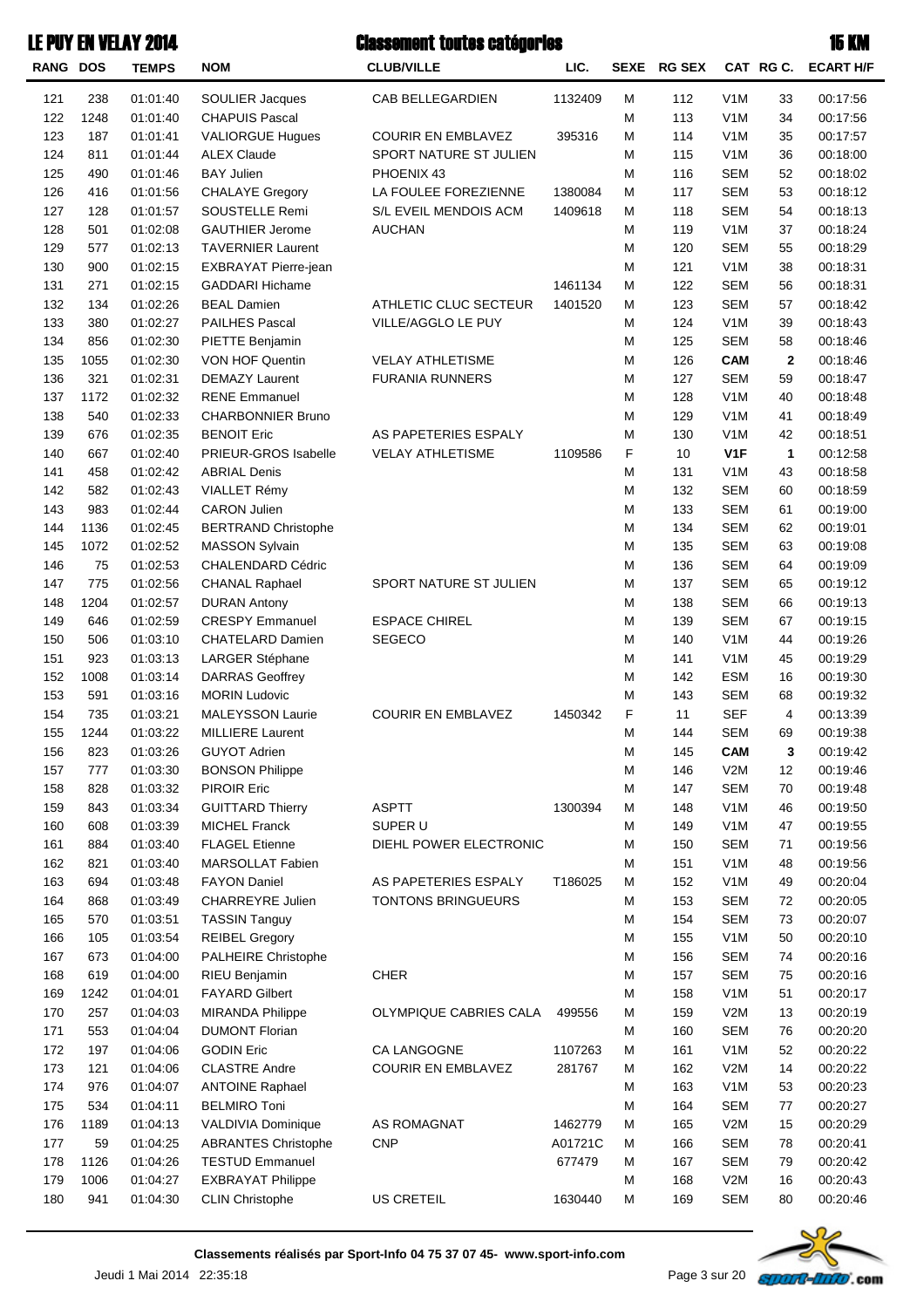# LE PUY EN VELAY 2014 — Classement toutes catégories — 15 KM

| RANG | DOS | TEMPS | NOM | CLUB/VILLE | LIC. | SEXE | RG SEX | CAT | RG C. | ECART H/F |
|---|---|---|---|---|---|---|---|---|---|---|
| 121 | 238 | 01:01:40 | SOULIER Jacques | CAB BELLEGARDIEN | 1132409 | M | 112 | V1M | 33 | 00:17:56 |
| 122 | 1248 | 01:01:40 | CHAPUIS Pascal | | | M | 113 | V1M | 34 | 00:17:56 |
| 123 | 187 | 01:01:41 | VALIORGUE Hugues | COURIR EN EMBLAVEZ | 395316 | M | 114 | V1M | 35 | 00:17:57 |
| 124 | 811 | 01:01:44 | ALEX Claude | SPORT NATURE ST JULIEN | | M | 115 | V1M | 36 | 00:18:00 |
| 125 | 490 | 01:01:46 | BAY Julien | PHOENIX 43 | | M | 116 | SEM | 52 | 00:18:02 |
| 126 | 416 | 01:01:56 | CHALAYE Gregory | LA FOULEE FOREZIENNE | 1380084 | M | 117 | SEM | 53 | 00:18:12 |
| 127 | 128 | 01:01:57 | SOUSTELLE Remi | S/L EVEIL MENDOIS ACM | 1409618 | M | 118 | SEM | 54 | 00:18:13 |
| 128 | 501 | 01:02:08 | GAUTHIER Jerome | AUCHAN | | M | 119 | V1M | 37 | 00:18:24 |
| 129 | 577 | 01:02:13 | TAVERNIER Laurent | | | M | 120 | SEM | 55 | 00:18:29 |
| 130 | 900 | 01:02:15 | EXBRAYAT Pierre-jean | | | M | 121 | V1M | 38 | 00:18:31 |
| 131 | 271 | 01:02:15 | GADDARI Hichame | | 1461134 | M | 122 | SEM | 56 | 00:18:31 |
| 132 | 134 | 01:02:26 | BEAL Damien | ATHLETIC CLUC SECTEUR | 1401520 | M | 123 | SEM | 57 | 00:18:42 |
| 133 | 380 | 01:02:27 | PAILHES Pascal | VILLE/AGGLO LE PUY | | M | 124 | V1M | 39 | 00:18:43 |
| 134 | 856 | 01:02:30 | PIETTE Benjamin | | | M | 125 | SEM | 58 | 00:18:46 |
| 135 | 1055 | 01:02:30 | VON HOF Quentin | VELAY ATHLETISME | | M | 126 | **CAM** | **2** | 00:18:46 |
| 136 | 321 | 01:02:31 | DEMAZY Laurent | FURANIA RUNNERS | | M | 127 | SEM | 59 | 00:18:47 |
| 137 | 1172 | 01:02:32 | RENE Emmanuel | | | M | 128 | V1M | 40 | 00:18:48 |
| 138 | 540 | 01:02:33 | CHARBONNIER Bruno | | | M | 129 | V1M | 41 | 00:18:49 |
| 139 | 676 | 01:02:35 | BENOIT Eric | AS PAPETERIES ESPALY | | M | 130 | V1M | 42 | 00:18:51 |
| 140 | 667 | 01:02:40 | PRIEUR-GROS Isabelle | VELAY ATHLETISME | 1109586 | F | 10 | **V1F** | **1** | 00:12:58 |
| 141 | 458 | 01:02:42 | ABRIAL Denis | | | M | 131 | V1M | 43 | 00:18:58 |
| 142 | 582 | 01:02:43 | VIALLET Rémy | | | M | 132 | SEM | 60 | 00:18:59 |
| 143 | 983 | 01:02:44 | CARON Julien | | | M | 133 | SEM | 61 | 00:19:00 |
| 144 | 1136 | 01:02:45 | BERTRAND Christophe | | | M | 134 | SEM | 62 | 00:19:01 |
| 145 | 1072 | 01:02:52 | MASSON Sylvain | | | M | 135 | SEM | 63 | 00:19:08 |
| 146 | 75 | 01:02:53 | CHALENDARD Cédric | | | M | 136 | SEM | 64 | 00:19:09 |
| 147 | 775 | 01:02:56 | CHANAL Raphael | SPORT NATURE ST JULIEN | | M | 137 | SEM | 65 | 00:19:12 |
| 148 | 1204 | 01:02:57 | DURAN Antony | | | M | 138 | SEM | 66 | 00:19:13 |
| 149 | 646 | 01:02:59 | CRESPY Emmanuel | ESPACE CHIREL | | M | 139 | SEM | 67 | 00:19:15 |
| 150 | 506 | 01:03:10 | CHATELARD Damien | SEGECO | | M | 140 | V1M | 44 | 00:19:26 |
| 151 | 923 | 01:03:13 | LARGER Stéphane | | | M | 141 | V1M | 45 | 00:19:29 |
| 152 | 1008 | 01:03:14 | DARRAS Geoffrey | | | M | 142 | ESM | 16 | 00:19:30 |
| 153 | 591 | 01:03:16 | MORIN Ludovic | | | M | 143 | SEM | 68 | 00:19:32 |
| 154 | 735 | 01:03:21 | MALEYSSON Laurie | COURIR EN EMBLAVEZ | 1450342 | F | 11 | SEF | 4 | 00:13:39 |
| 155 | 1244 | 01:03:22 | MILLIERE Laurent | | | M | 144 | SEM | 69 | 00:19:38 |
| 156 | 823 | 01:03:26 | GUYOT Adrien | | | M | 145 | **CAM** | **3** | 00:19:42 |
| 157 | 777 | 01:03:30 | BONSON Philippe | | | M | 146 | V2M | 12 | 00:19:46 |
| 158 | 828 | 01:03:32 | PIROIR Eric | | | M | 147 | SEM | 70 | 00:19:48 |
| 159 | 843 | 01:03:34 | GUITTARD Thierry | ASPTT | 1300394 | M | 148 | V1M | 46 | 00:19:50 |
| 160 | 608 | 01:03:39 | MICHEL Franck | SUPER U | | M | 149 | V1M | 47 | 00:19:55 |
| 161 | 884 | 01:03:40 | FLAGEL Etienne | DIEHL POWER ELECTRONIC | | M | 150 | SEM | 71 | 00:19:56 |
| 162 | 821 | 01:03:40 | MARSOLLAT Fabien | | | M | 151 | V1M | 48 | 00:19:56 |
| 163 | 694 | 01:03:48 | FAYON Daniel | AS PAPETERIES ESPALY | T186025 | M | 152 | V1M | 49 | 00:20:04 |
| 164 | 868 | 01:03:49 | CHARREYRE Julien | TONTONS BRINGUEURS | | M | 153 | SEM | 72 | 00:20:05 |
| 165 | 570 | 01:03:51 | TASSIN Tanguy | | | M | 154 | SEM | 73 | 00:20:07 |
| 166 | 105 | 01:03:54 | REIBEL Gregory | | | M | 155 | V1M | 50 | 00:20:10 |
| 167 | 673 | 01:04:00 | PALHEIRE Christophe | | | M | 156 | SEM | 74 | 00:20:16 |
| 168 | 619 | 01:04:00 | RIEU Benjamin | CHER | | M | 157 | SEM | 75 | 00:20:16 |
| 169 | 1242 | 01:04:01 | FAYARD Gilbert | | | M | 158 | V1M | 51 | 00:20:17 |
| 170 | 257 | 01:04:03 | MIRANDA Philippe | OLYMPIQUE CABRIES CALA | 499556 | M | 159 | V2M | 13 | 00:20:19 |
| 171 | 553 | 01:04:04 | DUMONT Florian | | | M | 160 | SEM | 76 | 00:20:20 |
| 172 | 197 | 01:04:06 | GODIN Eric | CA LANGOGNE | 1107263 | M | 161 | V1M | 52 | 00:20:22 |
| 173 | 121 | 01:04:06 | CLASTRE Andre | COURIR EN EMBLAVEZ | 281767 | M | 162 | V2M | 14 | 00:20:22 |
| 174 | 976 | 01:04:07 | ANTOINE Raphael | | | M | 163 | V1M | 53 | 00:20:23 |
| 175 | 534 | 01:04:11 | BELMIRO Toni | | | M | 164 | SEM | 77 | 00:20:27 |
| 176 | 1189 | 01:04:13 | VALDIVIA Dominique | AS ROMAGNAT | 1462779 | M | 165 | V2M | 15 | 00:20:29 |
| 177 | 59 | 01:04:25 | ABRANTES Christophe | CNP | A01721C | M | 166 | SEM | 78 | 00:20:41 |
| 178 | 1126 | 01:04:26 | TESTUD Emmanuel | | 677479 | M | 167 | SEM | 79 | 00:20:42 |
| 179 | 1006 | 01:04:27 | EXBRAYAT Philippe | | | M | 168 | V2M | 16 | 00:20:43 |
| 180 | 941 | 01:04:30 | CLIN Christophe | US CRETEIL | 1630440 | M | 169 | SEM | 80 | 00:20:46 |

**Classements réalisés par Sport-Info 04 75 37 07 45- www.sport-info.com**

Jeudi 1 Mai 2014 22:35:18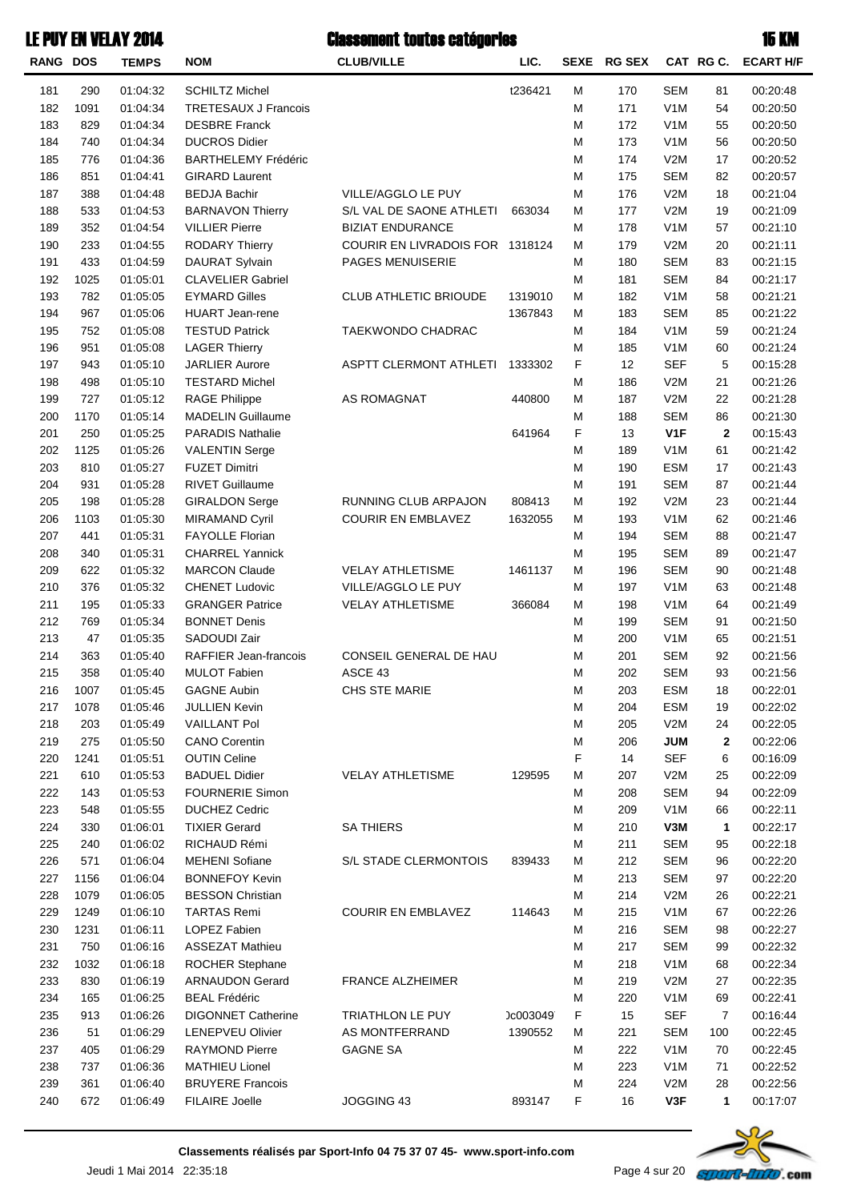# LE PUY EN VELAY 2014 — Classement toutes catégories — 15 KM

| RANG | DOS | TEMPS | NOM | CLUB/VILLE | LIC. | SEXE | RG SEX | CAT | RG C. | ECART H/F |
|---|---|---|---|---|---|---|---|---|---|---|
| 181 | 290 | 01:04:32 | SCHILTZ Michel | | t236421 | M | 170 | SEM | 81 | 00:20:48 |
| 182 | 1091 | 01:04:34 | TRETESAUX J Francois | | | M | 171 | V1M | 54 | 00:20:50 |
| 183 | 829 | 01:04:34 | DESBRE Franck | | | M | 172 | V1M | 55 | 00:20:50 |
| 184 | 740 | 01:04:34 | DUCROS Didier | | | M | 173 | V1M | 56 | 00:20:50 |
| 185 | 776 | 01:04:36 | BARTHELEMY Frédéric | | | M | 174 | V2M | 17 | 00:20:52 |
| 186 | 851 | 01:04:41 | GIRARD Laurent | | | M | 175 | SEM | 82 | 00:20:57 |
| 187 | 388 | 01:04:48 | BEDJA Bachir | VILLE/AGGLO LE PUY | | M | 176 | V2M | 18 | 00:21:04 |
| 188 | 533 | 01:04:53 | BARNAVON Thierry | S/L VAL DE SAONE ATHLETI | 663034 | M | 177 | V2M | 19 | 00:21:09 |
| 189 | 352 | 01:04:54 | VILLIER Pierre | BIZIAT ENDURANCE | | M | 178 | V1M | 57 | 00:21:10 |
| 190 | 233 | 01:04:55 | RODARY Thierry | COURIR EN LIVRADOIS FOR | 1318124 | M | 179 | V2M | 20 | 00:21:11 |
| 191 | 433 | 01:04:59 | DAURAT Sylvain | PAGES MENUISERIE | | M | 180 | SEM | 83 | 00:21:15 |
| 192 | 1025 | 01:05:01 | CLAVELIER Gabriel | | | M | 181 | SEM | 84 | 00:21:17 |
| 193 | 782 | 01:05:05 | EYMARD Gilles | CLUB ATHLETIC BRIOUDE | 1319010 | M | 182 | V1M | 58 | 00:21:21 |
| 194 | 967 | 01:05:06 | HUART Jean-rene | | 1367843 | M | 183 | SEM | 85 | 00:21:22 |
| 195 | 752 | 01:05:08 | TESTUD Patrick | TAEKWONDO CHADRAC | | M | 184 | V1M | 59 | 00:21:24 |
| 196 | 951 | 01:05:08 | LAGER Thierry | | | M | 185 | V1M | 60 | 00:21:24 |
| 197 | 943 | 01:05:10 | JARLIER Aurore | ASPTT CLERMONT ATHLETI | 1333302 | F | 12 | SEF | 5 | 00:15:28 |
| 198 | 498 | 01:05:10 | TESTARD Michel | | | M | 186 | V2M | 21 | 00:21:26 |
| 199 | 727 | 01:05:12 | RAGE Philippe | AS ROMAGNAT | 440800 | M | 187 | V2M | 22 | 00:21:28 |
| 200 | 1170 | 01:05:14 | MADELIN Guillaume | | | M | 188 | SEM | 86 | 00:21:30 |
| 201 | 250 | 01:05:25 | PARADIS Nathalie | | 641964 | F | 13 | **V1F** | **2** | 00:15:43 |
| 202 | 1125 | 01:05:26 | VALENTIN Serge | | | M | 189 | V1M | 61 | 00:21:42 |
| 203 | 810 | 01:05:27 | FUZET Dimitri | | | M | 190 | ESM | 17 | 00:21:43 |
| 204 | 931 | 01:05:28 | RIVET Guillaume | | | M | 191 | SEM | 87 | 00:21:44 |
| 205 | 198 | 01:05:28 | GIRALDON Serge | RUNNING CLUB ARPAJON | 808413 | M | 192 | V2M | 23 | 00:21:44 |
| 206 | 1103 | 01:05:30 | MIRAMAND Cyril | COURIR EN EMBLAVEZ | 1632055 | M | 193 | V1M | 62 | 00:21:46 |
| 207 | 441 | 01:05:31 | FAYOLLE Florian | | | M | 194 | SEM | 88 | 00:21:47 |
| 208 | 340 | 01:05:31 | CHARREL Yannick | | | M | 195 | SEM | 89 | 00:21:47 |
| 209 | 622 | 01:05:32 | MARCON Claude | VELAY ATHLETISME | 1461137 | M | 196 | SEM | 90 | 00:21:48 |
| 210 | 376 | 01:05:32 | CHENET Ludovic | VILLE/AGGLO LE PUY | | M | 197 | V1M | 63 | 00:21:48 |
| 211 | 195 | 01:05:33 | GRANGER Patrice | VELAY ATHLETISME | 366084 | M | 198 | V1M | 64 | 00:21:49 |
| 212 | 769 | 01:05:34 | BONNET Denis | | | M | 199 | SEM | 91 | 00:21:50 |
| 213 | 47 | 01:05:35 | SADOUDI Zair | | | M | 200 | V1M | 65 | 00:21:51 |
| 214 | 363 | 01:05:40 | RAFFIER Jean-francois | CONSEIL GENERAL DE HAU | | M | 201 | SEM | 92 | 00:21:56 |
| 215 | 358 | 01:05:40 | MULOT Fabien | ASCE 43 | | M | 202 | SEM | 93 | 00:21:56 |
| 216 | 1007 | 01:05:45 | GAGNE Aubin | CHS STE MARIE | | M | 203 | ESM | 18 | 00:22:01 |
| 217 | 1078 | 01:05:46 | JULLIEN Kevin | | | M | 204 | ESM | 19 | 00:22:02 |
| 218 | 203 | 01:05:49 | VAILLANT Pol | | | M | 205 | V2M | 24 | 00:22:05 |
| 219 | 275 | 01:05:50 | CANO Corentin | | | M | 206 | **JUM** | **2** | 00:22:06 |
| 220 | 1241 | 01:05:51 | OUTIN Celine | | | F | 14 | SEF | 6 | 00:16:09 |
| 221 | 610 | 01:05:53 | BADUEL Didier | VELAY ATHLETISME | 129595 | M | 207 | V2M | 25 | 00:22:09 |
| 222 | 143 | 01:05:53 | FOURNERIE Simon | | | M | 208 | SEM | 94 | 00:22:09 |
| 223 | 548 | 01:05:55 | DUCHEZ Cedric | | | M | 209 | V1M | 66 | 00:22:11 |
| 224 | 330 | 01:06:01 | TIXIER Gerard | SA THIERS | | M | 210 | **V3M** | **1** | 00:22:17 |
| 225 | 240 | 01:06:02 | RICHAUD Rémi | | | M | 211 | SEM | 95 | 00:22:18 |
| 226 | 571 | 01:06:04 | MEHENI Sofiane | S/L STADE CLERMONTOIS | 839433 | M | 212 | SEM | 96 | 00:22:20 |
| 227 | 1156 | 01:06:04 | BONNEFOY Kevin | | | M | 213 | SEM | 97 | 00:22:20 |
| 228 | 1079 | 01:06:05 | BESSON Christian | | | M | 214 | V2M | 26 | 00:22:21 |
| 229 | 1249 | 01:06:10 | TARTAS Remi | COURIR EN EMBLAVEZ | 114643 | M | 215 | V1M | 67 | 00:22:26 |
| 230 | 1231 | 01:06:11 | LOPEZ Fabien | | | M | 216 | SEM | 98 | 00:22:27 |
| 231 | 750 | 01:06:16 | ASSEZAT Mathieu | | | M | 217 | SEM | 99 | 00:22:32 |
| 232 | 1032 | 01:06:18 | ROCHER Stephane | | | M | 218 | V1M | 68 | 00:22:34 |
| 233 | 830 | 01:06:19 | ARNAUDON Gerard | FRANCE ALZHEIMER | | M | 219 | V2M | 27 | 00:22:35 |
| 234 | 165 | 01:06:25 | BEAL Frédéric | | | M | 220 | V1M | 69 | 00:22:41 |
| 235 | 913 | 01:06:26 | DIGONNET Catherine | TRIATHLON LE PUY | )c003049 | F | 15 | SEF | 7 | 00:16:44 |
| 236 | 51 | 01:06:29 | LENEPVEU Olivier | AS MONTFERRAND | 1390552 | M | 221 | SEM | 100 | 00:22:45 |
| 237 | 405 | 01:06:29 | RAYMOND Pierre | GAGNE SA | | M | 222 | V1M | 70 | 00:22:45 |
| 238 | 737 | 01:06:36 | MATHIEU Lionel | | | M | 223 | V1M | 71 | 00:22:52 |
| 239 | 361 | 01:06:40 | BRUYERE Francois | | | M | 224 | V2M | 28 | 00:22:56 |
| 240 | 672 | 01:06:49 | FILAIRE Joelle | JOGGING 43 | 893147 | F | 16 | **V3F** | **1** | 00:17:07 |

**Classements réalisés par Sport-Info 04 75 37 07 45- www.sport-info.com**

Jeudi 1 Mai 2014 22:35:18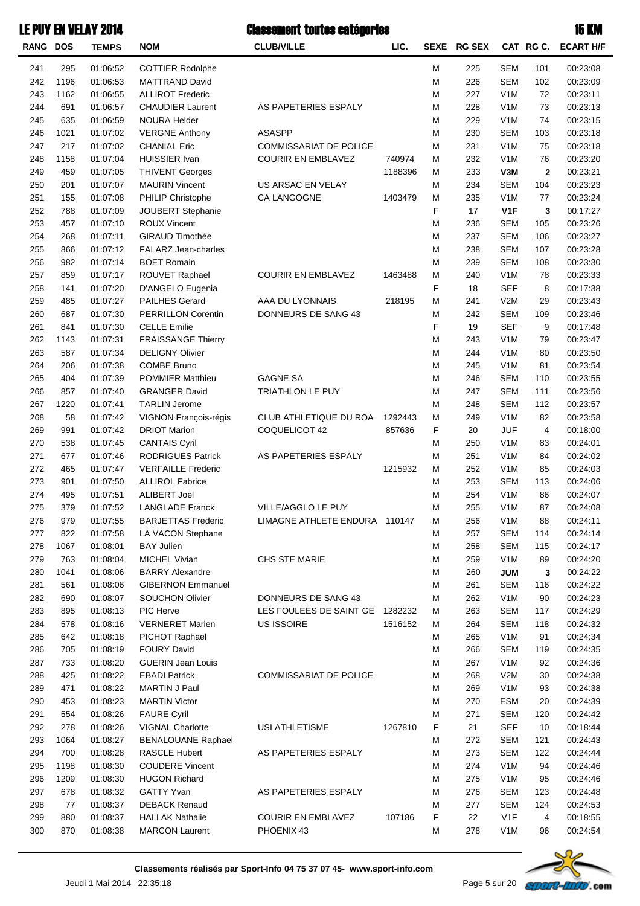# LE PUY EN VELAY 2014 — Classement toutes catégories — 15 KM

| RANG | DOS | TEMPS | NOM | CLUB/VILLE | LIC. | SEXE | RG SEX | CAT | RG C. | ECART H/F |
|---|---|---|---|---|---|---|---|---|---|---|
| 241 | 295 | 01:06:52 | COTTIER Rodolphe | | | M | 225 | SEM | 101 | 00:23:08 |
| 242 | 1196 | 01:06:53 | MATTRAND David | | | M | 226 | SEM | 102 | 00:23:09 |
| 243 | 1162 | 01:06:55 | ALLIROT Frederic | | | M | 227 | V1M | 72 | 00:23:11 |
| 244 | 691 | 01:06:57 | CHAUDIER Laurent | AS PAPETERIES ESPALY | | M | 228 | V1M | 73 | 00:23:13 |
| 245 | 635 | 01:06:59 | NOURA Helder | | | M | 229 | V1M | 74 | 00:23:15 |
| 246 | 1021 | 01:07:02 | VERGNE Anthony | ASASPP | | M | 230 | SEM | 103 | 00:23:18 |
| 247 | 217 | 01:07:02 | CHANIAL Eric | COMMISSARIAT DE POLICE | | M | 231 | V1M | 75 | 00:23:18 |
| 248 | 1158 | 01:07:04 | HUISSIER Ivan | COURIR EN EMBLAVEZ | 740974 | M | 232 | V1M | 76 | 00:23:20 |
| 249 | 459 | 01:07:05 | THIVENT Georges | | 1188396 | M | 233 | **V3M** | **2** | 00:23:21 |
| 250 | 201 | 01:07:07 | MAURIN Vincent | US ARSAC EN VELAY | | M | 234 | SEM | 104 | 00:23:23 |
| 251 | 155 | 01:07:08 | PHILIP Christophe | CA LANGOGNE | 1403479 | M | 235 | V1M | 77 | 00:23:24 |
| 252 | 788 | 01:07:09 | JOUBERT Stephanie | | | F | 17 | **V1F** | **3** | 00:17:27 |
| 253 | 457 | 01:07:10 | ROUX Vincent | | | M | 236 | SEM | 105 | 00:23:26 |
| 254 | 268 | 01:07:11 | GIRAUD Timothée | | | M | 237 | SEM | 106 | 00:23:27 |
| 255 | 866 | 01:07:12 | FALARZ Jean-charles | | | M | 238 | SEM | 107 | 00:23:28 |
| 256 | 982 | 01:07:14 | BOET Romain | | | M | 239 | SEM | 108 | 00:23:30 |
| 257 | 859 | 01:07:17 | ROUVET Raphael | COURIR EN EMBLAVEZ | 1463488 | M | 240 | V1M | 78 | 00:23:33 |
| 258 | 141 | 01:07:20 | D'ANGELO Eugenia | | | F | 18 | SEF | 8 | 00:17:38 |
| 259 | 485 | 01:07:27 | PAILHES Gerard | AAA DU LYONNAIS | 218195 | M | 241 | V2M | 29 | 00:23:43 |
| 260 | 687 | 01:07:30 | PERRILLON Corentin | DONNEURS DE SANG 43 | | M | 242 | SEM | 109 | 00:23:46 |
| 261 | 841 | 01:07:30 | CELLE Emilie | | | F | 19 | SEF | 9 | 00:17:48 |
| 262 | 1143 | 01:07:31 | FRAISSANGE Thierry | | | M | 243 | V1M | 79 | 00:23:47 |
| 263 | 587 | 01:07:34 | DELIGNY Olivier | | | M | 244 | V1M | 80 | 00:23:50 |
| 264 | 206 | 01:07:38 | COMBE Bruno | | | M | 245 | V1M | 81 | 00:23:54 |
| 265 | 404 | 01:07:39 | POMMIER Matthieu | GAGNE SA | | M | 246 | SEM | 110 | 00:23:55 |
| 266 | 857 | 01:07:40 | GRANGER David | TRIATHLON LE PUY | | M | 247 | SEM | 111 | 00:23:56 |
| 267 | 1220 | 01:07:41 | TARLIN Jerome | | | M | 248 | SEM | 112 | 00:23:57 |
| 268 | 58 | 01:07:42 | VIGNON François-régis | CLUB ATHLETIQUE DU ROA | 1292443 | M | 249 | V1M | 82 | 00:23:58 |
| 269 | 991 | 01:07:42 | DRIOT Marion | COQUELICOT 42 | 857636 | F | 20 | JUF | 4 | 00:18:00 |
| 270 | 538 | 01:07:45 | CANTAIS Cyril | | | M | 250 | V1M | 83 | 00:24:01 |
| 271 | 677 | 01:07:46 | RODRIGUES Patrick | AS PAPETERIES ESPALY | | M | 251 | V1M | 84 | 00:24:02 |
| 272 | 465 | 01:07:47 | VERFAILLE Frederic | | 1215932 | M | 252 | V1M | 85 | 00:24:03 |
| 273 | 901 | 01:07:50 | ALLIROL Fabrice | | | M | 253 | SEM | 113 | 00:24:06 |
| 274 | 495 | 01:07:51 | ALIBERT Joel | | | M | 254 | V1M | 86 | 00:24:07 |
| 275 | 379 | 01:07:52 | LANGLADE Franck | VILLE/AGGLO LE PUY | | M | 255 | V1M | 87 | 00:24:08 |
| 276 | 979 | 01:07:55 | BARJETTAS Frederic | LIMAGNE ATHLETE ENDURA | 110147 | M | 256 | V1M | 88 | 00:24:11 |
| 277 | 822 | 01:07:58 | LA VACON Stephane | | | M | 257 | SEM | 114 | 00:24:14 |
| 278 | 1067 | 01:08:01 | BAY Julien | | | M | 258 | SEM | 115 | 00:24:17 |
| 279 | 763 | 01:08:04 | MICHEL Vivian | CHS STE MARIE | | M | 259 | V1M | 89 | 00:24:20 |
| 280 | 1041 | 01:08:06 | BARRY Alexandre | | | M | 260 | **JUM** | **3** | 00:24:22 |
| 281 | 561 | 01:08:06 | GIBERNON Emmanuel | | | M | 261 | SEM | 116 | 00:24:22 |
| 282 | 690 | 01:08:07 | SOUCHON Olivier | DONNEURS DE SANG 43 | | M | 262 | V1M | 90 | 00:24:23 |
| 283 | 895 | 01:08:13 | PIC Herve | LES FOULEES DE SAINT GE | 1282232 | M | 263 | SEM | 117 | 00:24:29 |
| 284 | 578 | 01:08:16 | VERNERET Marien | US ISSOIRE | 1516152 | M | 264 | SEM | 118 | 00:24:32 |
| 285 | 642 | 01:08:18 | PICHOT Raphael | | | M | 265 | V1M | 91 | 00:24:34 |
| 286 | 705 | 01:08:19 | FOURY David | | | M | 266 | SEM | 119 | 00:24:35 |
| 287 | 733 | 01:08:20 | GUERIN Jean Louis | | | M | 267 | V1M | 92 | 00:24:36 |
| 288 | 425 | 01:08:22 | EBADI Patrick | COMMISSARIAT DE POLICE | | M | 268 | V2M | 30 | 00:24:38 |
| 289 | 471 | 01:08:22 | MARTIN J Paul | | | M | 269 | V1M | 93 | 00:24:38 |
| 290 | 453 | 01:08:23 | MARTIN Victor | | | M | 270 | ESM | 20 | 00:24:39 |
| 291 | 554 | 01:08:26 | FAURE Cyril | | | M | 271 | SEM | 120 | 00:24:42 |
| 292 | 278 | 01:08:26 | VIGNAL Charlotte | USI ATHLETISME | 1267810 | F | 21 | SEF | 10 | 00:18:44 |
| 293 | 1064 | 01:08:27 | BENALOUANE Raphael | | | M | 272 | SEM | 121 | 00:24:43 |
| 294 | 700 | 01:08:28 | RASCLE Hubert | AS PAPETERIES ESPALY | | M | 273 | SEM | 122 | 00:24:44 |
| 295 | 1198 | 01:08:30 | COUDERE Vincent | | | M | 274 | V1M | 94 | 00:24:46 |
| 296 | 1209 | 01:08:30 | HUGON Richard | | | M | 275 | V1M | 95 | 00:24:46 |
| 297 | 678 | 01:08:32 | GATTY Yvan | AS PAPETERIES ESPALY | | M | 276 | SEM | 123 | 00:24:48 |
| 298 | 77 | 01:08:37 | DEBACK Renaud | | | M | 277 | SEM | 124 | 00:24:53 |
| 299 | 880 | 01:08:37 | HALLAK Nathalie | COURIR EN EMBLAVEZ | 107186 | F | 22 | V1F | 4 | 00:18:55 |
| 300 | 870 | 01:08:38 | MARCON Laurent | PHOENIX 43 | | M | 278 | V1M | 96 | 00:24:54 |

**Classements réalisés par Sport-Info 04 75 37 07 45- www.sport-info.com**

Jeudi 1 Mai 2014 22:35:18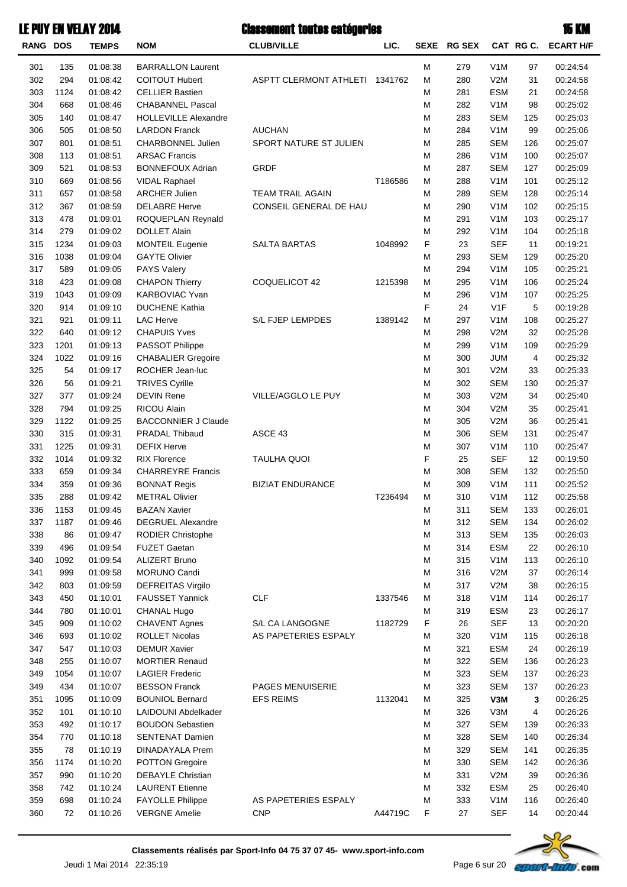# LE PUY EN VELAY 2014 — Classement toutes catégories — 15 KM

| RANG | DOS | TEMPS | NOM | CLUB/VILLE | LIC. | SEXE | RG SEX | CAT | RG C. | ECART H/F |
|---|---|---|---|---|---|---|---|---|---|---|
| 301 | 135 | 01:08:38 | BARRALLON Laurent | | | M | 279 | V1M | 97 | 00:24:54 |
| 302 | 294 | 01:08:42 | COITOUT Hubert | ASPTT CLERMONT ATHLETI | 1341762 | M | 280 | V2M | 31 | 00:24:58 |
| 303 | 1124 | 01:08:42 | CELLIER Bastien | | | M | 281 | ESM | 21 | 00:24:58 |
| 304 | 668 | 01:08:46 | CHABANNEL Pascal | | | M | 282 | V1M | 98 | 00:25:02 |
| 305 | 140 | 01:08:47 | HOLLEVILLE Alexandre | | | M | 283 | SEM | 125 | 00:25:03 |
| 306 | 505 | 01:08:50 | LARDON Franck | AUCHAN | | M | 284 | V1M | 99 | 00:25:06 |
| 307 | 801 | 01:08:51 | CHARBONNEL Julien | SPORT NATURE ST JULIEN | | M | 285 | SEM | 126 | 00:25:07 |
| 308 | 113 | 01:08:51 | ARSAC Francis | | | M | 286 | V1M | 100 | 00:25:07 |
| 309 | 521 | 01:08:53 | BONNEFOUX Adrian | GRDF | | M | 287 | SEM | 127 | 00:25:09 |
| 310 | 669 | 01:08:56 | VIDAL Raphael | | T186586 | M | 288 | V1M | 101 | 00:25:12 |
| 311 | 657 | 01:08:58 | ARCHER Julien | TEAM TRAIL AGAIN | | M | 289 | SEM | 128 | 00:25:14 |
| 312 | 367 | 01:08:59 | DELABRE Herve | CONSEIL GENERAL DE HAU | | M | 290 | V1M | 102 | 00:25:15 |
| 313 | 478 | 01:09:01 | ROQUEPLAN Reynald | | | M | 291 | V1M | 103 | 00:25:17 |
| 314 | 279 | 01:09:02 | DOLLET Alain | | | M | 292 | V1M | 104 | 00:25:18 |
| 315 | 1234 | 01:09:03 | MONTEIL Eugenie | SALTA BARTAS | 1048992 | F | 23 | SEF | 11 | 00:19:21 |
| 316 | 1038 | 01:09:04 | GAYTE Olivier | | | M | 293 | SEM | 129 | 00:25:20 |
| 317 | 589 | 01:09:05 | PAYS Valery | | | M | 294 | V1M | 105 | 00:25:21 |
| 318 | 423 | 01:09:08 | CHAPON Thierry | COQUELICOT 42 | 1215398 | M | 295 | V1M | 106 | 00:25:24 |
| 319 | 1043 | 01:09:09 | KARBOVIAC Yvan | | | M | 296 | V1M | 107 | 00:25:25 |
| 320 | 914 | 01:09:10 | DUCHENE Kathia | | | F | 24 | V1F | 5 | 00:19:28 |
| 321 | 921 | 01:09:11 | LAC Herve | S/L FJEP LEMPDES | 1389142 | M | 297 | V1M | 108 | 00:25:27 |
| 322 | 640 | 01:09:12 | CHAPUIS Yves | | | M | 298 | V2M | 32 | 00:25:28 |
| 323 | 1201 | 01:09:13 | PASSOT Philippe | | | M | 299 | V1M | 109 | 00:25:29 |
| 324 | 1022 | 01:09:16 | CHABALIER Gregoire | | | M | 300 | JUM | 4 | 00:25:32 |
| 325 | 54 | 01:09:17 | ROCHER Jean-luc | | | M | 301 | V2M | 33 | 00:25:33 |
| 326 | 56 | 01:09:21 | TRIVES Cyrille | | | M | 302 | SEM | 130 | 00:25:37 |
| 327 | 377 | 01:09:24 | DEVIN Rene | VILLE/AGGLO LE PUY | | M | 303 | V2M | 34 | 00:25:40 |
| 328 | 794 | 01:09:25 | RICOU Alain | | | M | 304 | V2M | 35 | 00:25:41 |
| 329 | 1122 | 01:09:25 | BACCONNIER J Claude | | | M | 305 | V2M | 36 | 00:25:41 |
| 330 | 315 | 01:09:31 | PRADAL Thibaud | ASCE 43 | | M | 306 | SEM | 131 | 00:25:47 |
| 331 | 1225 | 01:09:31 | DEFIX Herve | | | M | 307 | V1M | 110 | 00:25:47 |
| 332 | 1014 | 01:09:32 | RIX Florence | TAULHA QUOI | | F | 25 | SEF | 12 | 00:19:50 |
| 333 | 659 | 01:09:34 | CHARREYRE Francis | | | M | 308 | SEM | 132 | 00:25:50 |
| 334 | 359 | 01:09:36 | BONNAT Regis | BIZIAT ENDURANCE | | M | 309 | V1M | 111 | 00:25:52 |
| 335 | 288 | 01:09:42 | METRAL Olivier | | T236494 | M | 310 | V1M | 112 | 00:25:58 |
| 336 | 1153 | 01:09:45 | BAZAN Xavier | | | M | 311 | SEM | 133 | 00:26:01 |
| 337 | 1187 | 01:09:46 | DEGRUEL Alexandre | | | M | 312 | SEM | 134 | 00:26:02 |
| 338 | 86 | 01:09:47 | RODIER Christophe | | | M | 313 | SEM | 135 | 00:26:03 |
| 339 | 496 | 01:09:54 | FUZET Gaetan | | | M | 314 | ESM | 22 | 00:26:10 |
| 340 | 1092 | 01:09:54 | ALIZERT Bruno | | | M | 315 | V1M | 113 | 00:26:10 |
| 341 | 999 | 01:09:58 | MORUNO Candi | | | M | 316 | V2M | 37 | 00:26:14 |
| 342 | 803 | 01:09:59 | DEFREITAS Virgilo | | | M | 317 | V2M | 38 | 00:26:15 |
| 343 | 450 | 01:10:01 | FAUSSET Yannick | CLF | 1337546 | M | 318 | V1M | 114 | 00:26:17 |
| 344 | 780 | 01:10:01 | CHANAL Hugo | | | M | 319 | ESM | 23 | 00:26:17 |
| 345 | 909 | 01:10:02 | CHAVENT Agnes | S/L CA LANGOGNE | 1182729 | F | 26 | SEF | 13 | 00:20:20 |
| 346 | 693 | 01:10:02 | ROLLET Nicolas | AS PAPETERIES ESPALY | | M | 320 | V1M | 115 | 00:26:18 |
| 347 | 547 | 01:10:03 | DEMUR Xavier | | | M | 321 | ESM | 24 | 00:26:19 |
| 348 | 255 | 01:10:07 | MORTIER Renaud | | | M | 322 | SEM | 136 | 00:26:23 |
| 349 | 1054 | 01:10:07 | LAGIER Frederic | | | M | 323 | SEM | 137 | 00:26:23 |
| 349 | 434 | 01:10:07 | BESSON Franck | PAGES MENUISERIE | | M | 323 | SEM | 137 | 00:26:23 |
| 351 | 1095 | 01:10:09 | BOUNIOL Bernard | EFS REIMS | 1132041 | M | 325 | **V3M** | **3** | 00:26:25 |
| 352 | 101 | 01:10:10 | LAIDOUNI Abdelkader | | | M | 326 | V3M | 4 | 00:26:26 |
| 353 | 492 | 01:10:17 | BOUDON Sebastien | | | M | 327 | SEM | 139 | 00:26:33 |
| 354 | 770 | 01:10:18 | SENTENAT Damien | | | M | 328 | SEM | 140 | 00:26:34 |
| 355 | 78 | 01:10:19 | DINADAYALA Prem | | | M | 329 | SEM | 141 | 00:26:35 |
| 356 | 1174 | 01:10:20 | POTTON Gregoire | | | M | 330 | SEM | 142 | 00:26:36 |
| 357 | 990 | 01:10:20 | DEBAYLE Christian | | | M | 331 | V2M | 39 | 00:26:36 |
| 358 | 742 | 01:10:24 | LAURENT Etienne | | | M | 332 | ESM | 25 | 00:26:40 |
| 359 | 698 | 01:10:24 | FAYOLLE Philippe | AS PAPETERIES ESPALY | | M | 333 | V1M | 116 | 00:26:40 |
| 360 | 72 | 01:10:26 | VERGNE Amelie | CNP | A44719C | F | 27 | SEF | 14 | 00:20:44 |

**Classements réalisés par Sport-Info 04 75 37 07 45- www.sport-info.com**

Jeudi 1 Mai 2014 22:35:19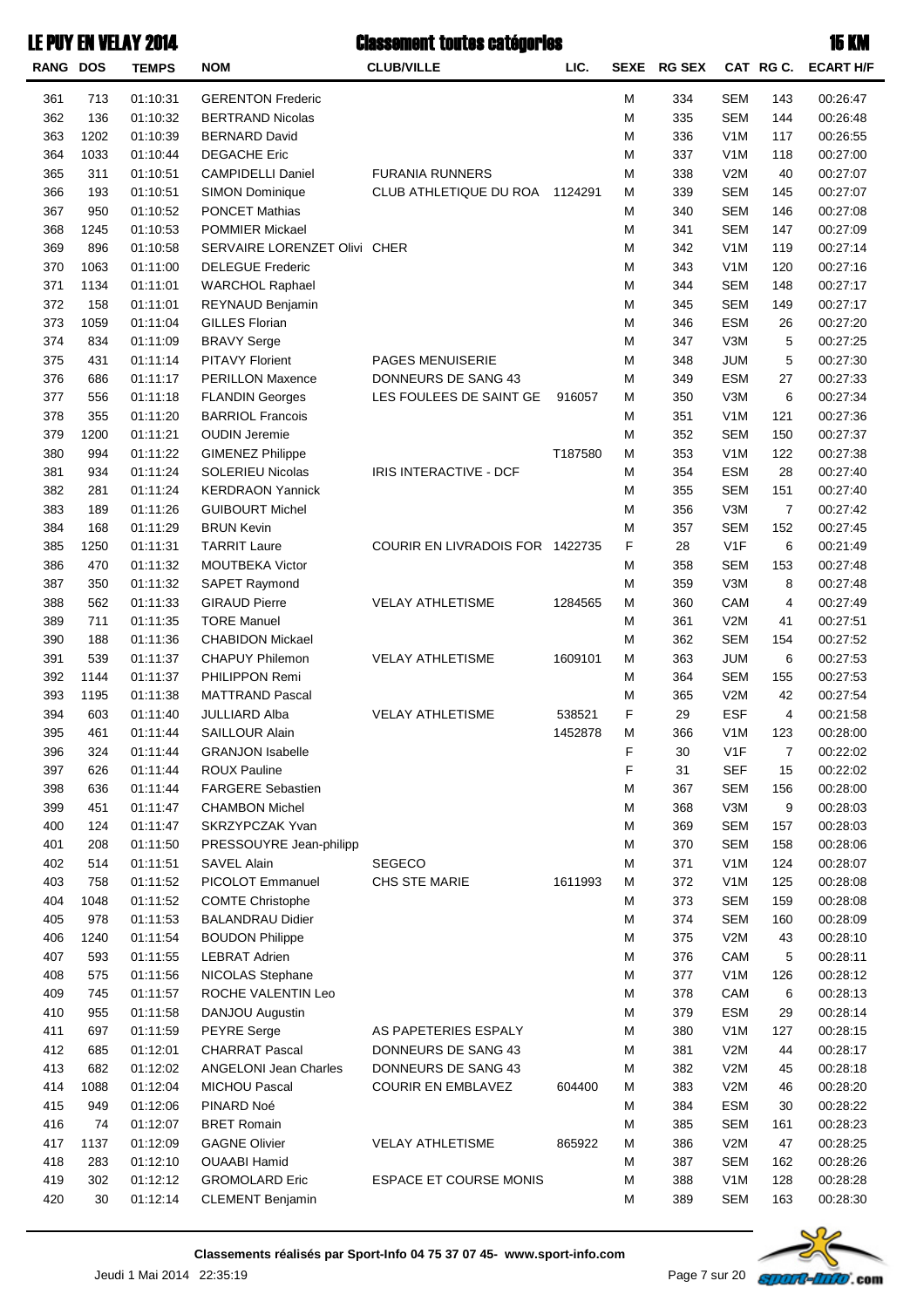# LE PUY EN VELAY 2014 — Classement toutes catégories — 15 KM

| RANG | DOS | TEMPS | NOM | CLUB/VILLE | LIC. | SEXE | RG SEX | CAT | RG C. | ECART H/F |
|---|---|---|---|---|---|---|---|---|---|---|
| 361 | 713 | 01:10:31 | GERENTON Frederic | | | M | 334 | SEM | 143 | 00:26:47 |
| 362 | 136 | 01:10:32 | BERTRAND Nicolas | | | M | 335 | SEM | 144 | 00:26:48 |
| 363 | 1202 | 01:10:39 | BERNARD David | | | M | 336 | V1M | 117 | 00:26:55 |
| 364 | 1033 | 01:10:44 | DEGACHE Eric | | | M | 337 | V1M | 118 | 00:27:00 |
| 365 | 311 | 01:10:51 | CAMPIDELLI Daniel | FURANIA RUNNERS | | M | 338 | V2M | 40 | 00:27:07 |
| 366 | 193 | 01:10:51 | SIMON Dominique | CLUB ATHLETIQUE DU ROA | 1124291 | M | 339 | SEM | 145 | 00:27:07 |
| 367 | 950 | 01:10:52 | PONCET Mathias | | | M | 340 | SEM | 146 | 00:27:08 |
| 368 | 1245 | 01:10:53 | POMMIER Mickael | | | M | 341 | SEM | 147 | 00:27:09 |
| 369 | 896 | 01:10:58 | SERVAIRE LORENZET Olivi | CHER | | M | 342 | V1M | 119 | 00:27:14 |
| 370 | 1063 | 01:11:00 | DELEGUE Frederic | | | M | 343 | V1M | 120 | 00:27:16 |
| 371 | 1134 | 01:11:01 | WARCHOL Raphael | | | M | 344 | SEM | 148 | 00:27:17 |
| 372 | 158 | 01:11:01 | REYNAUD Benjamin | | | M | 345 | SEM | 149 | 00:27:17 |
| 373 | 1059 | 01:11:04 | GILLES Florian | | | M | 346 | ESM | 26 | 00:27:20 |
| 374 | 834 | 01:11:09 | BRAVY Serge | | | M | 347 | V3M | 5 | 00:27:25 |
| 375 | 431 | 01:11:14 | PITAVY Florient | PAGES MENUISERIE | | M | 348 | JUM | 5 | 00:27:30 |
| 376 | 686 | 01:11:17 | PERILLON Maxence | DONNEURS DE SANG 43 | | M | 349 | ESM | 27 | 00:27:33 |
| 377 | 556 | 01:11:18 | FLANDIN Georges | LES FOULEES DE SAINT GE | 916057 | M | 350 | V3M | 6 | 00:27:34 |
| 378 | 355 | 01:11:20 | BARRIOL Francois | | | M | 351 | V1M | 121 | 00:27:36 |
| 379 | 1200 | 01:11:21 | OUDIN Jeremie | | | M | 352 | SEM | 150 | 00:27:37 |
| 380 | 994 | 01:11:22 | GIMENEZ Philippe | | T187580 | M | 353 | V1M | 122 | 00:27:38 |
| 381 | 934 | 01:11:24 | SOLERIEU Nicolas | IRIS INTERACTIVE - DCF | | M | 354 | ESM | 28 | 00:27:40 |
| 382 | 281 | 01:11:24 | KERDRAON Yannick | | | M | 355 | SEM | 151 | 00:27:40 |
| 383 | 189 | 01:11:26 | GUIBOURT Michel | | | M | 356 | V3M | 7 | 00:27:42 |
| 384 | 168 | 01:11:29 | BRUN Kevin | | | M | 357 | SEM | 152 | 00:27:45 |
| 385 | 1250 | 01:11:31 | TARRIT Laure | COURIR EN LIVRADOIS FOR | 1422735 | F | 28 | V1F | 6 | 00:21:49 |
| 386 | 470 | 01:11:32 | MOUTBEKA Victor | | | M | 358 | SEM | 153 | 00:27:48 |
| 387 | 350 | 01:11:32 | SAPET Raymond | | | M | 359 | V3M | 8 | 00:27:48 |
| 388 | 562 | 01:11:33 | GIRAUD Pierre | VELAY ATHLETISME | 1284565 | M | 360 | CAM | 4 | 00:27:49 |
| 389 | 711 | 01:11:35 | TORE Manuel | | | M | 361 | V2M | 41 | 00:27:51 |
| 390 | 188 | 01:11:36 | CHABIDON Mickael | | | M | 362 | SEM | 154 | 00:27:52 |
| 391 | 539 | 01:11:37 | CHAPUY Philemon | VELAY ATHLETISME | 1609101 | M | 363 | JUM | 6 | 00:27:53 |
| 392 | 1144 | 01:11:37 | PHILIPPON Remi | | | M | 364 | SEM | 155 | 00:27:53 |
| 393 | 1195 | 01:11:38 | MATTRAND Pascal | | | M | 365 | V2M | 42 | 00:27:54 |
| 394 | 603 | 01:11:40 | JULLIARD Alba | VELAY ATHLETISME | 538521 | F | 29 | ESF | 4 | 00:21:58 |
| 395 | 461 | 01:11:44 | SAILLOUR Alain | | 1452878 | M | 366 | V1M | 123 | 00:28:00 |
| 396 | 324 | 01:11:44 | GRANJON Isabelle | | | F | 30 | V1F | 7 | 00:22:02 |
| 397 | 626 | 01:11:44 | ROUX Pauline | | | F | 31 | SEF | 15 | 00:22:02 |
| 398 | 636 | 01:11:44 | FARGERE Sebastien | | | M | 367 | SEM | 156 | 00:28:00 |
| 399 | 451 | 01:11:47 | CHAMBON Michel | | | M | 368 | V3M | 9 | 00:28:03 |
| 400 | 124 | 01:11:47 | SKRZYPCZAK Yvan | | | M | 369 | SEM | 157 | 00:28:03 |
| 401 | 208 | 01:11:50 | PRESSOUYRE Jean-philipp | | | M | 370 | SEM | 158 | 00:28:06 |
| 402 | 514 | 01:11:51 | SAVEL Alain | SEGECO | | M | 371 | V1M | 124 | 00:28:07 |
| 403 | 758 | 01:11:52 | PICOLOT Emmanuel | CHS STE MARIE | 1611993 | M | 372 | V1M | 125 | 00:28:08 |
| 404 | 1048 | 01:11:52 | COMTE Christophe | | | M | 373 | SEM | 159 | 00:28:08 |
| 405 | 978 | 01:11:53 | BALANDRAU Didier | | | M | 374 | SEM | 160 | 00:28:09 |
| 406 | 1240 | 01:11:54 | BOUDON Philippe | | | M | 375 | V2M | 43 | 00:28:10 |
| 407 | 593 | 01:11:55 | LEBRAT Adrien | | | M | 376 | CAM | 5 | 00:28:11 |
| 408 | 575 | 01:11:56 | NICOLAS Stephane | | | M | 377 | V1M | 126 | 00:28:12 |
| 409 | 745 | 01:11:57 | ROCHE VALENTIN Leo | | | M | 378 | CAM | 6 | 00:28:13 |
| 410 | 955 | 01:11:58 | DANJOU Augustin | | | M | 379 | ESM | 29 | 00:28:14 |
| 411 | 697 | 01:11:59 | PEYRE Serge | AS PAPETERIES ESPALY | | M | 380 | V1M | 127 | 00:28:15 |
| 412 | 685 | 01:12:01 | CHARRAT Pascal | DONNEURS DE SANG 43 | | M | 381 | V2M | 44 | 00:28:17 |
| 413 | 682 | 01:12:02 | ANGELONI Jean Charles | DONNEURS DE SANG 43 | | M | 382 | V2M | 45 | 00:28:18 |
| 414 | 1088 | 01:12:04 | MICHOU Pascal | COURIR EN EMBLAVEZ | 604400 | M | 383 | V2M | 46 | 00:28:20 |
| 415 | 949 | 01:12:06 | PINARD Noé | | | M | 384 | ESM | 30 | 00:28:22 |
| 416 | 74 | 01:12:07 | BRET Romain | | | M | 385 | SEM | 161 | 00:28:23 |
| 417 | 1137 | 01:12:09 | GAGNE Olivier | VELAY ATHLETISME | 865922 | M | 386 | V2M | 47 | 00:28:25 |
| 418 | 283 | 01:12:10 | OUAABI Hamid | | | M | 387 | SEM | 162 | 00:28:26 |
| 419 | 302 | 01:12:12 | GROMOLARD Eric | ESPACE ET COURSE MONIS | | M | 388 | V1M | 128 | 00:28:28 |
| 420 | 30 | 01:12:14 | CLEMENT Benjamin | | | M | 389 | SEM | 163 | 00:28:30 |

**Classements réalisés par Sport-Info 04 75 37 07 45- www.sport-info.com**

Jeudi 1 Mai 2014 22:35:19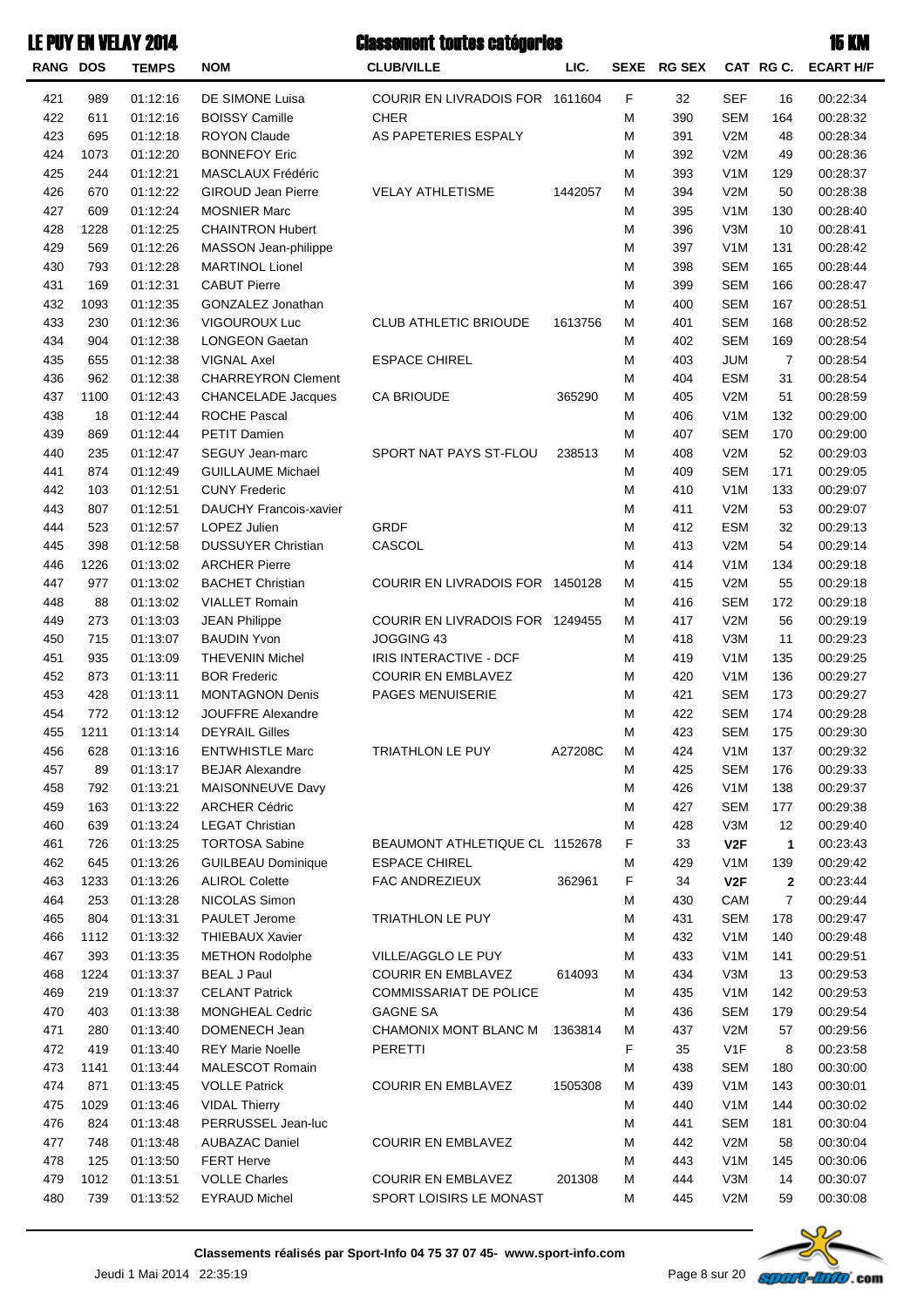# LE PUY EN VELAY 2014 — Classement toutes catégories — 15 KM

| RANG | DOS | TEMPS | NOM | CLUB/VILLE | LIC. | SEXE | RG SEX | CAT | RG C. | ECART H/F |
|---|---|---|---|---|---|---|---|---|---|---|
| 421 | 989 | 01:12:16 | DE SIMONE Luisa | COURIR EN LIVRADOIS FOR | 1611604 | F | 32 | SEF | 16 | 00:22:34 |
| 422 | 611 | 01:12:16 | BOISSY Camille | CHER | | M | 390 | SEM | 164 | 00:28:32 |
| 423 | 695 | 01:12:18 | ROYON Claude | AS PAPETERIES ESPALY | | M | 391 | V2M | 48 | 00:28:34 |
| 424 | 1073 | 01:12:20 | BONNEFOY Eric | | | M | 392 | V2M | 49 | 00:28:36 |
| 425 | 244 | 01:12:21 | MASCLAUX Frédéric | | | M | 393 | V1M | 129 | 00:28:37 |
| 426 | 670 | 01:12:22 | GIROUD Jean Pierre | VELAY ATHLETISME | 1442057 | M | 394 | V2M | 50 | 00:28:38 |
| 427 | 609 | 01:12:24 | MOSNIER Marc | | | M | 395 | V1M | 130 | 00:28:40 |
| 428 | 1228 | 01:12:25 | CHAINTRON Hubert | | | M | 396 | V3M | 10 | 00:28:41 |
| 429 | 569 | 01:12:26 | MASSON Jean-philippe | | | M | 397 | V1M | 131 | 00:28:42 |
| 430 | 793 | 01:12:28 | MARTINOL Lionel | | | M | 398 | SEM | 165 | 00:28:44 |
| 431 | 169 | 01:12:31 | CABUT Pierre | | | M | 399 | SEM | 166 | 00:28:47 |
| 432 | 1093 | 01:12:35 | GONZALEZ Jonathan | | | M | 400 | SEM | 167 | 00:28:51 |
| 433 | 230 | 01:12:36 | VIGOUROUX Luc | CLUB ATHLETIC BRIOUDE | 1613756 | M | 401 | SEM | 168 | 00:28:52 |
| 434 | 904 | 01:12:38 | LONGEON Gaetan | | | M | 402 | SEM | 169 | 00:28:54 |
| 435 | 655 | 01:12:38 | VIGNAL Axel | ESPACE CHIREL | | M | 403 | JUM | 7 | 00:28:54 |
| 436 | 962 | 01:12:38 | CHARREYRON Clement | | | M | 404 | ESM | 31 | 00:28:54 |
| 437 | 1100 | 01:12:43 | CHANCELADE Jacques | CA BRIOUDE | 365290 | M | 405 | V2M | 51 | 00:28:59 |
| 438 | 18 | 01:12:44 | ROCHE Pascal | | | M | 406 | V1M | 132 | 00:29:00 |
| 439 | 869 | 01:12:44 | PETIT Damien | | | M | 407 | SEM | 170 | 00:29:00 |
| 440 | 235 | 01:12:47 | SEGUY Jean-marc | SPORT NAT PAYS ST-FLOU | 238513 | M | 408 | V2M | 52 | 00:29:03 |
| 441 | 874 | 01:12:49 | GUILLAUME Michael | | | M | 409 | SEM | 171 | 00:29:05 |
| 442 | 103 | 01:12:51 | CUNY Frederic | | | M | 410 | V1M | 133 | 00:29:07 |
| 443 | 807 | 01:12:51 | DAUCHY Francois-xavier | | | M | 411 | V2M | 53 | 00:29:07 |
| 444 | 523 | 01:12:57 | LOPEZ Julien | GRDF | | M | 412 | ESM | 32 | 00:29:13 |
| 445 | 398 | 01:12:58 | DUSSUYER Christian | CASCOL | | M | 413 | V2M | 54 | 00:29:14 |
| 446 | 1226 | 01:13:02 | ARCHER Pierre | | | M | 414 | V1M | 134 | 00:29:18 |
| 447 | 977 | 01:13:02 | BACHET Christian | COURIR EN LIVRADOIS FOR | 1450128 | M | 415 | V2M | 55 | 00:29:18 |
| 448 | 88 | 01:13:02 | VIALLET Romain | | | M | 416 | SEM | 172 | 00:29:18 |
| 449 | 273 | 01:13:03 | JEAN Philippe | COURIR EN LIVRADOIS FOR | 1249455 | M | 417 | V2M | 56 | 00:29:19 |
| 450 | 715 | 01:13:07 | BAUDIN Yvon | JOGGING 43 | | M | 418 | V3M | 11 | 00:29:23 |
| 451 | 935 | 01:13:09 | THEVENIN Michel | IRIS INTERACTIVE - DCF | | M | 419 | V1M | 135 | 00:29:25 |
| 452 | 873 | 01:13:11 | BOR Frederic | COURIR EN EMBLAVEZ | | M | 420 | V1M | 136 | 00:29:27 |
| 453 | 428 | 01:13:11 | MONTAGNON Denis | PAGES MENUISERIE | | M | 421 | SEM | 173 | 00:29:27 |
| 454 | 772 | 01:13:12 | JOUFFRE Alexandre | | | M | 422 | SEM | 174 | 00:29:28 |
| 455 | 1211 | 01:13:14 | DEYRAIL Gilles | | | M | 423 | SEM | 175 | 00:29:30 |
| 456 | 628 | 01:13:16 | ENTWHISTLE Marc | TRIATHLON LE PUY | A27208C | M | 424 | V1M | 137 | 00:29:32 |
| 457 | 89 | 01:13:17 | BEJAR Alexandre | | | M | 425 | SEM | 176 | 00:29:33 |
| 458 | 792 | 01:13:21 | MAISONNEUVE Davy | | | M | 426 | V1M | 138 | 00:29:37 |
| 459 | 163 | 01:13:22 | ARCHER Cédric | | | M | 427 | SEM | 177 | 00:29:38 |
| 460 | 639 | 01:13:24 | LEGAT Christian | | | M | 428 | V3M | 12 | 00:29:40 |
| 461 | 726 | 01:13:25 | TORTOSA Sabine | BEAUMONT ATHLETIQUE CL | 1152678 | F | 33 | **V2F** | **1** | 00:23:43 |
| 462 | 645 | 01:13:26 | GUILBEAU Dominique | ESPACE CHIREL | | M | 429 | V1M | 139 | 00:29:42 |
| 463 | 1233 | 01:13:26 | ALIROL Colette | FAC ANDREZIEUX | 362961 | F | 34 | **V2F** | **2** | 00:23:44 |
| 464 | 253 | 01:13:28 | NICOLAS Simon | | | M | 430 | CAM | 7 | 00:29:44 |
| 465 | 804 | 01:13:31 | PAULET Jerome | TRIATHLON LE PUY | | M | 431 | SEM | 178 | 00:29:47 |
| 466 | 1112 | 01:13:32 | THIEBAUX Xavier | | | M | 432 | V1M | 140 | 00:29:48 |
| 467 | 393 | 01:13:35 | METHON Rodolphe | VILLE/AGGLO LE PUY | | M | 433 | V1M | 141 | 00:29:51 |
| 468 | 1224 | 01:13:37 | BEAL J Paul | COURIR EN EMBLAVEZ | 614093 | M | 434 | V3M | 13 | 00:29:53 |
| 469 | 219 | 01:13:37 | CELANT Patrick | COMMISSARIAT DE POLICE | | M | 435 | V1M | 142 | 00:29:53 |
| 470 | 403 | 01:13:38 | MONGHEAL Cedric | GAGNE SA | | M | 436 | SEM | 179 | 00:29:54 |
| 471 | 280 | 01:13:40 | DOMENECH Jean | CHAMONIX MONT BLANC M | 1363814 | M | 437 | V2M | 57 | 00:29:56 |
| 472 | 419 | 01:13:40 | REY Marie Noelle | PERETTI | | F | 35 | V1F | 8 | 00:23:58 |
| 473 | 1141 | 01:13:44 | MALESCOT Romain | | | M | 438 | SEM | 180 | 00:30:00 |
| 474 | 871 | 01:13:45 | VOLLE Patrick | COURIR EN EMBLAVEZ | 1505308 | M | 439 | V1M | 143 | 00:30:01 |
| 475 | 1029 | 01:13:46 | VIDAL Thierry | | | M | 440 | V1M | 144 | 00:30:02 |
| 476 | 824 | 01:13:48 | PERRUSSEL Jean-luc | | | M | 441 | SEM | 181 | 00:30:04 |
| 477 | 748 | 01:13:48 | AUBAZAC Daniel | COURIR EN EMBLAVEZ | | M | 442 | V2M | 58 | 00:30:04 |
| 478 | 125 | 01:13:50 | FERT Herve | | | M | 443 | V1M | 145 | 00:30:06 |
| 479 | 1012 | 01:13:51 | VOLLE Charles | COURIR EN EMBLAVEZ | 201308 | M | 444 | V3M | 14 | 00:30:07 |
| 480 | 739 | 01:13:52 | EYRAUD Michel | SPORT LOISIRS LE MONAST | | M | 445 | V2M | 59 | 00:30:08 |

**Classements réalisés par Sport-Info 04 75 37 07 45- www.sport-info.com**

Jeudi 1 Mai 2014 22:35:19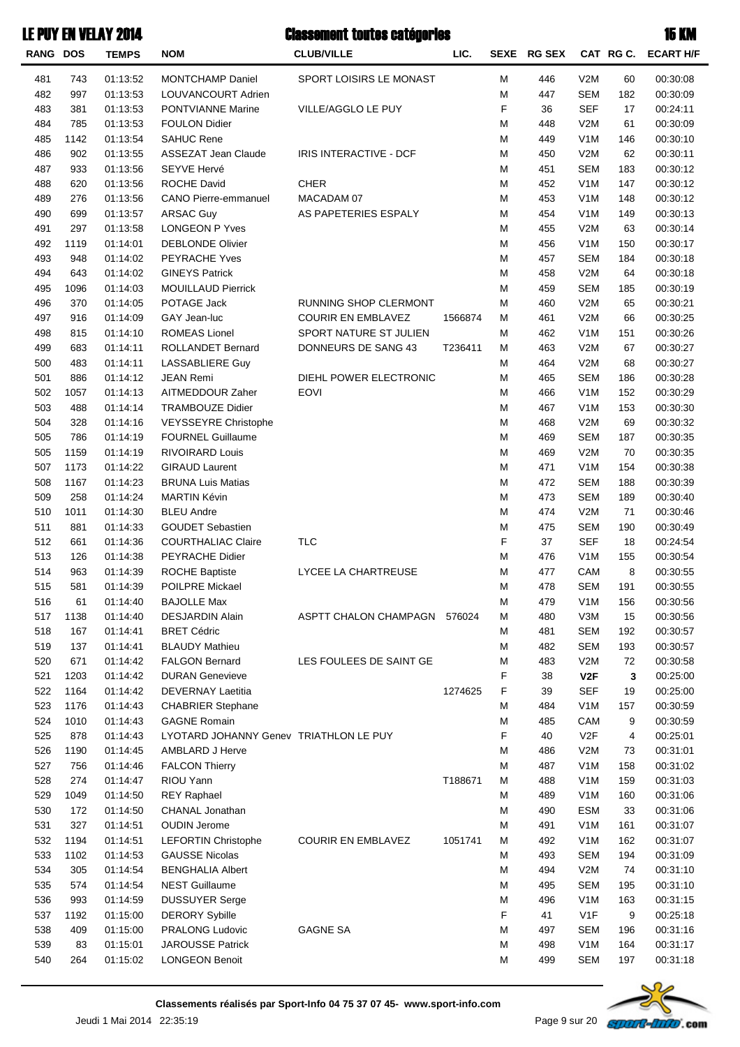# LE PUY EN VELAY 2014 — Classement toutes catégories — 15 KM

| RANG | DOS | TEMPS | NOM | CLUB/VILLE | LIC. | SEXE | RG SEX | CAT | RG C. | ECART H/F |
|---|---|---|---|---|---|---|---|---|---|---|
| 481 | 743 | 01:13:52 | MONTCHAMP Daniel | SPORT LOISIRS LE MONAST | | M | 446 | V2M | 60 | 00:30:08 |
| 482 | 997 | 01:13:53 | LOUVANCOURT Adrien | | | M | 447 | SEM | 182 | 00:30:09 |
| 483 | 381 | 01:13:53 | PONTVIANNE Marine | VILLE/AGGLO LE PUY | | F | 36 | SEF | 17 | 00:24:11 |
| 484 | 785 | 01:13:53 | FOULON Didier | | | M | 448 | V2M | 61 | 00:30:09 |
| 485 | 1142 | 01:13:54 | SAHUC Rene | | | M | 449 | V1M | 146 | 00:30:10 |
| 486 | 902 | 01:13:55 | ASSEZAT Jean Claude | IRIS INTERACTIVE - DCF | | M | 450 | V2M | 62 | 00:30:11 |
| 487 | 933 | 01:13:56 | SEYVE Hervé | | | M | 451 | SEM | 183 | 00:30:12 |
| 488 | 620 | 01:13:56 | ROCHE David | CHER | | M | 452 | V1M | 147 | 00:30:12 |
| 489 | 276 | 01:13:56 | CANO Pierre-emmanuel | MACADAM 07 | | M | 453 | V1M | 148 | 00:30:12 |
| 490 | 699 | 01:13:57 | ARSAC Guy | AS PAPETERIES ESPALY | | M | 454 | V1M | 149 | 00:30:13 |
| 491 | 297 | 01:13:58 | LONGEON P Yves | | | M | 455 | V2M | 63 | 00:30:14 |
| 492 | 1119 | 01:14:01 | DEBLONDE Olivier | | | M | 456 | V1M | 150 | 00:30:17 |
| 493 | 948 | 01:14:02 | PEYRACHE Yves | | | M | 457 | SEM | 184 | 00:30:18 |
| 494 | 643 | 01:14:02 | GINEYS Patrick | | | M | 458 | V2M | 64 | 00:30:18 |
| 495 | 1096 | 01:14:03 | MOUILLAUD Pierrick | | | M | 459 | SEM | 185 | 00:30:19 |
| 496 | 370 | 01:14:05 | POTAGE Jack | RUNNING SHOP CLERMONT | | M | 460 | V2M | 65 | 00:30:21 |
| 497 | 916 | 01:14:09 | GAY Jean-luc | COURIR EN EMBLAVEZ | 1566874 | M | 461 | V2M | 66 | 00:30:25 |
| 498 | 815 | 01:14:10 | ROMEAS Lionel | SPORT NATURE ST JULIEN | | M | 462 | V1M | 151 | 00:30:26 |
| 499 | 683 | 01:14:11 | ROLLANDET Bernard | DONNEURS DE SANG 43 | T236411 | M | 463 | V2M | 67 | 00:30:27 |
| 500 | 483 | 01:14:11 | LASSABLIERE Guy | | | M | 464 | V2M | 68 | 00:30:27 |
| 501 | 886 | 01:14:12 | JEAN Remi | DIEHL POWER ELECTRONIC | | M | 465 | SEM | 186 | 00:30:28 |
| 502 | 1057 | 01:14:13 | AITMEDDOUR Zaher | EOVI | | M | 466 | V1M | 152 | 00:30:29 |
| 503 | 488 | 01:14:14 | TRAMBOUZE Didier | | | M | 467 | V1M | 153 | 00:30:30 |
| 504 | 328 | 01:14:16 | VEYSSEYRE Christophe | | | M | 468 | V2M | 69 | 00:30:32 |
| 505 | 786 | 01:14:19 | FOURNEL Guillaume | | | M | 469 | SEM | 187 | 00:30:35 |
| 505 | 1159 | 01:14:19 | RIVOIRARD Louis | | | M | 469 | V2M | 70 | 00:30:35 |
| 507 | 1173 | 01:14:22 | GIRAUD Laurent | | | M | 471 | V1M | 154 | 00:30:38 |
| 508 | 1167 | 01:14:23 | BRUNA Luis Matias | | | M | 472 | SEM | 188 | 00:30:39 |
| 509 | 258 | 01:14:24 | MARTIN Kévin | | | M | 473 | SEM | 189 | 00:30:40 |
| 510 | 1011 | 01:14:30 | BLEU Andre | | | M | 474 | V2M | 71 | 00:30:46 |
| 511 | 881 | 01:14:33 | GOUDET Sebastien | | | M | 475 | SEM | 190 | 00:30:49 |
| 512 | 661 | 01:14:36 | COURTHALIAC Claire | TLC | | F | 37 | SEF | 18 | 00:24:54 |
| 513 | 126 | 01:14:38 | PEYRACHE Didier | | | M | 476 | V1M | 155 | 00:30:54 |
| 514 | 963 | 01:14:39 | ROCHE Baptiste | LYCEE LA CHARTREUSE | | M | 477 | CAM | 8 | 00:30:55 |
| 515 | 581 | 01:14:39 | POILPRE Mickael | | | M | 478 | SEM | 191 | 00:30:55 |
| 516 | 61 | 01:14:40 | BAJOLLE Max | | | M | 479 | V1M | 156 | 00:30:56 |
| 517 | 1138 | 01:14:40 | DESJARDIN Alain | ASPTT CHALON CHAMPAGN | 576024 | M | 480 | V3M | 15 | 00:30:56 |
| 518 | 167 | 01:14:41 | BRET Cédric | | | M | 481 | SEM | 192 | 00:30:57 |
| 519 | 137 | 01:14:41 | BLAUDY Mathieu | | | M | 482 | SEM | 193 | 00:30:57 |
| 520 | 671 | 01:14:42 | FALGON Bernard | LES FOULEES DE SAINT GE | | M | 483 | V2M | 72 | 00:30:58 |
| 521 | 1203 | 01:14:42 | DURAN Genevieve | | | F | 38 | **V2F** | **3** | 00:25:00 |
| 522 | 1164 | 01:14:42 | DEVERNAY Laetitia | | 1274625 | F | 39 | SEF | 19 | 00:25:00 |
| 523 | 1176 | 01:14:43 | CHABRIER Stephane | | | M | 484 | V1M | 157 | 00:30:59 |
| 524 | 1010 | 01:14:43 | GAGNE Romain | | | M | 485 | CAM | 9 | 00:30:59 |
| 525 | 878 | 01:14:43 | LYOTARD JOHANNY Genev | TRIATHLON LE PUY | | F | 40 | V2F | 4 | 00:25:01 |
| 526 | 1190 | 01:14:45 | AMBLARD J Herve | | | M | 486 | V2M | 73 | 00:31:01 |
| 527 | 756 | 01:14:46 | FALCON Thierry | | | M | 487 | V1M | 158 | 00:31:02 |
| 528 | 274 | 01:14:47 | RIOU Yann | | T188671 | M | 488 | V1M | 159 | 00:31:03 |
| 529 | 1049 | 01:14:50 | REY Raphael | | | M | 489 | V1M | 160 | 00:31:06 |
| 530 | 172 | 01:14:50 | CHANAL Jonathan | | | M | 490 | ESM | 33 | 00:31:06 |
| 531 | 327 | 01:14:51 | OUDIN Jerome | | | M | 491 | V1M | 161 | 00:31:07 |
| 532 | 1194 | 01:14:51 | LEFORTIN Christophe | COURIR EN EMBLAVEZ | 1051741 | M | 492 | V1M | 162 | 00:31:07 |
| 533 | 1102 | 01:14:53 | GAUSSE Nicolas | | | M | 493 | SEM | 194 | 00:31:09 |
| 534 | 305 | 01:14:54 | BENGHALIA Albert | | | M | 494 | V2M | 74 | 00:31:10 |
| 535 | 574 | 01:14:54 | NEST Guillaume | | | M | 495 | SEM | 195 | 00:31:10 |
| 536 | 993 | 01:14:59 | DUSSUYER Serge | | | M | 496 | V1M | 163 | 00:31:15 |
| 537 | 1192 | 01:15:00 | DERORY Sybille | | | F | 41 | V1F | 9 | 00:25:18 |
| 538 | 409 | 01:15:00 | PRALONG Ludovic | GAGNE SA | | M | 497 | SEM | 196 | 00:31:16 |
| 539 | 83 | 01:15:01 | JAROUSSE Patrick | | | M | 498 | V1M | 164 | 00:31:17 |
| 540 | 264 | 01:15:02 | LONGEON Benoit | | | M | 499 | SEM | 197 | 00:31:18 |

**Classements réalisés par Sport-Info 04 75 37 07 45- www.sport-info.com**

Jeudi 1 Mai 2014 22:35:19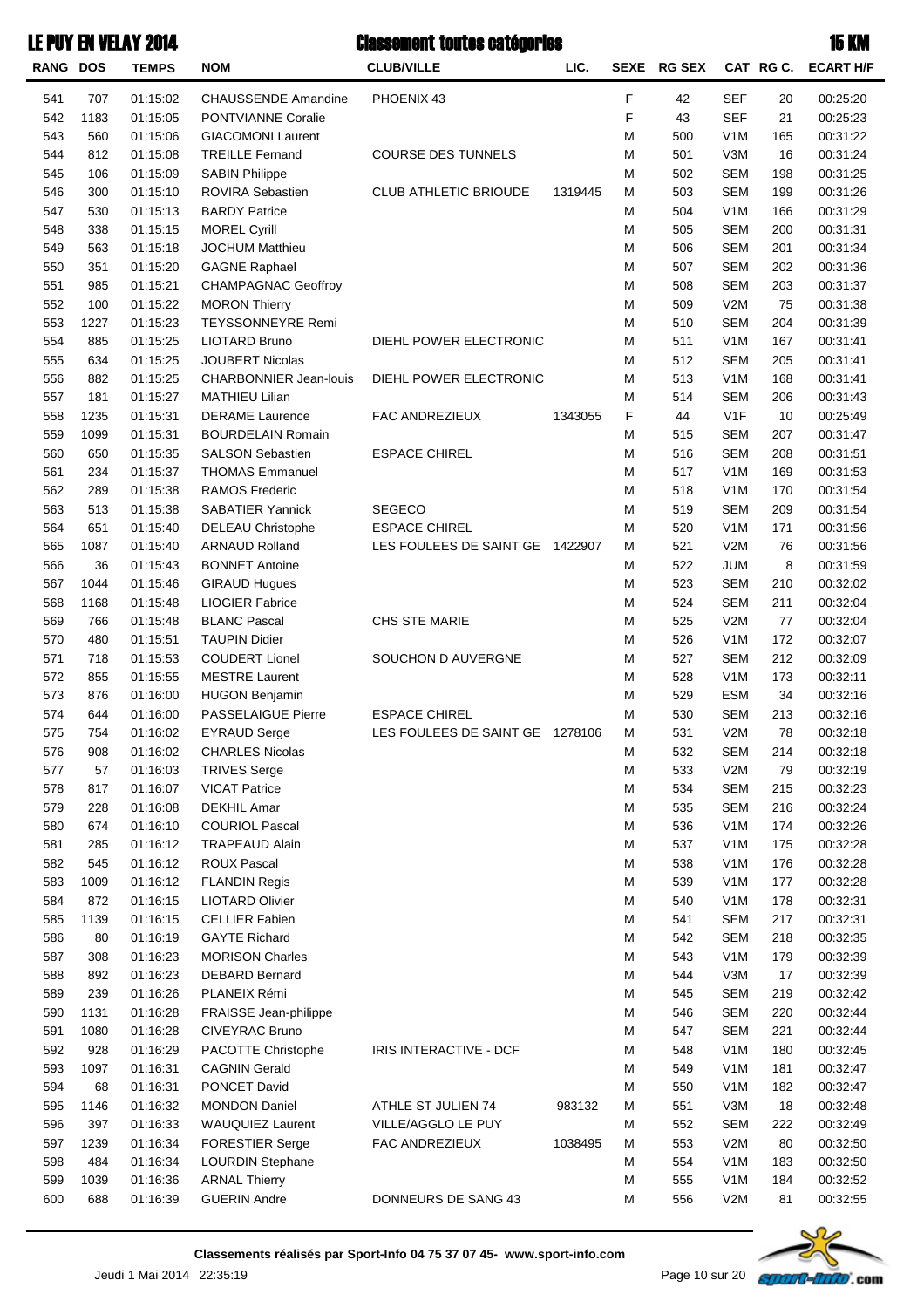# LE PUY EN VELAY 2014 — Classement toutes catégories — 15 KM

| RANG | DOS | TEMPS | NOM | CLUB/VILLE | LIC. | SEXE | RG SEX | CAT | RG C. | ECART H/F |
|---|---|---|---|---|---|---|---|---|---|---|
| 541 | 707 | 01:15:02 | CHAUSSENDE Amandine | PHOENIX 43 | | F | 42 | SEF | 20 | 00:25:20 |
| 542 | 1183 | 01:15:05 | PONTVIANNE Coralie | | | F | 43 | SEF | 21 | 00:25:23 |
| 543 | 560 | 01:15:06 | GIACOMONI Laurent | | | M | 500 | V1M | 165 | 00:31:22 |
| 544 | 812 | 01:15:08 | TREILLE Fernand | COURSE DES TUNNELS | | M | 501 | V3M | 16 | 00:31:24 |
| 545 | 106 | 01:15:09 | SABIN Philippe | | | M | 502 | SEM | 198 | 00:31:25 |
| 546 | 300 | 01:15:10 | ROVIRA Sebastien | CLUB ATHLETIC BRIOUDE | 1319445 | M | 503 | SEM | 199 | 00:31:26 |
| 547 | 530 | 01:15:13 | BARDY Patrice | | | M | 504 | V1M | 166 | 00:31:29 |
| 548 | 338 | 01:15:15 | MOREL Cyrill | | | M | 505 | SEM | 200 | 00:31:31 |
| 549 | 563 | 01:15:18 | JOCHUM Matthieu | | | M | 506 | SEM | 201 | 00:31:34 |
| 550 | 351 | 01:15:20 | GAGNE Raphael | | | M | 507 | SEM | 202 | 00:31:36 |
| 551 | 985 | 01:15:21 | CHAMPAGNAC Geoffroy | | | M | 508 | SEM | 203 | 00:31:37 |
| 552 | 100 | 01:15:22 | MORON Thierry | | | M | 509 | V2M | 75 | 00:31:38 |
| 553 | 1227 | 01:15:23 | TEYSSONNEYRE Remi | | | M | 510 | SEM | 204 | 00:31:39 |
| 554 | 885 | 01:15:25 | LIOTARD Bruno | DIEHL POWER ELECTRONIC | | M | 511 | V1M | 167 | 00:31:41 |
| 555 | 634 | 01:15:25 | JOUBERT Nicolas | | | M | 512 | SEM | 205 | 00:31:41 |
| 556 | 882 | 01:15:25 | CHARBONNIER Jean-louis | DIEHL POWER ELECTRONIC | | M | 513 | V1M | 168 | 00:31:41 |
| 557 | 181 | 01:15:27 | MATHIEU Lilian | | | M | 514 | SEM | 206 | 00:31:43 |
| 558 | 1235 | 01:15:31 | DERAME Laurence | FAC ANDREZIEUX | 1343055 | F | 44 | V1F | 10 | 00:25:49 |
| 559 | 1099 | 01:15:31 | BOURDELAIN Romain | | | M | 515 | SEM | 207 | 00:31:47 |
| 560 | 650 | 01:15:35 | SALSON Sebastien | ESPACE CHIREL | | M | 516 | SEM | 208 | 00:31:51 |
| 561 | 234 | 01:15:37 | THOMAS Emmanuel | | | M | 517 | V1M | 169 | 00:31:53 |
| 562 | 289 | 01:15:38 | RAMOS Frederic | | | M | 518 | V1M | 170 | 00:31:54 |
| 563 | 513 | 01:15:38 | SABATIER Yannick | SEGECO | | M | 519 | SEM | 209 | 00:31:54 |
| 564 | 651 | 01:15:40 | DELEAU Christophe | ESPACE CHIREL | | M | 520 | V1M | 171 | 00:31:56 |
| 565 | 1087 | 01:15:40 | ARNAUD Rolland | LES FOULEES DE SAINT GE | 1422907 | M | 521 | V2M | 76 | 00:31:56 |
| 566 | 36 | 01:15:43 | BONNET Antoine | | | M | 522 | JUM | 8 | 00:31:59 |
| 567 | 1044 | 01:15:46 | GIRAUD Hugues | | | M | 523 | SEM | 210 | 00:32:02 |
| 568 | 1168 | 01:15:48 | LIOGIER Fabrice | | | M | 524 | SEM | 211 | 00:32:04 |
| 569 | 766 | 01:15:48 | BLANC Pascal | CHS STE MARIE | | M | 525 | V2M | 77 | 00:32:04 |
| 570 | 480 | 01:15:51 | TAUPIN Didier | | | M | 526 | V1M | 172 | 00:32:07 |
| 571 | 718 | 01:15:53 | COUDERT Lionel | SOUCHON D AUVERGNE | | M | 527 | SEM | 212 | 00:32:09 |
| 572 | 855 | 01:15:55 | MESTRE Laurent | | | M | 528 | V1M | 173 | 00:32:11 |
| 573 | 876 | 01:16:00 | HUGON Benjamin | | | M | 529 | ESM | 34 | 00:32:16 |
| 574 | 644 | 01:16:00 | PASSELAIGUE Pierre | ESPACE CHIREL | | M | 530 | SEM | 213 | 00:32:16 |
| 575 | 754 | 01:16:02 | EYRAUD Serge | LES FOULEES DE SAINT GE | 1278106 | M | 531 | V2M | 78 | 00:32:18 |
| 576 | 908 | 01:16:02 | CHARLES Nicolas | | | M | 532 | SEM | 214 | 00:32:18 |
| 577 | 57 | 01:16:03 | TRIVES Serge | | | M | 533 | V2M | 79 | 00:32:19 |
| 578 | 817 | 01:16:07 | VICAT Patrice | | | M | 534 | SEM | 215 | 00:32:23 |
| 579 | 228 | 01:16:08 | DEKHIL Amar | | | M | 535 | SEM | 216 | 00:32:24 |
| 580 | 674 | 01:16:10 | COURIOL Pascal | | | M | 536 | V1M | 174 | 00:32:26 |
| 581 | 285 | 01:16:12 | TRAPEAUD Alain | | | M | 537 | V1M | 175 | 00:32:28 |
| 582 | 545 | 01:16:12 | ROUX Pascal | | | M | 538 | V1M | 176 | 00:32:28 |
| 583 | 1009 | 01:16:12 | FLANDIN Regis | | | M | 539 | V1M | 177 | 00:32:28 |
| 584 | 872 | 01:16:15 | LIOTARD Olivier | | | M | 540 | V1M | 178 | 00:32:31 |
| 585 | 1139 | 01:16:15 | CELLIER Fabien | | | M | 541 | SEM | 217 | 00:32:31 |
| 586 | 80 | 01:16:19 | GAYTE Richard | | | M | 542 | SEM | 218 | 00:32:35 |
| 587 | 308 | 01:16:23 | MORISON Charles | | | M | 543 | V1M | 179 | 00:32:39 |
| 588 | 892 | 01:16:23 | DEBARD Bernard | | | M | 544 | V3M | 17 | 00:32:39 |
| 589 | 239 | 01:16:26 | PLANEIX Rémi | | | M | 545 | SEM | 219 | 00:32:42 |
| 590 | 1131 | 01:16:28 | FRAISSE Jean-philippe | | | M | 546 | SEM | 220 | 00:32:44 |
| 591 | 1080 | 01:16:28 | CIVEYRAC Bruno | | | M | 547 | SEM | 221 | 00:32:44 |
| 592 | 928 | 01:16:29 | PACOTTE Christophe | IRIS INTERACTIVE - DCF | | M | 548 | V1M | 180 | 00:32:45 |
| 593 | 1097 | 01:16:31 | CAGNIN Gerald | | | M | 549 | V1M | 181 | 00:32:47 |
| 594 | 68 | 01:16:31 | PONCET David | | | M | 550 | V1M | 182 | 00:32:47 |
| 595 | 1146 | 01:16:32 | MONDON Daniel | ATHLE ST JULIEN 74 | 983132 | M | 551 | V3M | 18 | 00:32:48 |
| 596 | 397 | 01:16:33 | WAUQUIEZ Laurent | VILLE/AGGLO LE PUY | | M | 552 | SEM | 222 | 00:32:49 |
| 597 | 1239 | 01:16:34 | FORESTIER Serge | FAC ANDREZIEUX | 1038495 | M | 553 | V2M | 80 | 00:32:50 |
| 598 | 484 | 01:16:34 | LOURDIN Stephane | | | M | 554 | V1M | 183 | 00:32:50 |
| 599 | 1039 | 01:16:36 | ARNAL Thierry | | | M | 555 | V1M | 184 | 00:32:52 |
| 600 | 688 | 01:16:39 | GUERIN Andre | DONNEURS DE SANG 43 | | M | 556 | V2M | 81 | 00:32:55 |

**Classements réalisés par Sport-Info 04 75 37 07 45- www.sport-info.com**

Jeudi 1 Mai 2014 22:35:19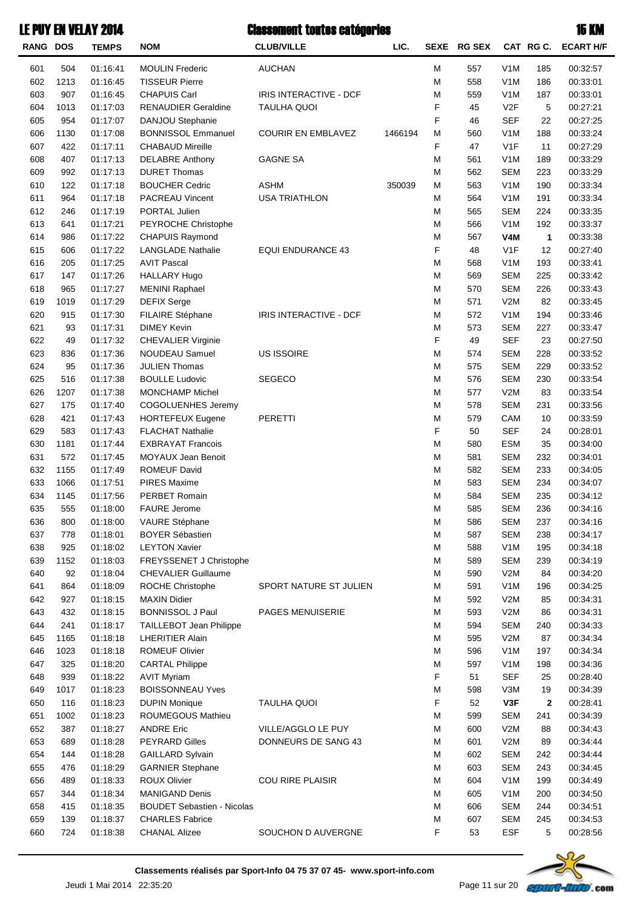# LE PUY EN VELAY 2014 — Classement toutes catégories — 15 KM

| RANG | DOS | TEMPS | NOM | CLUB/VILLE | LIC. | SEXE | RG SEX | CAT | RG C. | ECART H/F |
|---|---|---|---|---|---|---|---|---|---|---|
| 601 | 504 | 01:16:41 | MOULIN Frederic | AUCHAN | | M | 557 | V1M | 185 | 00:32:57 |
| 602 | 1213 | 01:16:45 | TISSEUR Pierre | | | M | 558 | V1M | 186 | 00:33:01 |
| 603 | 907 | 01:16:45 | CHAPUIS Carl | IRIS INTERACTIVE - DCF | | M | 559 | V1M | 187 | 00:33:01 |
| 604 | 1013 | 01:17:03 | RENAUDIER Geraldine | TAULHA QUOI | | F | 45 | V2F | 5 | 00:27:21 |
| 605 | 954 | 01:17:07 | DANJOU Stephanie | | | F | 46 | SEF | 22 | 00:27:25 |
| 606 | 1130 | 01:17:08 | BONNISSOL Emmanuel | COURIR EN EMBLAVEZ | 1466194 | M | 560 | V1M | 188 | 00:33:24 |
| 607 | 422 | 01:17:11 | CHABAUD Mireille | | | F | 47 | V1F | 11 | 00:27:29 |
| 608 | 407 | 01:17:13 | DELABRE Anthony | GAGNE SA | | M | 561 | V1M | 189 | 00:33:29 |
| 609 | 992 | 01:17:13 | DURET Thomas | | | M | 562 | SEM | 223 | 00:33:29 |
| 610 | 122 | 01:17:18 | BOUCHER Cedric | ASHM | 350039 | M | 563 | V1M | 190 | 00:33:34 |
| 611 | 964 | 01:17:18 | PACREAU Vincent | USA TRIATHLON | | M | 564 | V1M | 191 | 00:33:34 |
| 612 | 246 | 01:17:19 | PORTAL Julien | | | M | 565 | SEM | 224 | 00:33:35 |
| 613 | 641 | 01:17:21 | PEYROCHE Christophe | | | M | 566 | V1M | 192 | 00:33:37 |
| 614 | 986 | 01:17:22 | CHAPUIS Raymond | | | M | 567 | **V4M** | **1** | 00:33:38 |
| 615 | 606 | 01:17:22 | LANGLADE Nathalie | EQUI ENDURANCE 43 | | F | 48 | V1F | 12 | 00:27:40 |
| 616 | 205 | 01:17:25 | AVIT Pascal | | | M | 568 | V1M | 193 | 00:33:41 |
| 617 | 147 | 01:17:26 | HALLARY Hugo | | | M | 569 | SEM | 225 | 00:33:42 |
| 618 | 965 | 01:17:27 | MENINI Raphael | | | M | 570 | SEM | 226 | 00:33:43 |
| 619 | 1019 | 01:17:29 | DEFIX Serge | | | M | 571 | V2M | 82 | 00:33:45 |
| 620 | 915 | 01:17:30 | FILAIRE Stéphane | IRIS INTERACTIVE - DCF | | M | 572 | V1M | 194 | 00:33:46 |
| 621 | 93 | 01:17:31 | DIMEY Kevin | | | M | 573 | SEM | 227 | 00:33:47 |
| 622 | 49 | 01:17:32 | CHEVALIER Virginie | | | F | 49 | SEF | 23 | 00:27:50 |
| 623 | 836 | 01:17:36 | NOUDEAU Samuel | US ISSOIRE | | M | 574 | SEM | 228 | 00:33:52 |
| 624 | 95 | 01:17:36 | JULIEN Thomas | | | M | 575 | SEM | 229 | 00:33:52 |
| 625 | 516 | 01:17:38 | BOULLE Ludovic | SEGECO | | M | 576 | SEM | 230 | 00:33:54 |
| 626 | 1207 | 01:17:38 | MONCHAMP Michel | | | M | 577 | V2M | 83 | 00:33:54 |
| 627 | 175 | 01:17:40 | COGOLUENHES Jeremy | | | M | 578 | SEM | 231 | 00:33:56 |
| 628 | 421 | 01:17:43 | HORTEFEUX Eugene | PERETTI | | M | 579 | CAM | 10 | 00:33:59 |
| 629 | 583 | 01:17:43 | FLACHAT Nathalie | | | F | 50 | SEF | 24 | 00:28:01 |
| 630 | 1181 | 01:17:44 | EXBRAYAT Francois | | | M | 580 | ESM | 35 | 00:34:00 |
| 631 | 572 | 01:17:45 | MOYAUX Jean Benoit | | | M | 581 | SEM | 232 | 00:34:01 |
| 632 | 1155 | 01:17:49 | ROMEUF David | | | M | 582 | SEM | 233 | 00:34:05 |
| 633 | 1066 | 01:17:51 | PIRES Maxime | | | M | 583 | SEM | 234 | 00:34:07 |
| 634 | 1145 | 01:17:56 | PERBET Romain | | | M | 584 | SEM | 235 | 00:34:12 |
| 635 | 555 | 01:18:00 | FAURE Jerome | | | M | 585 | SEM | 236 | 00:34:16 |
| 636 | 800 | 01:18:00 | VAURE Stéphane | | | M | 586 | SEM | 237 | 00:34:16 |
| 637 | 778 | 01:18:01 | BOYER Sébastien | | | M | 587 | SEM | 238 | 00:34:17 |
| 638 | 925 | 01:18:02 | LEYTON Xavier | | | M | 588 | V1M | 195 | 00:34:18 |
| 639 | 1152 | 01:18:03 | FREYSSENET J Christophe | | | M | 589 | SEM | 239 | 00:34:19 |
| 640 | 92 | 01:18:04 | CHEVALIER Guillaume | | | M | 590 | V2M | 84 | 00:34:20 |
| 641 | 864 | 01:18:09 | ROCHE Christophe | SPORT NATURE ST JULIEN | | M | 591 | V1M | 196 | 00:34:25 |
| 642 | 927 | 01:18:15 | MAXIN Didier | | | M | 592 | V2M | 85 | 00:34:31 |
| 643 | 432 | 01:18:15 | BONNISSOL J Paul | PAGES MENUISERIE | | M | 593 | V2M | 86 | 00:34:31 |
| 644 | 241 | 01:18:17 | TAILLEBOT Jean Philippe | | | M | 594 | SEM | 240 | 00:34:33 |
| 645 | 1165 | 01:18:18 | LHERITIER Alain | | | M | 595 | V2M | 87 | 00:34:34 |
| 646 | 1023 | 01:18:18 | ROMEUF Olivier | | | M | 596 | V1M | 197 | 00:34:34 |
| 647 | 325 | 01:18:20 | CARTAL Philippe | | | M | 597 | V1M | 198 | 00:34:36 |
| 648 | 939 | 01:18:22 | AVIT Myriam | | | F | 51 | SEF | 25 | 00:28:40 |
| 649 | 1017 | 01:18:23 | BOISSONNEAU Yves | | | M | 598 | V3M | 19 | 00:34:39 |
| 650 | 116 | 01:18:23 | DUPIN Monique | TAULHA QUOI | | F | 52 | **V3F** | **2** | 00:28:41 |
| 651 | 1002 | 01:18:23 | ROUMEGOUS Mathieu | | | M | 599 | SEM | 241 | 00:34:39 |
| 652 | 387 | 01:18:27 | ANDRE Eric | VILLE/AGGLO LE PUY | | M | 600 | V2M | 88 | 00:34:43 |
| 653 | 689 | 01:18:28 | PEYRARD Gilles | DONNEURS DE SANG 43 | | M | 601 | V2M | 89 | 00:34:44 |
| 654 | 144 | 01:18:28 | GAILLARD Sylvain | | | M | 602 | SEM | 242 | 00:34:44 |
| 655 | 476 | 01:18:29 | GARNIER Stephane | | | M | 603 | SEM | 243 | 00:34:45 |
| 656 | 489 | 01:18:33 | ROUX Olivier | COU RIRE PLAISIR | | M | 604 | V1M | 199 | 00:34:49 |
| 657 | 344 | 01:18:34 | MANIGAND Denis | | | M | 605 | V1M | 200 | 00:34:50 |
| 658 | 415 | 01:18:35 | BOUDET Sebastien - Nicolas | | | M | 606 | SEM | 244 | 00:34:51 |
| 659 | 139 | 01:18:37 | CHARLES Fabrice | | | M | 607 | SEM | 245 | 00:34:53 |
| 660 | 724 | 01:18:38 | CHANAL Alizee | SOUCHON D AUVERGNE | | F | 53 | ESF | 5 | 00:28:56 |

**Classements réalisés par Sport-Info 04 75 37 07 45- www.sport-info.com**

Jeudi 1 Mai 2014 22:35:20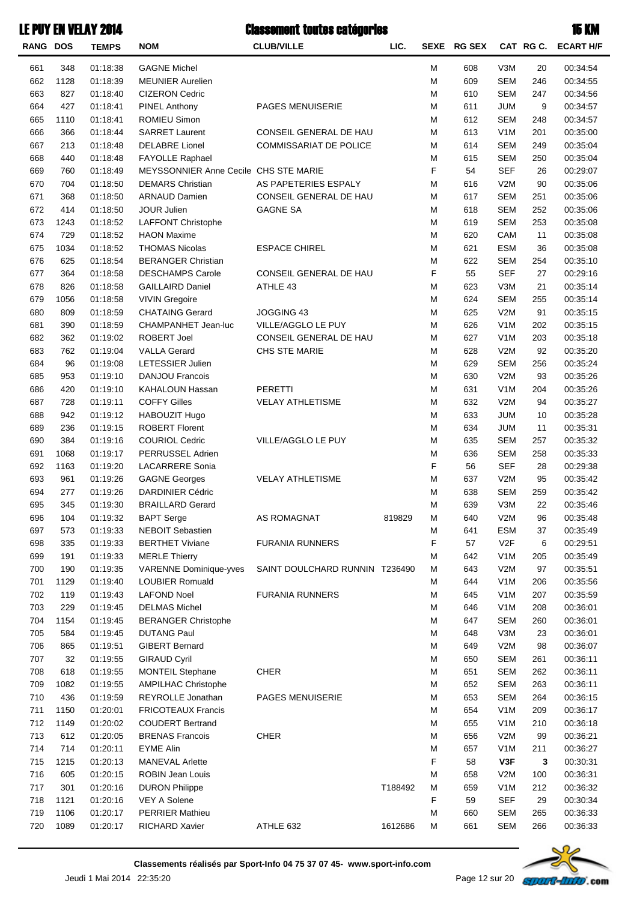# LE PUY EN VELAY 2014 — Classement toutes catégories — 15 KM

| RANG | DOS | TEMPS | NOM | CLUB/VILLE | LIC. | SEXE | RG SEX | CAT | RG C. | ECART H/F |
|---|---|---|---|---|---|---|---|---|---|---|
| 661 | 348 | 01:18:38 | GAGNE Michel | | | M | 608 | V3M | 20 | 00:34:54 |
| 662 | 1128 | 01:18:39 | MEUNIER Aurelien | | | M | 609 | SEM | 246 | 00:34:55 |
| 663 | 827 | 01:18:40 | CIZERON Cedric | | | M | 610 | SEM | 247 | 00:34:56 |
| 664 | 427 | 01:18:41 | PINEL Anthony | PAGES MENUISERIE | | M | 611 | JUM | 9 | 00:34:57 |
| 665 | 1110 | 01:18:41 | ROMIEU Simon | | | M | 612 | SEM | 248 | 00:34:57 |
| 666 | 366 | 01:18:44 | SARRET Laurent | CONSEIL GENERAL DE HAU | | M | 613 | V1M | 201 | 00:35:00 |
| 667 | 213 | 01:18:48 | DELABRE Lionel | COMMISSARIAT DE POLICE | | M | 614 | SEM | 249 | 00:35:04 |
| 668 | 440 | 01:18:48 | FAYOLLE Raphael | | | M | 615 | SEM | 250 | 00:35:04 |
| 669 | 760 | 01:18:49 | MEYSSONNIER Anne Cecile | CHS STE MARIE | | F | 54 | SEF | 26 | 00:29:07 |
| 670 | 704 | 01:18:50 | DEMARS Christian | AS PAPETERIES ESPALY | | M | 616 | V2M | 90 | 00:35:06 |
| 671 | 368 | 01:18:50 | ARNAUD Damien | CONSEIL GENERAL DE HAU | | M | 617 | SEM | 251 | 00:35:06 |
| 672 | 414 | 01:18:50 | JOUR Julien | GAGNE SA | | M | 618 | SEM | 252 | 00:35:06 |
| 673 | 1243 | 01:18:52 | LAFFONT Christophe | | | M | 619 | SEM | 253 | 00:35:08 |
| 674 | 729 | 01:18:52 | HAON Maxime | | | M | 620 | CAM | 11 | 00:35:08 |
| 675 | 1034 | 01:18:52 | THOMAS Nicolas | ESPACE CHIREL | | M | 621 | ESM | 36 | 00:35:08 |
| 676 | 625 | 01:18:54 | BERANGER Christian | | | M | 622 | SEM | 254 | 00:35:10 |
| 677 | 364 | 01:18:58 | DESCHAMPS Carole | CONSEIL GENERAL DE HAU | | F | 55 | SEF | 27 | 00:29:16 |
| 678 | 826 | 01:18:58 | GAILLAIRD Daniel | ATHLE 43 | | M | 623 | V3M | 21 | 00:35:14 |
| 679 | 1056 | 01:18:58 | VIVIN Gregoire | | | M | 624 | SEM | 255 | 00:35:14 |
| 680 | 809 | 01:18:59 | CHATAING Gerard | JOGGING 43 | | M | 625 | V2M | 91 | 00:35:15 |
| 681 | 390 | 01:18:59 | CHAMPANHET Jean-luc | VILLE/AGGLO LE PUY | | M | 626 | V1M | 202 | 00:35:15 |
| 682 | 362 | 01:19:02 | ROBERT Joel | CONSEIL GENERAL DE HAU | | M | 627 | V1M | 203 | 00:35:18 |
| 683 | 762 | 01:19:04 | VALLA Gerard | CHS STE MARIE | | M | 628 | V2M | 92 | 00:35:20 |
| 684 | 96 | 01:19:08 | LETESSIER Julien | | | M | 629 | SEM | 256 | 00:35:24 |
| 685 | 953 | 01:19:10 | DANJOU Francois | | | M | 630 | V2M | 93 | 00:35:26 |
| 686 | 420 | 01:19:10 | KAHALOUN Hassan | PERETTI | | M | 631 | V1M | 204 | 00:35:26 |
| 687 | 728 | 01:19:11 | COFFY Gilles | VELAY ATHLETISME | | M | 632 | V2M | 94 | 00:35:27 |
| 688 | 942 | 01:19:12 | HABOUZIT Hugo | | | M | 633 | JUM | 10 | 00:35:28 |
| 689 | 236 | 01:19:15 | ROBERT Florent | | | M | 634 | JUM | 11 | 00:35:31 |
| 690 | 384 | 01:19:16 | COURIOL Cedric | VILLE/AGGLO LE PUY | | M | 635 | SEM | 257 | 00:35:32 |
| 691 | 1068 | 01:19:17 | PERRUSSEL Adrien | | | M | 636 | SEM | 258 | 00:35:33 |
| 692 | 1163 | 01:19:20 | LACARRERE Sonia | | | F | 56 | SEF | 28 | 00:29:38 |
| 693 | 961 | 01:19:26 | GAGNE Georges | VELAY ATHLETISME | | M | 637 | V2M | 95 | 00:35:42 |
| 694 | 277 | 01:19:26 | DARDINIER Cédric | | | M | 638 | SEM | 259 | 00:35:42 |
| 695 | 345 | 01:19:30 | BRAILLARD Gerard | | | M | 639 | V3M | 22 | 00:35:46 |
| 696 | 104 | 01:19:32 | BAPT Serge | AS ROMAGNAT | 819829 | M | 640 | V2M | 96 | 00:35:48 |
| 697 | 573 | 01:19:33 | NEBOIT Sebastien | | | M | 641 | ESM | 37 | 00:35:49 |
| 698 | 335 | 01:19:33 | BERTHET Viviane | FURANIA RUNNERS | | F | 57 | V2F | 6 | 00:29:51 |
| 699 | 191 | 01:19:33 | MERLE Thierry | | | M | 642 | V1M | 205 | 00:35:49 |
| 700 | 190 | 01:19:35 | VARENNE Dominique-yves | SAINT DOULCHARD RUNNIN | T236490 | M | 643 | V2M | 97 | 00:35:51 |
| 701 | 1129 | 01:19:40 | LOUBIER Romuald | | | M | 644 | V1M | 206 | 00:35:56 |
| 702 | 119 | 01:19:43 | LAFOND Noel | FURANIA RUNNERS | | M | 645 | V1M | 207 | 00:35:59 |
| 703 | 229 | 01:19:45 | DELMAS Michel | | | M | 646 | V1M | 208 | 00:36:01 |
| 704 | 1154 | 01:19:45 | BERANGER Christophe | | | M | 647 | SEM | 260 | 00:36:01 |
| 705 | 584 | 01:19:45 | DUTANG Paul | | | M | 648 | V3M | 23 | 00:36:01 |
| 706 | 865 | 01:19:51 | GIBERT Bernard | | | M | 649 | V2M | 98 | 00:36:07 |
| 707 | 32 | 01:19:55 | GIRAUD Cyril | | | M | 650 | SEM | 261 | 00:36:11 |
| 708 | 618 | 01:19:55 | MONTEIL Stephane | CHER | | M | 651 | SEM | 262 | 00:36:11 |
| 709 | 1082 | 01:19:55 | AMPILHAC Christophe | | | M | 652 | SEM | 263 | 00:36:11 |
| 710 | 436 | 01:19:59 | REYROLLE Jonathan | PAGES MENUISERIE | | M | 653 | SEM | 264 | 00:36:15 |
| 711 | 1150 | 01:20:01 | FRICOTEAUX Francis | | | M | 654 | V1M | 209 | 00:36:17 |
| 712 | 1149 | 01:20:02 | COUDERT Bertrand | | | M | 655 | V1M | 210 | 00:36:18 |
| 713 | 612 | 01:20:05 | BRENAS Francois | CHER | | M | 656 | V2M | 99 | 00:36:21 |
| 714 | 714 | 01:20:11 | EYME Alin | | | M | 657 | V1M | 211 | 00:36:27 |
| 715 | 1215 | 01:20:13 | MANEVAL Arlette | | | F | 58 | **V3F** | **3** | 00:30:31 |
| 716 | 605 | 01:20:15 | ROBIN Jean Louis | | | M | 658 | V2M | 100 | 00:36:31 |
| 717 | 301 | 01:20:16 | DURON Philippe | | T188492 | M | 659 | V1M | 212 | 00:36:32 |
| 718 | 1121 | 01:20:16 | VEY A Solene | | | F | 59 | SEF | 29 | 00:30:34 |
| 719 | 1106 | 01:20:17 | PERRIER Mathieu | | | M | 660 | SEM | 265 | 00:36:33 |
| 720 | 1089 | 01:20:17 | RICHARD Xavier | ATHLE 632 | 1612686 | M | 661 | SEM | 266 | 00:36:33 |

**Classements réalisés par Sport-Info 04 75 37 07 45- www.sport-info.com**

Jeudi 1 Mai 2014 22:35:20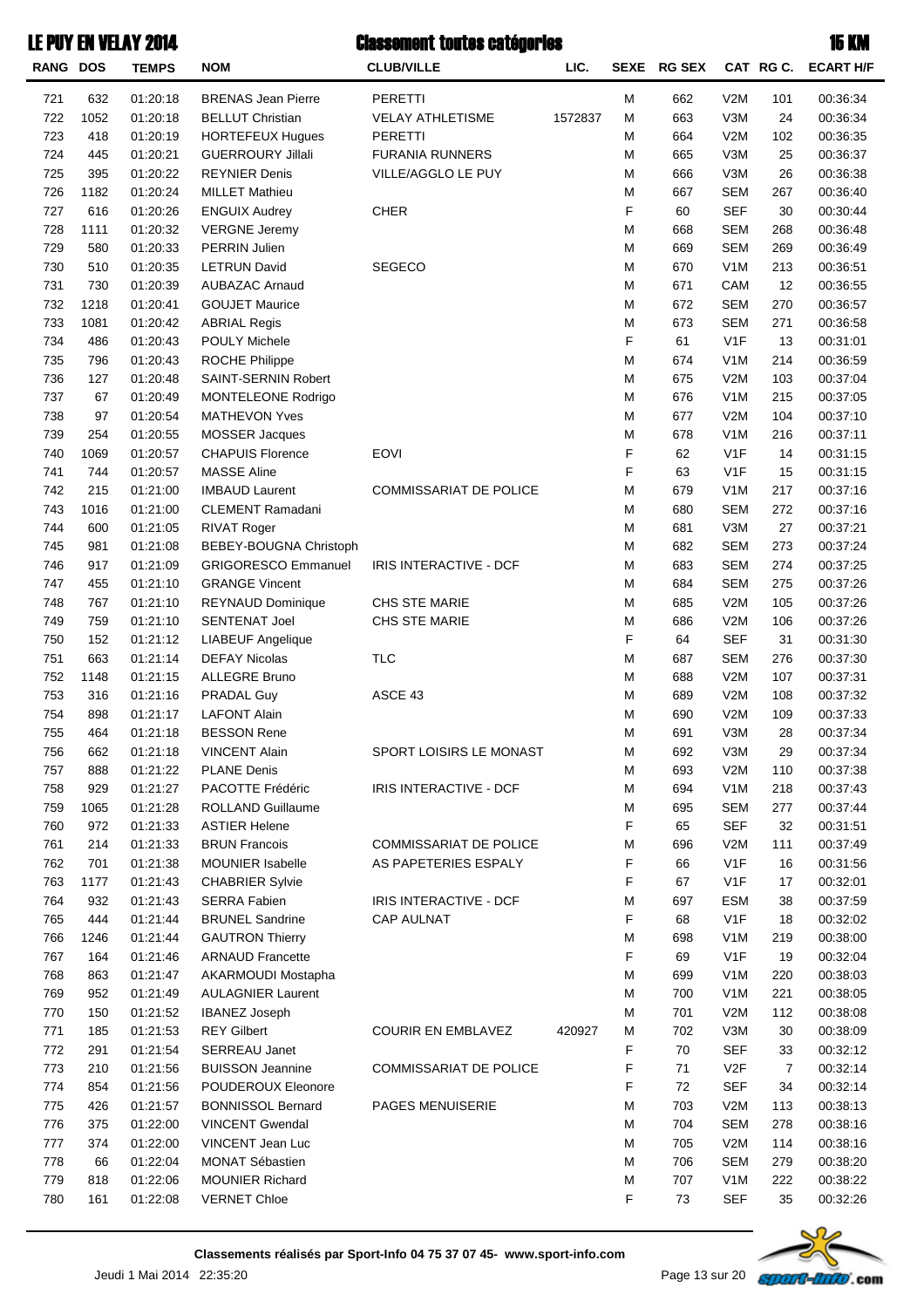# LE PUY EN VELAY 2014 — Classement toutes catégories — 15 KM

| RANG | DOS | TEMPS | NOM | CLUB/VILLE | LIC. | SEXE | RG SEX | CAT | RG C. | ECART H/F |
|---|---|---|---|---|---|---|---|---|---|---|
| 721 | 632 | 01:20:18 | BRENAS Jean Pierre | PERETTI | | M | 662 | V2M | 101 | 00:36:34 |
| 722 | 1052 | 01:20:18 | BELLUT Christian | VELAY ATHLETISME | 1572837 | M | 663 | V3M | 24 | 00:36:34 |
| 723 | 418 | 01:20:19 | HORTEFEUX Hugues | PERETTI | | M | 664 | V2M | 102 | 00:36:35 |
| 724 | 445 | 01:20:21 | GUERROURY Jillali | FURANIA RUNNERS | | M | 665 | V3M | 25 | 00:36:37 |
| 725 | 395 | 01:20:22 | REYNIER Denis | VILLE/AGGLO LE PUY | | M | 666 | V3M | 26 | 00:36:38 |
| 726 | 1182 | 01:20:24 | MILLET Mathieu | | | M | 667 | SEM | 267 | 00:36:40 |
| 727 | 616 | 01:20:26 | ENGUIX Audrey | CHER | | F | 60 | SEF | 30 | 00:30:44 |
| 728 | 1111 | 01:20:32 | VERGNE Jeremy | | | M | 668 | SEM | 268 | 00:36:48 |
| 729 | 580 | 01:20:33 | PERRIN Julien | | | M | 669 | SEM | 269 | 00:36:49 |
| 730 | 510 | 01:20:35 | LETRUN David | SEGECO | | M | 670 | V1M | 213 | 00:36:51 |
| 731 | 730 | 01:20:39 | AUBAZAC Arnaud | | | M | 671 | CAM | 12 | 00:36:55 |
| 732 | 1218 | 01:20:41 | GOUJET Maurice | | | M | 672 | SEM | 270 | 00:36:57 |
| 733 | 1081 | 01:20:42 | ABRIAL Regis | | | M | 673 | SEM | 271 | 00:36:58 |
| 734 | 486 | 01:20:43 | POULY Michele | | | F | 61 | V1F | 13 | 00:31:01 |
| 735 | 796 | 01:20:43 | ROCHE Philippe | | | M | 674 | V1M | 214 | 00:36:59 |
| 736 | 127 | 01:20:48 | SAINT-SERNIN Robert | | | M | 675 | V2M | 103 | 00:37:04 |
| 737 | 67 | 01:20:49 | MONTELEONE Rodrigo | | | M | 676 | V1M | 215 | 00:37:05 |
| 738 | 97 | 01:20:54 | MATHEVON Yves | | | M | 677 | V2M | 104 | 00:37:10 |
| 739 | 254 | 01:20:55 | MOSSER Jacques | | | M | 678 | V1M | 216 | 00:37:11 |
| 740 | 1069 | 01:20:57 | CHAPUIS Florence | EOVI | | F | 62 | V1F | 14 | 00:31:15 |
| 741 | 744 | 01:20:57 | MASSE Aline | | | F | 63 | V1F | 15 | 00:31:15 |
| 742 | 215 | 01:21:00 | IMBAUD Laurent | COMMISSARIAT DE POLICE | | M | 679 | V1M | 217 | 00:37:16 |
| 743 | 1016 | 01:21:00 | CLEMENT Ramadani | | | M | 680 | SEM | 272 | 00:37:16 |
| 744 | 600 | 01:21:05 | RIVAT Roger | | | M | 681 | V3M | 27 | 00:37:21 |
| 745 | 981 | 01:21:08 | BEBEY-BOUGNA Christoph | | | M | 682 | SEM | 273 | 00:37:24 |
| 746 | 917 | 01:21:09 | GRIGORESCO Emmanuel | IRIS INTERACTIVE - DCF | | M | 683 | SEM | 274 | 00:37:25 |
| 747 | 455 | 01:21:10 | GRANGE Vincent | | | M | 684 | SEM | 275 | 00:37:26 |
| 748 | 767 | 01:21:10 | REYNAUD Dominique | CHS STE MARIE | | M | 685 | V2M | 105 | 00:37:26 |
| 749 | 759 | 01:21:10 | SENTENAT Joel | CHS STE MARIE | | M | 686 | V2M | 106 | 00:37:26 |
| 750 | 152 | 01:21:12 | LIABEUF Angelique | | | F | 64 | SEF | 31 | 00:31:30 |
| 751 | 663 | 01:21:14 | DEFAY Nicolas | TLC | | M | 687 | SEM | 276 | 00:37:30 |
| 752 | 1148 | 01:21:15 | ALLEGRE Bruno | | | M | 688 | V2M | 107 | 00:37:31 |
| 753 | 316 | 01:21:16 | PRADAL Guy | ASCE 43 | | M | 689 | V2M | 108 | 00:37:32 |
| 754 | 898 | 01:21:17 | LAFONT Alain | | | M | 690 | V2M | 109 | 00:37:33 |
| 755 | 464 | 01:21:18 | BESSON Rene | | | M | 691 | V3M | 28 | 00:37:34 |
| 756 | 662 | 01:21:18 | VINCENT Alain | SPORT LOISIRS LE MONAST | | M | 692 | V3M | 29 | 00:37:34 |
| 757 | 888 | 01:21:22 | PLANE Denis | | | M | 693 | V2M | 110 | 00:37:38 |
| 758 | 929 | 01:21:27 | PACOTTE Frédéric | IRIS INTERACTIVE - DCF | | M | 694 | V1M | 218 | 00:37:43 |
| 759 | 1065 | 01:21:28 | ROLLAND Guillaume | | | M | 695 | SEM | 277 | 00:37:44 |
| 760 | 972 | 01:21:33 | ASTIER Helene | | | F | 65 | SEF | 32 | 00:31:51 |
| 761 | 214 | 01:21:33 | BRUN Francois | COMMISSARIAT DE POLICE | | M | 696 | V2M | 111 | 00:37:49 |
| 762 | 701 | 01:21:38 | MOUNIER Isabelle | AS PAPETERIES ESPALY | | F | 66 | V1F | 16 | 00:31:56 |
| 763 | 1177 | 01:21:43 | CHABRIER Sylvie | | | F | 67 | V1F | 17 | 00:32:01 |
| 764 | 932 | 01:21:43 | SERRA Fabien | IRIS INTERACTIVE - DCF | | M | 697 | ESM | 38 | 00:37:59 |
| 765 | 444 | 01:21:44 | BRUNEL Sandrine | CAP AULNAT | | F | 68 | V1F | 18 | 00:32:02 |
| 766 | 1246 | 01:21:44 | GAUTRON Thierry | | | M | 698 | V1M | 219 | 00:38:00 |
| 767 | 164 | 01:21:46 | ARNAUD Francette | | | F | 69 | V1F | 19 | 00:32:04 |
| 768 | 863 | 01:21:47 | AKARMOUDI Mostapha | | | M | 699 | V1M | 220 | 00:38:03 |
| 769 | 952 | 01:21:49 | AULAGNIER Laurent | | | M | 700 | V1M | 221 | 00:38:05 |
| 770 | 150 | 01:21:52 | IBANEZ Joseph | | | M | 701 | V2M | 112 | 00:38:08 |
| 771 | 185 | 01:21:53 | REY Gilbert | COURIR EN EMBLAVEZ | 420927 | M | 702 | V3M | 30 | 00:38:09 |
| 772 | 291 | 01:21:54 | SERREAU Janet | | | F | 70 | SEF | 33 | 00:32:12 |
| 773 | 210 | 01:21:56 | BUISSON Jeannine | COMMISSARIAT DE POLICE | | F | 71 | V2F | 7 | 00:32:14 |
| 774 | 854 | 01:21:56 | POUDEROUX Eleonore | | | F | 72 | SEF | 34 | 00:32:14 |
| 775 | 426 | 01:21:57 | BONNISSOL Bernard | PAGES MENUISERIE | | M | 703 | V2M | 113 | 00:38:13 |
| 776 | 375 | 01:22:00 | VINCENT Gwendal | | | M | 704 | SEM | 278 | 00:38:16 |
| 777 | 374 | 01:22:00 | VINCENT Jean Luc | | | M | 705 | V2M | 114 | 00:38:16 |
| 778 | 66 | 01:22:04 | MONAT Sébastien | | | M | 706 | SEM | 279 | 00:38:20 |
| 779 | 818 | 01:22:06 | MOUNIER Richard | | | M | 707 | V1M | 222 | 00:38:22 |
| 780 | 161 | 01:22:08 | VERNET Chloe | | | F | 73 | SEF | 35 | 00:32:26 |

**Classements réalisés par Sport-Info 04 75 37 07 45- www.sport-info.com**

Jeudi 1 Mai 2014 22:35:20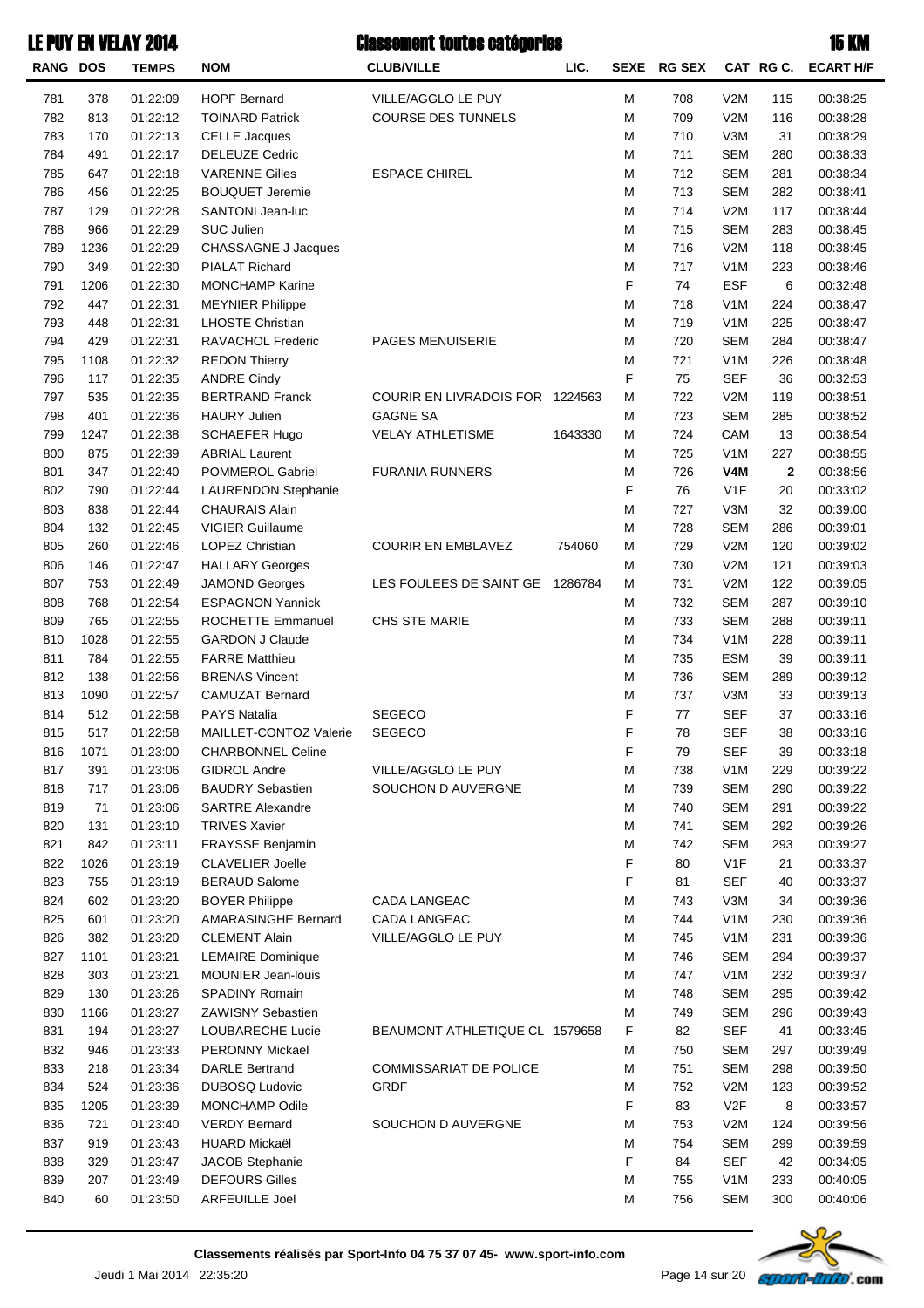# LE PUY EN VELAY 2014 — Classement toutes catégories — 15 KM

| RANG | DOS | TEMPS | NOM | CLUB/VILLE | LIC. | SEXE | RG SEX | CAT | RG C. | ECART H/F |
|---|---|---|---|---|---|---|---|---|---|---|
| 781 | 378 | 01:22:09 | HOPF Bernard | VILLE/AGGLO LE PUY | | M | 708 | V2M | 115 | 00:38:25 |
| 782 | 813 | 01:22:12 | TOINARD Patrick | COURSE DES TUNNELS | | M | 709 | V2M | 116 | 00:38:28 |
| 783 | 170 | 01:22:13 | CELLE Jacques | | | M | 710 | V3M | 31 | 00:38:29 |
| 784 | 491 | 01:22:17 | DELEUZE Cedric | | | M | 711 | SEM | 280 | 00:38:33 |
| 785 | 647 | 01:22:18 | VARENNE Gilles | ESPACE CHIREL | | M | 712 | SEM | 281 | 00:38:34 |
| 786 | 456 | 01:22:25 | BOUQUET Jeremie | | | M | 713 | SEM | 282 | 00:38:41 |
| 787 | 129 | 01:22:28 | SANTONI Jean-luc | | | M | 714 | V2M | 117 | 00:38:44 |
| 788 | 966 | 01:22:29 | SUC Julien | | | M | 715 | SEM | 283 | 00:38:45 |
| 789 | 1236 | 01:22:29 | CHASSAGNE J Jacques | | | M | 716 | V2M | 118 | 00:38:45 |
| 790 | 349 | 01:22:30 | PIALAT Richard | | | M | 717 | V1M | 223 | 00:38:46 |
| 791 | 1206 | 01:22:30 | MONCHAMP Karine | | | F | 74 | ESF | 6 | 00:32:48 |
| 792 | 447 | 01:22:31 | MEYNIER Philippe | | | M | 718 | V1M | 224 | 00:38:47 |
| 793 | 448 | 01:22:31 | LHOSTE Christian | | | M | 719 | V1M | 225 | 00:38:47 |
| 794 | 429 | 01:22:31 | RAVACHOL Frederic | PAGES MENUISERIE | | M | 720 | SEM | 284 | 00:38:47 |
| 795 | 1108 | 01:22:32 | REDON Thierry | | | M | 721 | V1M | 226 | 00:38:48 |
| 796 | 117 | 01:22:35 | ANDRE Cindy | | | F | 75 | SEF | 36 | 00:32:53 |
| 797 | 535 | 01:22:35 | BERTRAND Franck | COURIR EN LIVRADOIS FOR | 1224563 | M | 722 | V2M | 119 | 00:38:51 |
| 798 | 401 | 01:22:36 | HAURY Julien | GAGNE SA | | M | 723 | SEM | 285 | 00:38:52 |
| 799 | 1247 | 01:22:38 | SCHAEFER Hugo | VELAY ATHLETISME | 1643330 | M | 724 | CAM | 13 | 00:38:54 |
| 800 | 875 | 01:22:39 | ABRIAL Laurent | | | M | 725 | V1M | 227 | 00:38:55 |
| 801 | 347 | 01:22:40 | POMMEROL Gabriel | FURANIA RUNNERS | | M | 726 | **V4M** | **2** | 00:38:56 |
| 802 | 790 | 01:22:44 | LAURENDON Stephanie | | | F | 76 | V1F | 20 | 00:33:02 |
| 803 | 838 | 01:22:44 | CHAURAIS Alain | | | M | 727 | V3M | 32 | 00:39:00 |
| 804 | 132 | 01:22:45 | VIGIER Guillaume | | | M | 728 | SEM | 286 | 00:39:01 |
| 805 | 260 | 01:22:46 | LOPEZ Christian | COURIR EN EMBLAVEZ | 754060 | M | 729 | V2M | 120 | 00:39:02 |
| 806 | 146 | 01:22:47 | HALLARY Georges | | | M | 730 | V2M | 121 | 00:39:03 |
| 807 | 753 | 01:22:49 | JAMOND Georges | LES FOULEES DE SAINT GE | 1286784 | M | 731 | V2M | 122 | 00:39:05 |
| 808 | 768 | 01:22:54 | ESPAGNON Yannick | | | M | 732 | SEM | 287 | 00:39:10 |
| 809 | 765 | 01:22:55 | ROCHETTE Emmanuel | CHS STE MARIE | | M | 733 | SEM | 288 | 00:39:11 |
| 810 | 1028 | 01:22:55 | GARDON J Claude | | | M | 734 | V1M | 228 | 00:39:11 |
| 811 | 784 | 01:22:55 | FARRE Matthieu | | | M | 735 | ESM | 39 | 00:39:11 |
| 812 | 138 | 01:22:56 | BRENAS Vincent | | | M | 736 | SEM | 289 | 00:39:12 |
| 813 | 1090 | 01:22:57 | CAMUZAT Bernard | | | M | 737 | V3M | 33 | 00:39:13 |
| 814 | 512 | 01:22:58 | PAYS Natalia | SEGECO | | F | 77 | SEF | 37 | 00:33:16 |
| 815 | 517 | 01:22:58 | MAILLET-CONTOZ Valerie | SEGECO | | F | 78 | SEF | 38 | 00:33:16 |
| 816 | 1071 | 01:23:00 | CHARBONNEL Celine | | | F | 79 | SEF | 39 | 00:33:18 |
| 817 | 391 | 01:23:06 | GIDROL Andre | VILLE/AGGLO LE PUY | | M | 738 | V1M | 229 | 00:39:22 |
| 818 | 717 | 01:23:06 | BAUDRY Sebastien | SOUCHON D AUVERGNE | | M | 739 | SEM | 290 | 00:39:22 |
| 819 | 71 | 01:23:06 | SARTRE Alexandre | | | M | 740 | SEM | 291 | 00:39:22 |
| 820 | 131 | 01:23:10 | TRIVES Xavier | | | M | 741 | SEM | 292 | 00:39:26 |
| 821 | 842 | 01:23:11 | FRAYSSE Benjamin | | | M | 742 | SEM | 293 | 00:39:27 |
| 822 | 1026 | 01:23:19 | CLAVELIER Joelle | | | F | 80 | V1F | 21 | 00:33:37 |
| 823 | 755 | 01:23:19 | BERAUD Salome | | | F | 81 | SEF | 40 | 00:33:37 |
| 824 | 602 | 01:23:20 | BOYER Philippe | CADA LANGEAC | | M | 743 | V3M | 34 | 00:39:36 |
| 825 | 601 | 01:23:20 | AMARASINGHE Bernard | CADA LANGEAC | | M | 744 | V1M | 230 | 00:39:36 |
| 826 | 382 | 01:23:20 | CLEMENT Alain | VILLE/AGGLO LE PUY | | M | 745 | V1M | 231 | 00:39:36 |
| 827 | 1101 | 01:23:21 | LEMAIRE Dominique | | | M | 746 | SEM | 294 | 00:39:37 |
| 828 | 303 | 01:23:21 | MOUNIER Jean-louis | | | M | 747 | V1M | 232 | 00:39:37 |
| 829 | 130 | 01:23:26 | SPADINY Romain | | | M | 748 | SEM | 295 | 00:39:42 |
| 830 | 1166 | 01:23:27 | ZAWISNY Sebastien | | | M | 749 | SEM | 296 | 00:39:43 |
| 831 | 194 | 01:23:27 | LOUBARECHE Lucie | BEAUMONT ATHLETIQUE CL | 1579658 | F | 82 | SEF | 41 | 00:33:45 |
| 832 | 946 | 01:23:33 | PERONNY Mickael | | | M | 750 | SEM | 297 | 00:39:49 |
| 833 | 218 | 01:23:34 | DARLE Bertrand | COMMISSARIAT DE POLICE | | M | 751 | SEM | 298 | 00:39:50 |
| 834 | 524 | 01:23:36 | DUBOSQ Ludovic | GRDF | | M | 752 | V2M | 123 | 00:39:52 |
| 835 | 1205 | 01:23:39 | MONCHAMP Odile | | | F | 83 | V2F | 8 | 00:33:57 |
| 836 | 721 | 01:23:40 | VERDY Bernard | SOUCHON D AUVERGNE | | M | 753 | V2M | 124 | 00:39:56 |
| 837 | 919 | 01:23:43 | HUARD Mickaël | | | M | 754 | SEM | 299 | 00:39:59 |
| 838 | 329 | 01:23:47 | JACOB Stephanie | | | F | 84 | SEF | 42 | 00:34:05 |
| 839 | 207 | 01:23:49 | DEFOURS Gilles | | | M | 755 | V1M | 233 | 00:40:05 |
| 840 | 60 | 01:23:50 | ARFEUILLE Joel | | | M | 756 | SEM | 300 | 00:40:06 |

**Classements réalisés par Sport-Info 04 75 37 07 45- www.sport-info.com**

Jeudi 1 Mai 2014 22:35:20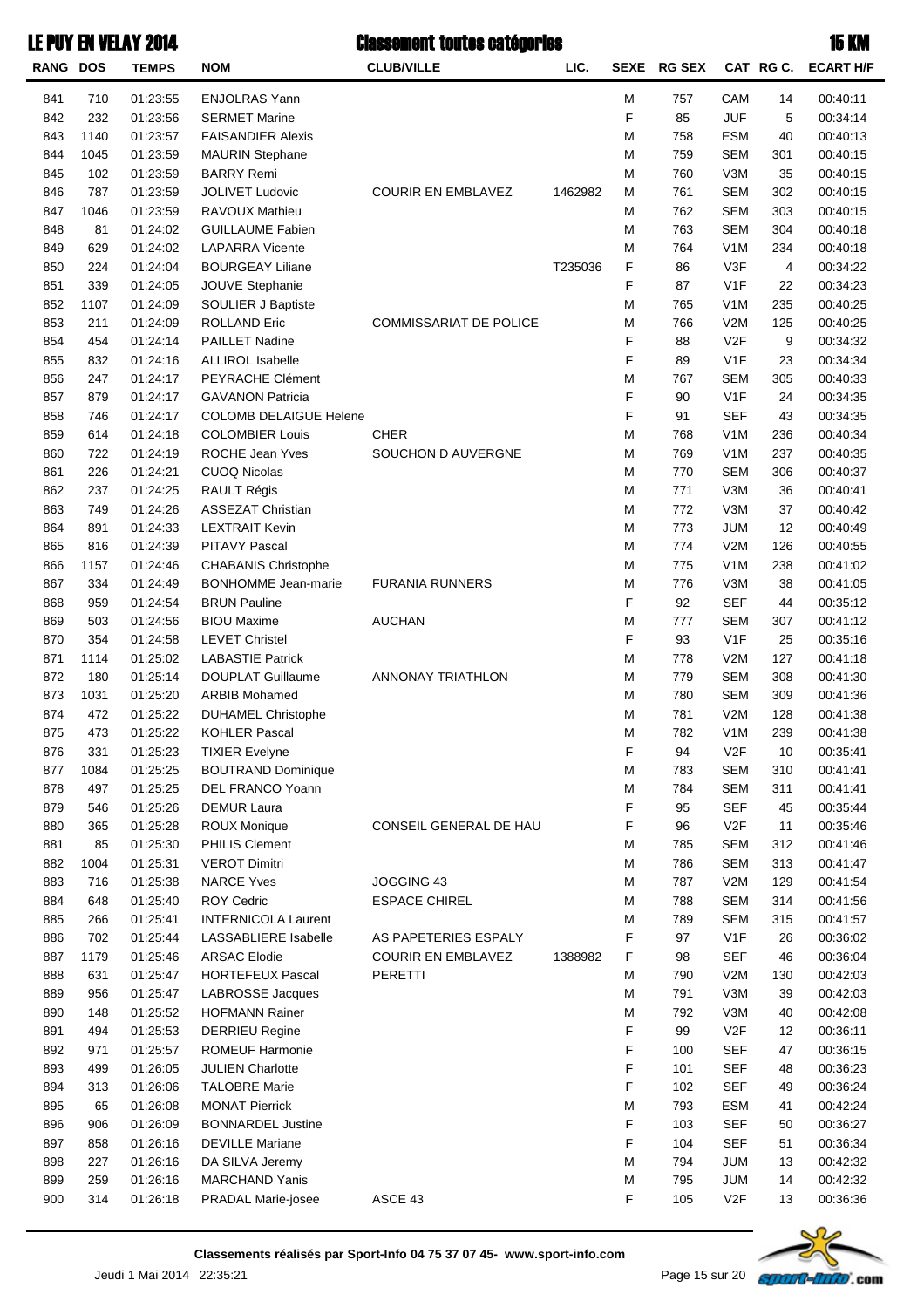# LE PUY EN VELAY 2014 — Classement toutes catégories — 15 KM

| RANG | DOS | TEMPS | NOM | CLUB/VILLE | LIC. | SEXE | RG SEX | CAT | RG C. | ECART H/F |
|---|---|---|---|---|---|---|---|---|---|---|
| 841 | 710 | 01:23:55 | ENJOLRAS Yann | | | M | 757 | CAM | 14 | 00:40:11 |
| 842 | 232 | 01:23:56 | SERMET Marine | | | F | 85 | JUF | 5 | 00:34:14 |
| 843 | 1140 | 01:23:57 | FAISANDIER Alexis | | | M | 758 | ESM | 40 | 00:40:13 |
| 844 | 1045 | 01:23:59 | MAURIN Stephane | | | M | 759 | SEM | 301 | 00:40:15 |
| 845 | 102 | 01:23:59 | BARRY Remi | | | M | 760 | V3M | 35 | 00:40:15 |
| 846 | 787 | 01:23:59 | JOLIVET Ludovic | COURIR EN EMBLAVEZ | 1462982 | M | 761 | SEM | 302 | 00:40:15 |
| 847 | 1046 | 01:23:59 | RAVOUX Mathieu | | | M | 762 | SEM | 303 | 00:40:15 |
| 848 | 81 | 01:24:02 | GUILLAUME Fabien | | | M | 763 | SEM | 304 | 00:40:18 |
| 849 | 629 | 01:24:02 | LAPARRA Vicente | | | M | 764 | V1M | 234 | 00:40:18 |
| 850 | 224 | 01:24:04 | BOURGEAY Liliane | | T235036 | F | 86 | V3F | 4 | 00:34:22 |
| 851 | 339 | 01:24:05 | JOUVE Stephanie | | | F | 87 | V1F | 22 | 00:34:23 |
| 852 | 1107 | 01:24:09 | SOULIER J Baptiste | | | M | 765 | V1M | 235 | 00:40:25 |
| 853 | 211 | 01:24:09 | ROLLAND Eric | COMMISSARIAT DE POLICE | | M | 766 | V2M | 125 | 00:40:25 |
| 854 | 454 | 01:24:14 | PAILLET Nadine | | | F | 88 | V2F | 9 | 00:34:32 |
| 855 | 832 | 01:24:16 | ALLIROL Isabelle | | | F | 89 | V1F | 23 | 00:34:34 |
| 856 | 247 | 01:24:17 | PEYRACHE Clément | | | M | 767 | SEM | 305 | 00:40:33 |
| 857 | 879 | 01:24:17 | GAVANON Patricia | | | F | 90 | V1F | 24 | 00:34:35 |
| 858 | 746 | 01:24:17 | COLOMB DELAIGUE Helene | | | F | 91 | SEF | 43 | 00:34:35 |
| 859 | 614 | 01:24:18 | COLOMBIER Louis | CHER | | M | 768 | V1M | 236 | 00:40:34 |
| 860 | 722 | 01:24:19 | ROCHE Jean Yves | SOUCHON D AUVERGNE | | M | 769 | V1M | 237 | 00:40:35 |
| 861 | 226 | 01:24:21 | CUOQ Nicolas | | | M | 770 | SEM | 306 | 00:40:37 |
| 862 | 237 | 01:24:25 | RAULT Régis | | | M | 771 | V3M | 36 | 00:40:41 |
| 863 | 749 | 01:24:26 | ASSEZAT Christian | | | M | 772 | V3M | 37 | 00:40:42 |
| 864 | 891 | 01:24:33 | LEXTRAIT Kevin | | | M | 773 | JUM | 12 | 00:40:49 |
| 865 | 816 | 01:24:39 | PITAVY Pascal | | | M | 774 | V2M | 126 | 00:40:55 |
| 866 | 1157 | 01:24:46 | CHABANIS Christophe | | | M | 775 | V1M | 238 | 00:41:02 |
| 867 | 334 | 01:24:49 | BONHOMME Jean-marie | FURANIA RUNNERS | | M | 776 | V3M | 38 | 00:41:05 |
| 868 | 959 | 01:24:54 | BRUN Pauline | | | F | 92 | SEF | 44 | 00:35:12 |
| 869 | 503 | 01:24:56 | BIOU Maxime | AUCHAN | | M | 777 | SEM | 307 | 00:41:12 |
| 870 | 354 | 01:24:58 | LEVET Christel | | | F | 93 | V1F | 25 | 00:35:16 |
| 871 | 1114 | 01:25:02 | LABASTIE Patrick | | | M | 778 | V2M | 127 | 00:41:18 |
| 872 | 180 | 01:25:14 | DOUPLAT Guillaume | ANNONAY TRIATHLON | | M | 779 | SEM | 308 | 00:41:30 |
| 873 | 1031 | 01:25:20 | ARBIB Mohamed | | | M | 780 | SEM | 309 | 00:41:36 |
| 874 | 472 | 01:25:22 | DUHAMEL Christophe | | | M | 781 | V2M | 128 | 00:41:38 |
| 875 | 473 | 01:25:22 | KOHLER Pascal | | | M | 782 | V1M | 239 | 00:41:38 |
| 876 | 331 | 01:25:23 | TIXIER Evelyne | | | F | 94 | V2F | 10 | 00:35:41 |
| 877 | 1084 | 01:25:25 | BOUTRAND Dominique | | | M | 783 | SEM | 310 | 00:41:41 |
| 878 | 497 | 01:25:25 | DEL FRANCO Yoann | | | M | 784 | SEM | 311 | 00:41:41 |
| 879 | 546 | 01:25:26 | DEMUR Laura | | | F | 95 | SEF | 45 | 00:35:44 |
| 880 | 365 | 01:25:28 | ROUX Monique | CONSEIL GENERAL DE HAU | | F | 96 | V2F | 11 | 00:35:46 |
| 881 | 85 | 01:25:30 | PHILIS Clement | | | M | 785 | SEM | 312 | 00:41:46 |
| 882 | 1004 | 01:25:31 | VEROT Dimitri | | | M | 786 | SEM | 313 | 00:41:47 |
| 883 | 716 | 01:25:38 | NARCE Yves | JOGGING 43 | | M | 787 | V2M | 129 | 00:41:54 |
| 884 | 648 | 01:25:40 | ROY Cedric | ESPACE CHIREL | | M | 788 | SEM | 314 | 00:41:56 |
| 885 | 266 | 01:25:41 | INTERNICOLA Laurent | | | M | 789 | SEM | 315 | 00:41:57 |
| 886 | 702 | 01:25:44 | LASSABLIERE Isabelle | AS PAPETERIES ESPALY | | F | 97 | V1F | 26 | 00:36:02 |
| 887 | 1179 | 01:25:46 | ARSAC Elodie | COURIR EN EMBLAVEZ | 1388982 | F | 98 | SEF | 46 | 00:36:04 |
| 888 | 631 | 01:25:47 | HORTEFEUX Pascal | PERETTI | | M | 790 | V2M | 130 | 00:42:03 |
| 889 | 956 | 01:25:47 | LABROSSE Jacques | | | M | 791 | V3M | 39 | 00:42:03 |
| 890 | 148 | 01:25:52 | HOFMANN Rainer | | | M | 792 | V3M | 40 | 00:42:08 |
| 891 | 494 | 01:25:53 | DERRIEU Regine | | | F | 99 | V2F | 12 | 00:36:11 |
| 892 | 971 | 01:25:57 | ROMEUF Harmonie | | | F | 100 | SEF | 47 | 00:36:15 |
| 893 | 499 | 01:26:05 | JULIEN Charlotte | | | F | 101 | SEF | 48 | 00:36:23 |
| 894 | 313 | 01:26:06 | TALOBRE Marie | | | F | 102 | SEF | 49 | 00:36:24 |
| 895 | 65 | 01:26:08 | MONAT Pierrick | | | M | 793 | ESM | 41 | 00:42:24 |
| 896 | 906 | 01:26:09 | BONNARDEL Justine | | | F | 103 | SEF | 50 | 00:36:27 |
| 897 | 858 | 01:26:16 | DEVILLE Mariane | | | F | 104 | SEF | 51 | 00:36:34 |
| 898 | 227 | 01:26:16 | DA SILVA Jeremy | | | M | 794 | JUM | 13 | 00:42:32 |
| 899 | 259 | 01:26:16 | MARCHAND Yanis | | | M | 795 | JUM | 14 | 00:42:32 |
| 900 | 314 | 01:26:18 | PRADAL Marie-josee | ASCE 43 | | F | 105 | V2F | 13 | 00:36:36 |

**Classements réalisés par Sport-Info 04 75 37 07 45- www.sport-info.com**

Jeudi 1 Mai 2014 22:35:21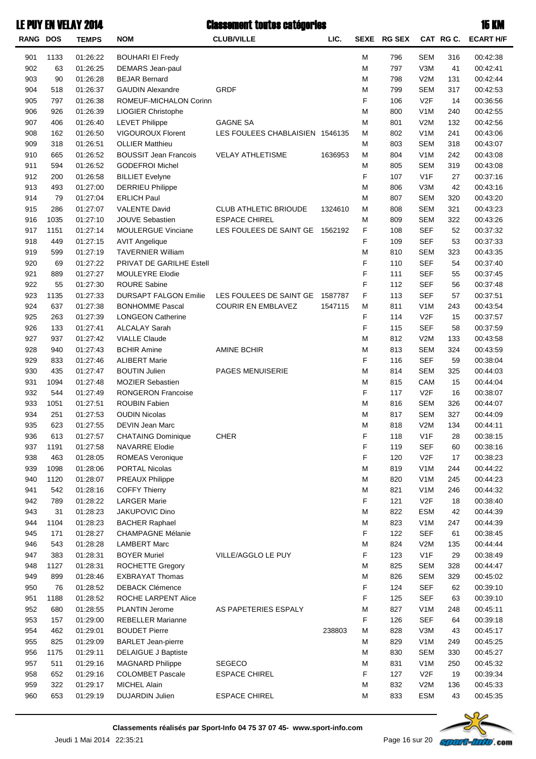# LE PUY EN VELAY 2014 — Classement toutes catégories — 15 KM

| RANG | DOS | TEMPS | NOM | CLUB/VILLE | LIC. | SEXE | RG SEX | CAT | RG C. | ECART H/F |
|---|---|---|---|---|---|---|---|---|---|---|
| 901 | 1133 | 01:26:22 | BOUHARI El Fredy | | | M | 796 | SEM | 316 | 00:42:38 |
| 902 | 63 | 01:26:25 | DEMARS Jean-paul | | | M | 797 | V3M | 41 | 00:42:41 |
| 903 | 90 | 01:26:28 | BEJAR Bernard | | | M | 798 | V2M | 131 | 00:42:44 |
| 904 | 518 | 01:26:37 | GAUDIN Alexandre | GRDF | | M | 799 | SEM | 317 | 00:42:53 |
| 905 | 797 | 01:26:38 | ROMEUF-MICHALON Corinn | | | F | 106 | V2F | 14 | 00:36:56 |
| 906 | 926 | 01:26:39 | LIOGIER Christophe | | | M | 800 | V1M | 240 | 00:42:55 |
| 907 | 406 | 01:26:40 | LEVET Philippe | GAGNE SA | | M | 801 | V2M | 132 | 00:42:56 |
| 908 | 162 | 01:26:50 | VIGOUROUX Florent | LES FOULEES CHABLAISIEN | 1546135 | M | 802 | V1M | 241 | 00:43:06 |
| 909 | 318 | 01:26:51 | OLLIER Matthieu | | | M | 803 | SEM | 318 | 00:43:07 |
| 910 | 665 | 01:26:52 | BOUSSIT Jean Francois | VELAY ATHLETISME | 1636953 | M | 804 | V1M | 242 | 00:43:08 |
| 911 | 594 | 01:26:52 | GODEFROI Michel | | | M | 805 | SEM | 319 | 00:43:08 |
| 912 | 200 | 01:26:58 | BILLIET Evelyne | | | F | 107 | V1F | 27 | 00:37:16 |
| 913 | 493 | 01:27:00 | DERRIEU Philippe | | | M | 806 | V3M | 42 | 00:43:16 |
| 914 | 79 | 01:27:04 | ERLICH Paul | | | M | 807 | SEM | 320 | 00:43:20 |
| 915 | 286 | 01:27:07 | VALENTE David | CLUB ATHLETIC BRIOUDE | 1324610 | M | 808 | SEM | 321 | 00:43:23 |
| 916 | 1035 | 01:27:10 | JOUVE Sebastien | ESPACE CHIREL | | M | 809 | SEM | 322 | 00:43:26 |
| 917 | 1151 | 01:27:14 | MOULERGUE Vinciane | LES FOULEES DE SAINT GE | 1562192 | F | 108 | SEF | 52 | 00:37:32 |
| 918 | 449 | 01:27:15 | AVIT Angelique | | | F | 109 | SEF | 53 | 00:37:33 |
| 919 | 599 | 01:27:19 | TAVERNIER William | | | M | 810 | SEM | 323 | 00:43:35 |
| 920 | 69 | 01:27:22 | PRIVAT DE GARILHE Estell | | | F | 110 | SEF | 54 | 00:37:40 |
| 921 | 889 | 01:27:27 | MOULEYRE Elodie | | | F | 111 | SEF | 55 | 00:37:45 |
| 922 | 55 | 01:27:30 | ROURE Sabine | | | F | 112 | SEF | 56 | 00:37:48 |
| 923 | 1135 | 01:27:33 | DURSAPT FALGON Emilie | LES FOULEES DE SAINT GE | 1587787 | F | 113 | SEF | 57 | 00:37:51 |
| 924 | 637 | 01:27:38 | BONHOMME Pascal | COURIR EN EMBLAVEZ | 1547115 | M | 811 | V1M | 243 | 00:43:54 |
| 925 | 263 | 01:27:39 | LONGEON Catherine | | | F | 114 | V2F | 15 | 00:37:57 |
| 926 | 133 | 01:27:41 | ALCALAY Sarah | | | F | 115 | SEF | 58 | 00:37:59 |
| 927 | 937 | 01:27:42 | VIALLE Claude | | | M | 812 | V2M | 133 | 00:43:58 |
| 928 | 940 | 01:27:43 | BCHIR Amine | AMINE BCHIR | | M | 813 | SEM | 324 | 00:43:59 |
| 929 | 833 | 01:27:46 | ALIBERT Marie | | | F | 116 | SEF | 59 | 00:38:04 |
| 930 | 435 | 01:27:47 | BOUTIN Julien | PAGES MENUISERIE | | M | 814 | SEM | 325 | 00:44:03 |
| 931 | 1094 | 01:27:48 | MOZIER Sebastien | | | M | 815 | CAM | 15 | 00:44:04 |
| 932 | 544 | 01:27:49 | RONGERON Francoise | | | F | 117 | V2F | 16 | 00:38:07 |
| 933 | 1051 | 01:27:51 | ROUBIN Fabien | | | M | 816 | SEM | 326 | 00:44:07 |
| 934 | 251 | 01:27:53 | OUDIN Nicolas | | | M | 817 | SEM | 327 | 00:44:09 |
| 935 | 623 | 01:27:55 | DEVIN Jean Marc | | | M | 818 | V2M | 134 | 00:44:11 |
| 936 | 613 | 01:27:57 | CHATAING Dominique | CHER | | F | 118 | V1F | 28 | 00:38:15 |
| 937 | 1191 | 01:27:58 | NAVARRE Elodie | | | F | 119 | SEF | 60 | 00:38:16 |
| 938 | 463 | 01:28:05 | ROMEAS Veronique | | | F | 120 | V2F | 17 | 00:38:23 |
| 939 | 1098 | 01:28:06 | PORTAL Nicolas | | | M | 819 | V1M | 244 | 00:44:22 |
| 940 | 1120 | 01:28:07 | PREAUX Philippe | | | M | 820 | V1M | 245 | 00:44:23 |
| 941 | 542 | 01:28:16 | COFFY Thierry | | | M | 821 | V1M | 246 | 00:44:32 |
| 942 | 789 | 01:28:22 | LARGER Marie | | | F | 121 | V2F | 18 | 00:38:40 |
| 943 | 31 | 01:28:23 | JAKUPOVIC Dino | | | M | 822 | ESM | 42 | 00:44:39 |
| 944 | 1104 | 01:28:23 | BACHER Raphael | | | M | 823 | V1M | 247 | 00:44:39 |
| 945 | 171 | 01:28:27 | CHAMPAGNE Mélanie | | | F | 122 | SEF | 61 | 00:38:45 |
| 946 | 543 | 01:28:28 | LAMBERT Marc | | | M | 824 | V2M | 135 | 00:44:44 |
| 947 | 383 | 01:28:31 | BOYER Muriel | VILLE/AGGLO LE PUY | | F | 123 | V1F | 29 | 00:38:49 |
| 948 | 1127 | 01:28:31 | ROCHETTE Gregory | | | M | 825 | SEM | 328 | 00:44:47 |
| 949 | 899 | 01:28:46 | EXBRAYAT Thomas | | | M | 826 | SEM | 329 | 00:45:02 |
| 950 | 76 | 01:28:52 | DEBACK Clémence | | | F | 124 | SEF | 62 | 00:39:10 |
| 951 | 1188 | 01:28:52 | ROCHE LARPENT Alice | | | F | 125 | SEF | 63 | 00:39:10 |
| 952 | 680 | 01:28:55 | PLANTIN Jerome | AS PAPETERIES ESPALY | | M | 827 | V1M | 248 | 00:45:11 |
| 953 | 157 | 01:29:00 | REBELLER Marianne | | | F | 126 | SEF | 64 | 00:39:18 |
| 954 | 462 | 01:29:01 | BOUDET Pierre | | 238803 | M | 828 | V3M | 43 | 00:45:17 |
| 955 | 825 | 01:29:09 | BARLET Jean-pierre | | | M | 829 | V1M | 249 | 00:45:25 |
| 956 | 1175 | 01:29:11 | DELAIGUE J Baptiste | | | M | 830 | SEM | 330 | 00:45:27 |
| 957 | 511 | 01:29:16 | MAGNARD Philippe | SEGECO | | M | 831 | V1M | 250 | 00:45:32 |
| 958 | 652 | 01:29:16 | COLOMBET Pascale | ESPACE CHIREL | | F | 127 | V2F | 19 | 00:39:34 |
| 959 | 322 | 01:29:17 | MICHEL Alain | | | M | 832 | V2M | 136 | 00:45:33 |
| 960 | 653 | 01:29:19 | DUJARDIN Julien | ESPACE CHIREL | | M | 833 | ESM | 43 | 00:45:35 |

**Classements réalisés par Sport-Info 04 75 37 07 45- www.sport-info.com**

Jeudi 1 Mai 2014 22:35:21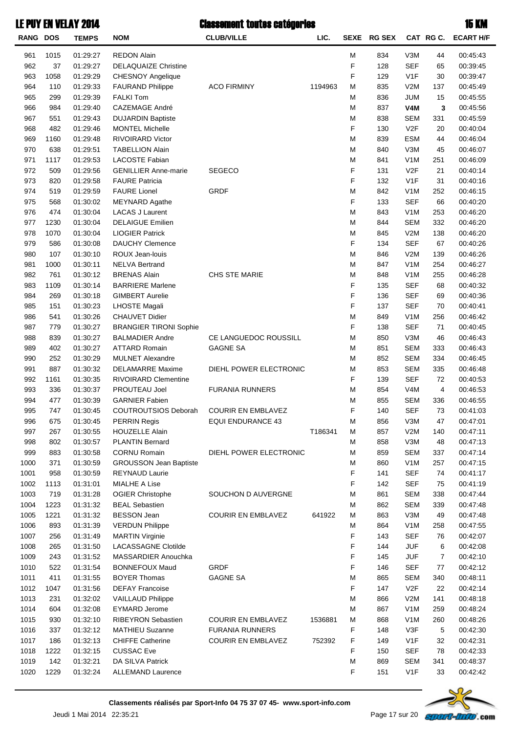# LE PUY EN VELAY 2014 — Classement toutes catégories — 15 KM

| RANG | DOS | TEMPS | NOM | CLUB/VILLE | LIC. | SEXE | RG SEX | CAT | RG C. | ECART H/F |
|---|---|---|---|---|---|---|---|---|---|---|
| 961 | 1015 | 01:29:27 | REDON Alain | | | M | 834 | V3M | 44 | 00:45:43 |
| 962 | 37 | 01:29:27 | DELAQUAIZE Christine | | | F | 128 | SEF | 65 | 00:39:45 |
| 963 | 1058 | 01:29:29 | CHESNOY Angelique | | | F | 129 | V1F | 30 | 00:39:47 |
| 964 | 110 | 01:29:33 | FAURAND Philippe | ACO FIRMINY | 1194963 | M | 835 | V2M | 137 | 00:45:49 |
| 965 | 299 | 01:29:39 | FALKI Tom | | | M | 836 | JUM | 15 | 00:45:55 |
| 966 | 984 | 01:29:40 | CAZEMAGE André | | | M | 837 | **V4M** | **3** | 00:45:56 |
| 967 | 551 | 01:29:43 | DUJARDIN Baptiste | | | M | 838 | SEM | 331 | 00:45:59 |
| 968 | 482 | 01:29:46 | MONTEL Michelle | | | F | 130 | V2F | 20 | 00:40:04 |
| 969 | 1160 | 01:29:48 | RIVOIRARD Victor | | | M | 839 | ESM | 44 | 00:46:04 |
| 970 | 638 | 01:29:51 | TABELLION Alain | | | M | 840 | V3M | 45 | 00:46:07 |
| 971 | 1117 | 01:29:53 | LACOSTE Fabian | | | M | 841 | V1M | 251 | 00:46:09 |
| 972 | 509 | 01:29:56 | GENILLIER Anne-marie | SEGECO | | F | 131 | V2F | 21 | 00:40:14 |
| 973 | 820 | 01:29:58 | FAURE Patricia | | | F | 132 | V1F | 31 | 00:40:16 |
| 974 | 519 | 01:29:59 | FAURE Lionel | GRDF | | M | 842 | V1M | 252 | 00:46:15 |
| 975 | 568 | 01:30:02 | MEYNARD Agathe | | | F | 133 | SEF | 66 | 00:40:20 |
| 976 | 474 | 01:30:04 | LACAS J Laurent | | | M | 843 | V1M | 253 | 00:46:20 |
| 977 | 1230 | 01:30:04 | DELAIGUE Emilien | | | M | 844 | SEM | 332 | 00:46:20 |
| 978 | 1070 | 01:30:04 | LIOGIER Patrick | | | M | 845 | V2M | 138 | 00:46:20 |
| 979 | 586 | 01:30:08 | DAUCHY Clemence | | | F | 134 | SEF | 67 | 00:40:26 |
| 980 | 107 | 01:30:10 | ROUX Jean-louis | | | M | 846 | V2M | 139 | 00:46:26 |
| 981 | 1000 | 01:30:11 | NELVA Bertrand | | | M | 847 | V1M | 254 | 00:46:27 |
| 982 | 761 | 01:30:12 | BRENAS Alain | CHS STE MARIE | | M | 848 | V1M | 255 | 00:46:28 |
| 983 | 1109 | 01:30:14 | BARRIERE Marlene | | | F | 135 | SEF | 68 | 00:40:32 |
| 984 | 269 | 01:30:18 | GIMBERT Aurelie | | | F | 136 | SEF | 69 | 00:40:36 |
| 985 | 151 | 01:30:23 | LHOSTE Magali | | | F | 137 | SEF | 70 | 00:40:41 |
| 986 | 541 | 01:30:26 | CHAUVET Didier | | | M | 849 | V1M | 256 | 00:46:42 |
| 987 | 779 | 01:30:27 | BRANGIER TIRONI Sophie | | | F | 138 | SEF | 71 | 00:40:45 |
| 988 | 839 | 01:30:27 | BALMADIER Andre | CE LANGUEDOC ROUSSILL | | M | 850 | V3M | 46 | 00:46:43 |
| 989 | 402 | 01:30:27 | ATTARD Romain | GAGNE SA | | M | 851 | SEM | 333 | 00:46:43 |
| 990 | 252 | 01:30:29 | MULNET Alexandre | | | M | 852 | SEM | 334 | 00:46:45 |
| 991 | 887 | 01:30:32 | DELAMARRE Maxime | DIEHL POWER ELECTRONIC | | M | 853 | SEM | 335 | 00:46:48 |
| 992 | 1161 | 01:30:35 | RIVOIRARD Clementine | | | F | 139 | SEF | 72 | 00:40:53 |
| 993 | 336 | 01:30:37 | PROUTEAU Joel | FURANIA RUNNERS | | M | 854 | V4M | 4 | 00:46:53 |
| 994 | 477 | 01:30:39 | GARNIER Fabien | | | M | 855 | SEM | 336 | 00:46:55 |
| 995 | 747 | 01:30:45 | COUTROUTSIOS Deborah | COURIR EN EMBLAVEZ | | F | 140 | SEF | 73 | 00:41:03 |
| 996 | 675 | 01:30:45 | PERRIN Regis | EQUI ENDURANCE 43 | | M | 856 | V3M | 47 | 00:47:01 |
| 997 | 267 | 01:30:55 | HOUZELLE Alain | | T186341 | M | 857 | V2M | 140 | 00:47:11 |
| 998 | 802 | 01:30:57 | PLANTIN Bernard | | | M | 858 | V3M | 48 | 00:47:13 |
| 999 | 883 | 01:30:58 | CORNU Romain | DIEHL POWER ELECTRONIC | | M | 859 | SEM | 337 | 00:47:14 |
| 1000 | 371 | 01:30:59 | GROUSSON Jean Baptiste | | | M | 860 | V1M | 257 | 00:47:15 |
| 1001 | 958 | 01:30:59 | REYNAUD Laurie | | | F | 141 | SEF | 74 | 00:41:17 |
| 1002 | 1113 | 01:31:01 | MIALHE A Lise | | | F | 142 | SEF | 75 | 00:41:19 |
| 1003 | 719 | 01:31:28 | OGIER Christophe | SOUCHON D AUVERGNE | | M | 861 | SEM | 338 | 00:47:44 |
| 1004 | 1223 | 01:31:32 | BEAL Sebastien | | | M | 862 | SEM | 339 | 00:47:48 |
| 1005 | 1221 | 01:31:32 | BESSON Jean | COURIR EN EMBLAVEZ | 641922 | M | 863 | V3M | 49 | 00:47:48 |
| 1006 | 893 | 01:31:39 | VERDUN Philippe | | | M | 864 | V1M | 258 | 00:47:55 |
| 1007 | 256 | 01:31:49 | MARTIN Virginie | | | F | 143 | SEF | 76 | 00:42:07 |
| 1008 | 265 | 01:31:50 | LACASSAGNE Clotilde | | | F | 144 | JUF | 6 | 00:42:08 |
| 1009 | 243 | 01:31:52 | MASSARDIER Anouchka | | | F | 145 | JUF | 7 | 00:42:10 |
| 1010 | 522 | 01:31:54 | BONNEFOUX Maud | GRDF | | F | 146 | SEF | 77 | 00:42:12 |
| 1011 | 411 | 01:31:55 | BOYER Thomas | GAGNE SA | | M | 865 | SEM | 340 | 00:48:11 |
| 1012 | 1047 | 01:31:56 | DEFAY Francoise | | | F | 147 | V2F | 22 | 00:42:14 |
| 1013 | 231 | 01:32:02 | VAILLAUD Philippe | | | M | 866 | V2M | 141 | 00:48:18 |
| 1014 | 604 | 01:32:08 | EYMARD Jerome | | | M | 867 | V1M | 259 | 00:48:24 |
| 1015 | 930 | 01:32:10 | RIBEYRON Sebastien | COURIR EN EMBLAVEZ | 1536881 | M | 868 | V1M | 260 | 00:48:26 |
| 1016 | 337 | 01:32:12 | MATHIEU Suzanne | FURANIA RUNNERS | | F | 148 | V3F | 5 | 00:42:30 |
| 1017 | 186 | 01:32:13 | CHIFFE Catherine | COURIR EN EMBLAVEZ | 752392 | F | 149 | V1F | 32 | 00:42:31 |
| 1018 | 1222 | 01:32:15 | CUSSAC Eve | | | F | 150 | SEF | 78 | 00:42:33 |
| 1019 | 142 | 01:32:21 | DA SILVA Patrick | | | M | 869 | SEM | 341 | 00:48:37 |
| 1020 | 1229 | 01:32:24 | ALLEMAND Laurence | | | F | 151 | V1F | 33 | 00:42:42 |

**Classements réalisés par Sport-Info 04 75 37 07 45- www.sport-info.com**

Jeudi 1 Mai 2014 22:35:21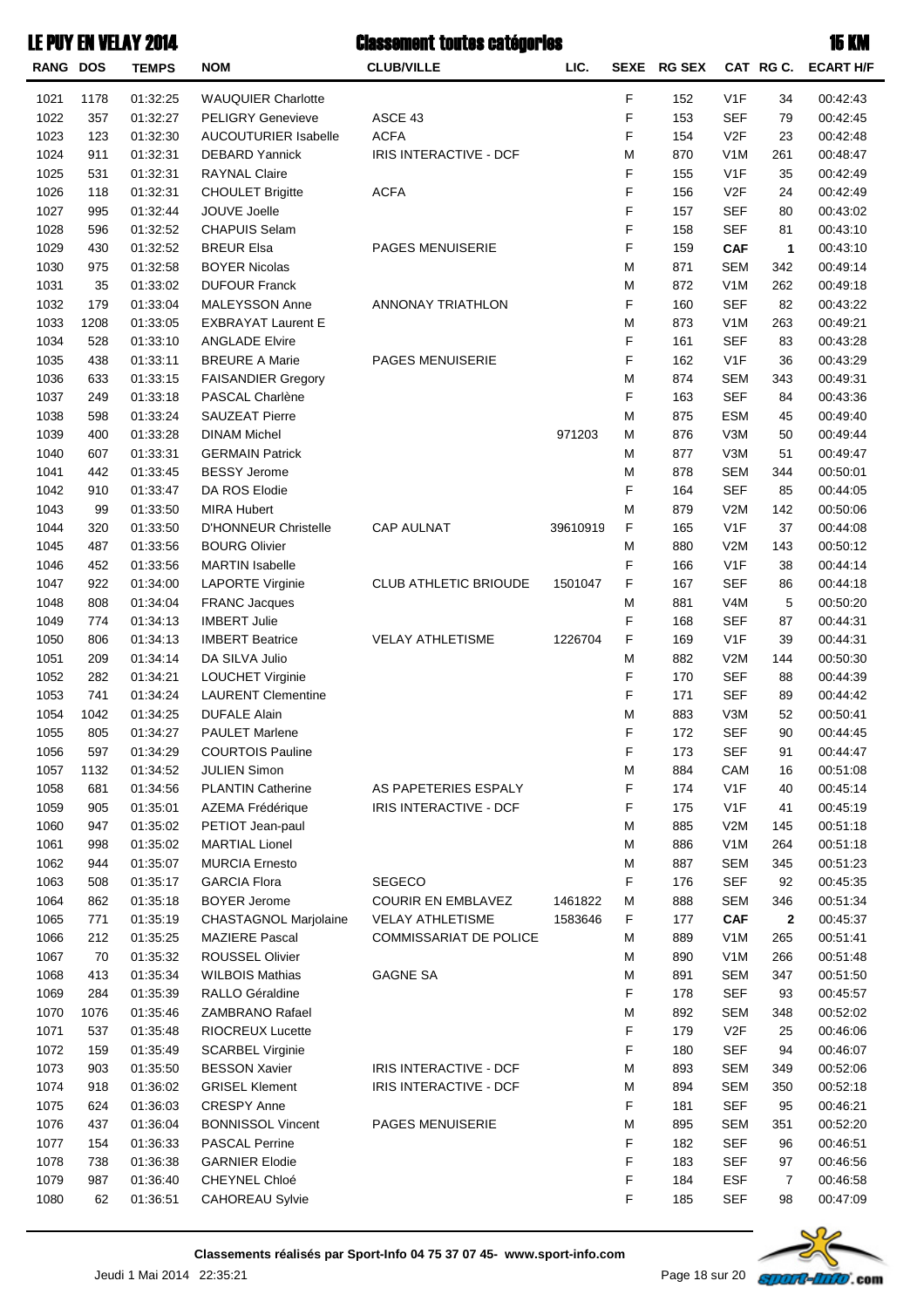# LE PUY EN VELAY 2014 — Classement toutes catégories — 15 KM

| RANG | DOS | TEMPS | NOM | CLUB/VILLE | LIC. | SEXE | RG SEX | CAT | RG C. | ECART H/F |
|---|---|---|---|---|---|---|---|---|---|---|
| 1021 | 1178 | 01:32:25 | WAUQUIER Charlotte | | | F | 152 | V1F | 34 | 00:42:43 |
| 1022 | 357 | 01:32:27 | PELIGRY Genevieve | ASCE 43 | | F | 153 | SEF | 79 | 00:42:45 |
| 1023 | 123 | 01:32:30 | AUCOUTURIER Isabelle | ACFA | | F | 154 | V2F | 23 | 00:42:48 |
| 1024 | 911 | 01:32:31 | DEBARD Yannick | IRIS INTERACTIVE - DCF | | M | 870 | V1M | 261 | 00:48:47 |
| 1025 | 531 | 01:32:31 | RAYNAL Claire | | | F | 155 | V1F | 35 | 00:42:49 |
| 1026 | 118 | 01:32:31 | CHOULET Brigitte | ACFA | | F | 156 | V2F | 24 | 00:42:49 |
| 1027 | 995 | 01:32:44 | JOUVE Joelle | | | F | 157 | SEF | 80 | 00:43:02 |
| 1028 | 596 | 01:32:52 | CHAPUIS Selam | | | F | 158 | SEF | 81 | 00:43:10 |
| 1029 | 430 | 01:32:52 | BREUR Elsa | PAGES MENUISERIE | | F | 159 | **CAF** | **1** | 00:43:10 |
| 1030 | 975 | 01:32:58 | BOYER Nicolas | | | M | 871 | SEM | 342 | 00:49:14 |
| 1031 | 35 | 01:33:02 | DUFOUR Franck | | | M | 872 | V1M | 262 | 00:49:18 |
| 1032 | 179 | 01:33:04 | MALEYSSON Anne | ANNONAY TRIATHLON | | F | 160 | SEF | 82 | 00:43:22 |
| 1033 | 1208 | 01:33:05 | EXBRAYAT Laurent E | | | M | 873 | V1M | 263 | 00:49:21 |
| 1034 | 528 | 01:33:10 | ANGLADE Elvire | | | F | 161 | SEF | 83 | 00:43:28 |
| 1035 | 438 | 01:33:11 | BREURE A Marie | PAGES MENUISERIE | | F | 162 | V1F | 36 | 00:43:29 |
| 1036 | 633 | 01:33:15 | FAISANDIER Gregory | | | M | 874 | SEM | 343 | 00:49:31 |
| 1037 | 249 | 01:33:18 | PASCAL Charlène | | | F | 163 | SEF | 84 | 00:43:36 |
| 1038 | 598 | 01:33:24 | SAUZEAT Pierre | | | M | 875 | ESM | 45 | 00:49:40 |
| 1039 | 400 | 01:33:28 | DINAM Michel | | 971203 | M | 876 | V3M | 50 | 00:49:44 |
| 1040 | 607 | 01:33:31 | GERMAIN Patrick | | | M | 877 | V3M | 51 | 00:49:47 |
| 1041 | 442 | 01:33:45 | BESSY Jerome | | | M | 878 | SEM | 344 | 00:50:01 |
| 1042 | 910 | 01:33:47 | DA ROS Elodie | | | F | 164 | SEF | 85 | 00:44:05 |
| 1043 | 99 | 01:33:50 | MIRA Hubert | | | M | 879 | V2M | 142 | 00:50:06 |
| 1044 | 320 | 01:33:50 | D'HONNEUR Christelle | CAP AULNAT | 39610919 | F | 165 | V1F | 37 | 00:44:08 |
| 1045 | 487 | 01:33:56 | BOURG Olivier | | | M | 880 | V2M | 143 | 00:50:12 |
| 1046 | 452 | 01:33:56 | MARTIN Isabelle | | | F | 166 | V1F | 38 | 00:44:14 |
| 1047 | 922 | 01:34:00 | LAPORTE Virginie | CLUB ATHLETIC BRIOUDE | 1501047 | F | 167 | SEF | 86 | 00:44:18 |
| 1048 | 808 | 01:34:04 | FRANC Jacques | | | M | 881 | V4M | 5 | 00:50:20 |
| 1049 | 774 | 01:34:13 | IMBERT Julie | | | F | 168 | SEF | 87 | 00:44:31 |
| 1050 | 806 | 01:34:13 | IMBERT Beatrice | VELAY ATHLETISME | 1226704 | F | 169 | V1F | 39 | 00:44:31 |
| 1051 | 209 | 01:34:14 | DA SILVA Julio | | | M | 882 | V2M | 144 | 00:50:30 |
| 1052 | 282 | 01:34:21 | LOUCHET Virginie | | | F | 170 | SEF | 88 | 00:44:39 |
| 1053 | 741 | 01:34:24 | LAURENT Clementine | | | F | 171 | SEF | 89 | 00:44:42 |
| 1054 | 1042 | 01:34:25 | DUFALE Alain | | | M | 883 | V3M | 52 | 00:50:41 |
| 1055 | 805 | 01:34:27 | PAULET Marlene | | | F | 172 | SEF | 90 | 00:44:45 |
| 1056 | 597 | 01:34:29 | COURTOIS Pauline | | | F | 173 | SEF | 91 | 00:44:47 |
| 1057 | 1132 | 01:34:52 | JULIEN Simon | | | M | 884 | CAM | 16 | 00:51:08 |
| 1058 | 681 | 01:34:56 | PLANTIN Catherine | AS PAPETERIES ESPALY | | F | 174 | V1F | 40 | 00:45:14 |
| 1059 | 905 | 01:35:01 | AZEMA Frédérique | IRIS INTERACTIVE - DCF | | F | 175 | V1F | 41 | 00:45:19 |
| 1060 | 947 | 01:35:02 | PETIOT Jean-paul | | | M | 885 | V2M | 145 | 00:51:18 |
| 1061 | 998 | 01:35:02 | MARTIAL Lionel | | | M | 886 | V1M | 264 | 00:51:18 |
| 1062 | 944 | 01:35:07 | MURCIA Ernesto | | | M | 887 | SEM | 345 | 00:51:23 |
| 1063 | 508 | 01:35:17 | GARCIA Flora | SEGECO | | F | 176 | SEF | 92 | 00:45:35 |
| 1064 | 862 | 01:35:18 | BOYER Jerome | COURIR EN EMBLAVEZ | 1461822 | M | 888 | SEM | 346 | 00:51:34 |
| 1065 | 771 | 01:35:19 | CHASTAGNOL Marjolaine | VELAY ATHLETISME | 1583646 | F | 177 | **CAF** | **2** | 00:45:37 |
| 1066 | 212 | 01:35:25 | MAZIERE Pascal | COMMISSARIAT DE POLICE | | M | 889 | V1M | 265 | 00:51:41 |
| 1067 | 70 | 01:35:32 | ROUSSEL Olivier | | | M | 890 | V1M | 266 | 00:51:48 |
| 1068 | 413 | 01:35:34 | WILBOIS Mathias | GAGNE SA | | M | 891 | SEM | 347 | 00:51:50 |
| 1069 | 284 | 01:35:39 | RALLO Géraldine | | | F | 178 | SEF | 93 | 00:45:57 |
| 1070 | 1076 | 01:35:46 | ZAMBRANO Rafael | | | M | 892 | SEM | 348 | 00:52:02 |
| 1071 | 537 | 01:35:48 | RIOCREUX Lucette | | | F | 179 | V2F | 25 | 00:46:06 |
| 1072 | 159 | 01:35:49 | SCARBEL Virginie | | | F | 180 | SEF | 94 | 00:46:07 |
| 1073 | 903 | 01:35:50 | BESSON Xavier | IRIS INTERACTIVE - DCF | | M | 893 | SEM | 349 | 00:52:06 |
| 1074 | 918 | 01:36:02 | GRISEL Klement | IRIS INTERACTIVE - DCF | | M | 894 | SEM | 350 | 00:52:18 |
| 1075 | 624 | 01:36:03 | CRESPY Anne | | | F | 181 | SEF | 95 | 00:46:21 |
| 1076 | 437 | 01:36:04 | BONNISSOL Vincent | PAGES MENUISERIE | | M | 895 | SEM | 351 | 00:52:20 |
| 1077 | 154 | 01:36:33 | PASCAL Perrine | | | F | 182 | SEF | 96 | 00:46:51 |
| 1078 | 738 | 01:36:38 | GARNIER Elodie | | | F | 183 | SEF | 97 | 00:46:56 |
| 1079 | 987 | 01:36:40 | CHEYNEL Chloé | | | F | 184 | ESF | 7 | 00:46:58 |
| 1080 | 62 | 01:36:51 | CAHOREAU Sylvie | | | F | 185 | SEF | 98 | 00:47:09 |

**Classements réalisés par Sport-Info 04 75 37 07 45- www.sport-info.com**

Jeudi 1 Mai 2014 22:35:21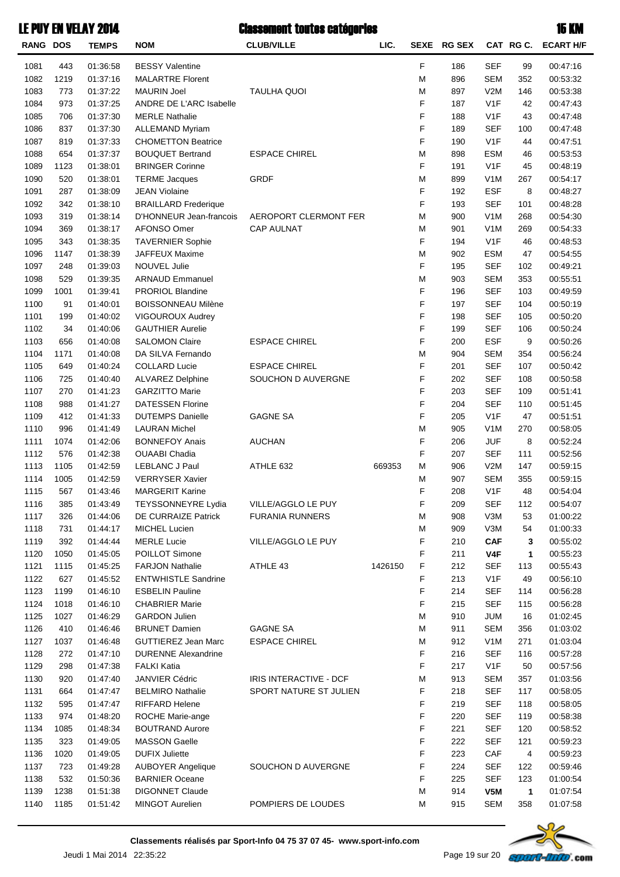# LE PUY EN VELAY 2014 — Classement toutes catégories — 15 KM

| RANG | DOS | TEMPS | NOM | CLUB/VILLE | LIC. | SEXE | RG SEX | CAT | RG C. | ECART H/F |
|---|---|---|---|---|---|---|---|---|---|---|
| 1081 | 443 | 01:36:58 | BESSY Valentine | | | F | 186 | SEF | 99 | 00:47:16 |
| 1082 | 1219 | 01:37:16 | MALARTRE Florent | | | M | 896 | SEM | 352 | 00:53:32 |
| 1083 | 773 | 01:37:22 | MAURIN Joel | TAULHA QUOI | | M | 897 | V2M | 146 | 00:53:38 |
| 1084 | 973 | 01:37:25 | ANDRE DE L'ARC Isabelle | | | F | 187 | V1F | 42 | 00:47:43 |
| 1085 | 706 | 01:37:30 | MERLE Nathalie | | | F | 188 | V1F | 43 | 00:47:48 |
| 1086 | 837 | 01:37:30 | ALLEMAND Myriam | | | F | 189 | SEF | 100 | 00:47:48 |
| 1087 | 819 | 01:37:33 | CHOMETTON Beatrice | | | F | 190 | V1F | 44 | 00:47:51 |
| 1088 | 654 | 01:37:37 | BOUQUET Bertrand | ESPACE CHIREL | | M | 898 | ESM | 46 | 00:53:53 |
| 1089 | 1123 | 01:38:01 | BRINGER Corinne | | | F | 191 | V1F | 45 | 00:48:19 |
| 1090 | 520 | 01:38:01 | TERME Jacques | GRDF | | M | 899 | V1M | 267 | 00:54:17 |
| 1091 | 287 | 01:38:09 | JEAN Violaine | | | F | 192 | ESF | 8 | 00:48:27 |
| 1092 | 342 | 01:38:10 | BRAILLARD Frederique | | | F | 193 | SEF | 101 | 00:48:28 |
| 1093 | 319 | 01:38:14 | D'HONNEUR Jean-francois | AEROPORT CLERMONT FER | | M | 900 | V1M | 268 | 00:54:30 |
| 1094 | 369 | 01:38:17 | AFONSO Omer | CAP AULNAT | | M | 901 | V1M | 269 | 00:54:33 |
| 1095 | 343 | 01:38:35 | TAVERNIER Sophie | | | F | 194 | V1F | 46 | 00:48:53 |
| 1096 | 1147 | 01:38:39 | JAFFEUX Maxime | | | M | 902 | ESM | 47 | 00:54:55 |
| 1097 | 248 | 01:39:03 | NOUVEL Julie | | | F | 195 | SEF | 102 | 00:49:21 |
| 1098 | 529 | 01:39:35 | ARNAUD Emmanuel | | | M | 903 | SEM | 353 | 00:55:51 |
| 1099 | 1001 | 01:39:41 | PRORIOL Blandine | | | F | 196 | SEF | 103 | 00:49:59 |
| 1100 | 91 | 01:40:01 | BOISSONNEAU Milène | | | F | 197 | SEF | 104 | 00:50:19 |
| 1101 | 199 | 01:40:02 | VIGOUROUX Audrey | | | F | 198 | SEF | 105 | 00:50:20 |
| 1102 | 34 | 01:40:06 | GAUTHIER Aurelie | | | F | 199 | SEF | 106 | 00:50:24 |
| 1103 | 656 | 01:40:08 | SALOMON Claire | ESPACE CHIREL | | F | 200 | ESF | 9 | 00:50:26 |
| 1104 | 1171 | 01:40:08 | DA SILVA Fernando | | | M | 904 | SEM | 354 | 00:56:24 |
| 1105 | 649 | 01:40:24 | COLLARD Lucie | ESPACE CHIREL | | F | 201 | SEF | 107 | 00:50:42 |
| 1106 | 725 | 01:40:40 | ALVAREZ Delphine | SOUCHON D AUVERGNE | | F | 202 | SEF | 108 | 00:50:58 |
| 1107 | 270 | 01:41:23 | GARZITTO Marie | | | F | 203 | SEF | 109 | 00:51:41 |
| 1108 | 988 | 01:41:27 | DATESSEN Florine | | | F | 204 | SEF | 110 | 00:51:45 |
| 1109 | 412 | 01:41:33 | DUTEMPS Danielle | GAGNE SA | | F | 205 | V1F | 47 | 00:51:51 |
| 1110 | 996 | 01:41:49 | LAURAN Michel | | | M | 905 | V1M | 270 | 00:58:05 |
| 1111 | 1074 | 01:42:06 | BONNEFOY Anais | AUCHAN | | F | 206 | JUF | 8 | 00:52:24 |
| 1112 | 576 | 01:42:38 | OUAABI Chadia | | | F | 207 | SEF | 111 | 00:52:56 |
| 1113 | 1105 | 01:42:59 | LEBLANC J Paul | ATHLE 632 | 669353 | M | 906 | V2M | 147 | 00:59:15 |
| 1114 | 1005 | 01:42:59 | VERRYSER Xavier | | | M | 907 | SEM | 355 | 00:59:15 |
| 1115 | 567 | 01:43:46 | MARGERIT Karine | | | F | 208 | V1F | 48 | 00:54:04 |
| 1116 | 385 | 01:43:49 | TEYSSONNEYRE Lydia | VILLE/AGGLO LE PUY | | F | 209 | SEF | 112 | 00:54:07 |
| 1117 | 326 | 01:44:06 | DE CURRAIZE Patrick | FURANIA RUNNERS | | M | 908 | V3M | 53 | 01:00:22 |
| 1118 | 731 | 01:44:17 | MICHEL Lucien | | | M | 909 | V3M | 54 | 01:00:33 |
| 1119 | 392 | 01:44:44 | MERLE Lucie | VILLE/AGGLO LE PUY | | F | 210 | **CAF** | **3** | 00:55:02 |
| 1120 | 1050 | 01:45:05 | POILLOT Simone | | | F | 211 | **V4F** | **1** | 00:55:23 |
| 1121 | 1115 | 01:45:25 | FARJON Nathalie | ATHLE 43 | 1426150 | F | 212 | SEF | 113 | 00:55:43 |
| 1122 | 627 | 01:45:52 | ENTWHISTLE Sandrine | | | F | 213 | V1F | 49 | 00:56:10 |
| 1123 | 1199 | 01:46:10 | ESBELIN Pauline | | | F | 214 | SEF | 114 | 00:56:28 |
| 1124 | 1018 | 01:46:10 | CHABRIER Marie | | | F | 215 | SEF | 115 | 00:56:28 |
| 1125 | 1027 | 01:46:29 | GARDON Julien | | | M | 910 | JUM | 16 | 01:02:45 |
| 1126 | 410 | 01:46:46 | BRUNET Damien | GAGNE SA | | M | 911 | SEM | 356 | 01:03:02 |
| 1127 | 1037 | 01:46:48 | GUTTIEREZ Jean Marc | ESPACE CHIREL | | M | 912 | V1M | 271 | 01:03:04 |
| 1128 | 272 | 01:47:10 | DURENNE Alexandrine | | | F | 216 | SEF | 116 | 00:57:28 |
| 1129 | 298 | 01:47:38 | FALKI Katia | | | F | 217 | V1F | 50 | 00:57:56 |
| 1130 | 920 | 01:47:40 | JANVIER Cédric | IRIS INTERACTIVE - DCF | | M | 913 | SEM | 357 | 01:03:56 |
| 1131 | 664 | 01:47:47 | BELMIRO Nathalie | SPORT NATURE ST JULIEN | | F | 218 | SEF | 117 | 00:58:05 |
| 1132 | 595 | 01:47:47 | RIFFARD Helene | | | F | 219 | SEF | 118 | 00:58:05 |
| 1133 | 974 | 01:48:20 | ROCHE Marie-ange | | | F | 220 | SEF | 119 | 00:58:38 |
| 1134 | 1085 | 01:48:34 | BOUTRAND Aurore | | | F | 221 | SEF | 120 | 00:58:52 |
| 1135 | 323 | 01:49:05 | MASSON Gaelle | | | F | 222 | SEF | 121 | 00:59:23 |
| 1136 | 1020 | 01:49:05 | DUFIX Juliette | | | F | 223 | CAF | 4 | 00:59:23 |
| 1137 | 723 | 01:49:28 | AUBOYER Angelique | SOUCHON D AUVERGNE | | F | 224 | SEF | 122 | 00:59:46 |
| 1138 | 532 | 01:50:36 | BARNIER Oceane | | | F | 225 | SEF | 123 | 01:00:54 |
| 1139 | 1238 | 01:51:38 | DIGONNET Claude | | | M | 914 | **V5M** | **1** | 01:07:54 |
| 1140 | 1185 | 01:51:42 | MINGOT Aurelien | POMPIERS DE LOUDES | | M | 915 | SEM | 358 | 01:07:58 |

**Classements réalisés par Sport-Info 04 75 37 07 45- www.sport-info.com**

Jeudi 1 Mai 2014 22:35:22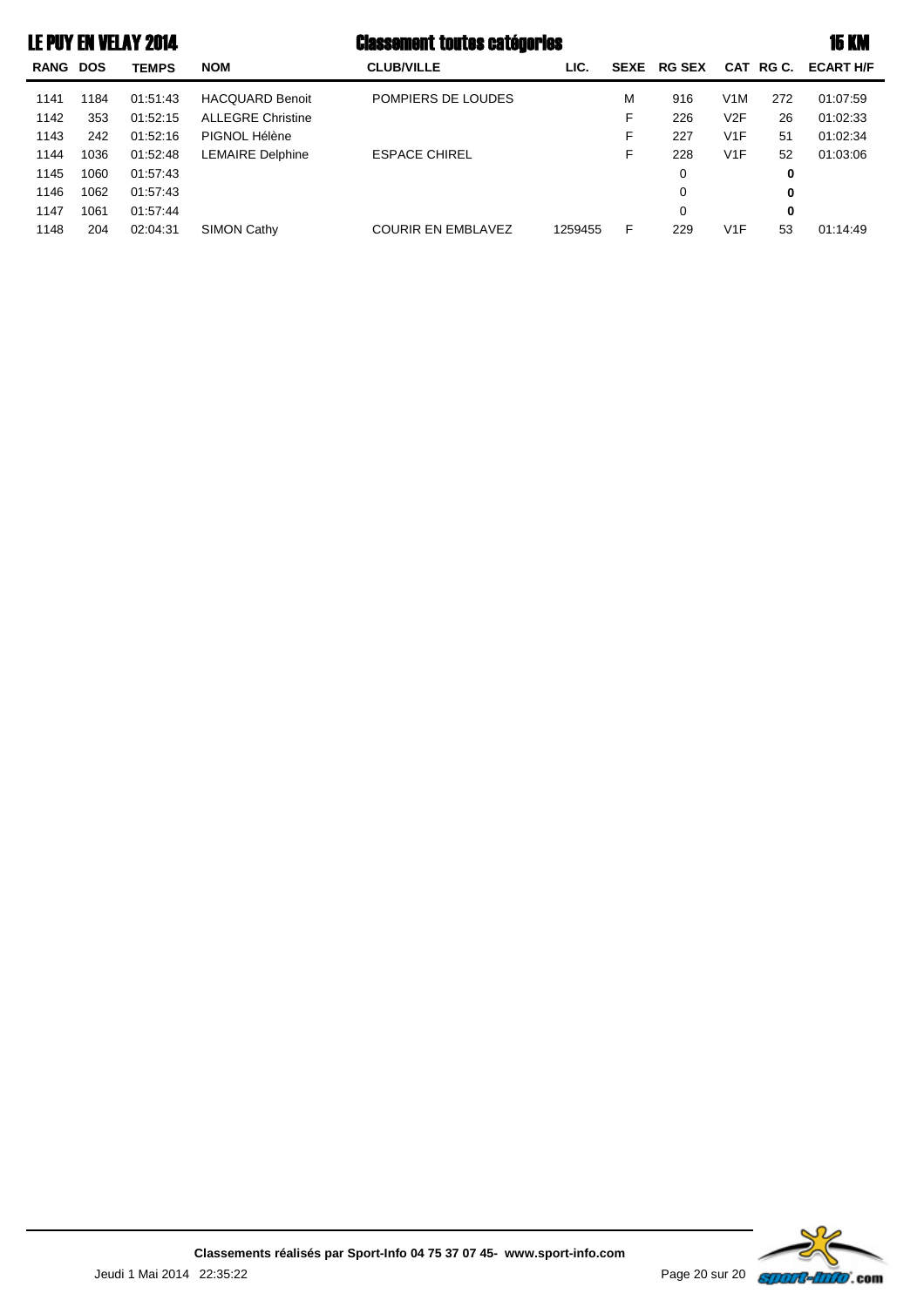**LE PUY EN VELAY 2014** **Classement toutes catégories** **15 KM**

| RANG | DOS | TEMPS | NOM | CLUB/VILLE | LIC. | SEXE | RG SEX | CAT | RG C. | ECART H/F |
|---|---|---|---|---|---|---|---|---|---|---|
| 1141 | 1184 | 01:51:43 | HACQUARD Benoit | POMPIERS DE LOUDES | | M | 916 | V1M | 272 | 01:07:59 |
| 1142 | 353 | 01:52:15 | ALLEGRE Christine | | | F | 226 | V2F | 26 | 01:02:33 |
| 1143 | 242 | 01:52:16 | PIGNOL Hélène | | | F | 227 | V1F | 51 | 01:02:34 |
| 1144 | 1036 | 01:52:48 | LEMAIRE Delphine | ESPACE CHIREL | | F | 228 | V1F | 52 | 01:03:06 |
| 1145 | 1060 | 01:57:43 | | | | | 0 | | **0** | |
| 1146 | 1062 | 01:57:43 | | | | | 0 | | **0** | |
| 1147 | 1061 | 01:57:44 | | | | | 0 | | **0** | |
| 1148 | 204 | 02:04:31 | SIMON Cathy | COURIR EN EMBLAVEZ | 1259455 | F | 229 | V1F | 53 | 01:14:49 |

**Classements réalisés par Sport-Info 04 75 37 07 45- www.sport-info.com**

Jeudi 1 Mai 2014 22:35:22